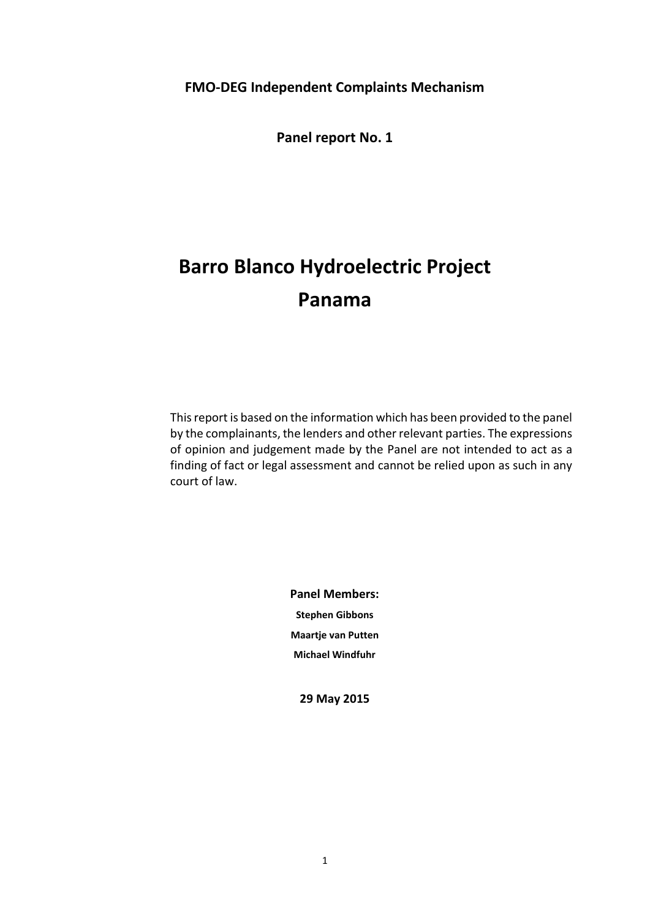**FMO-DEG Independent Complaints Mechanism**

**Panel report No. 1**

# Barro Blanco Hydroelectric Project
# Panama

This report is based on the information which has been provided to the panel by the complainants, the lenders and other relevant parties. The expressions of opinion and judgement made by the Panel are not intended to act as a finding of fact or legal assessment and cannot be relied upon as such in any court of law.

**Panel Members:**

**Stephen Gibbons**

**Maartje van Putten**

**Michael Windfuhr**

**29 May 2015**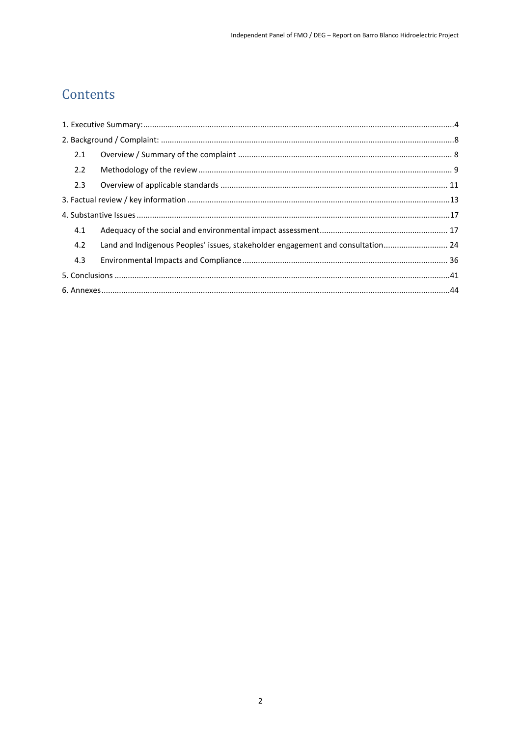# Contents

1. Executive Summary: ........ 4
2. Background / Complaint: ........ 8
   - 2.1 Overview / Summary of the complaint ........ 8
   - 2.2 Methodology of the review ........ 9
   - 2.3 Overview of applicable standards ........ 11
3. Factual review / key information ........ 13
4. Substantive Issues ........ 17
   - 4.1 Adequacy of the social and environmental impact assessment ........ 17
   - 4.2 Land and Indigenous Peoples' issues, stakeholder engagement and consultation ........ 24
   - 4.3 Environmental Impacts and Compliance ........ 36
5. Conclusions ........ 41
6. Annexes ........ 44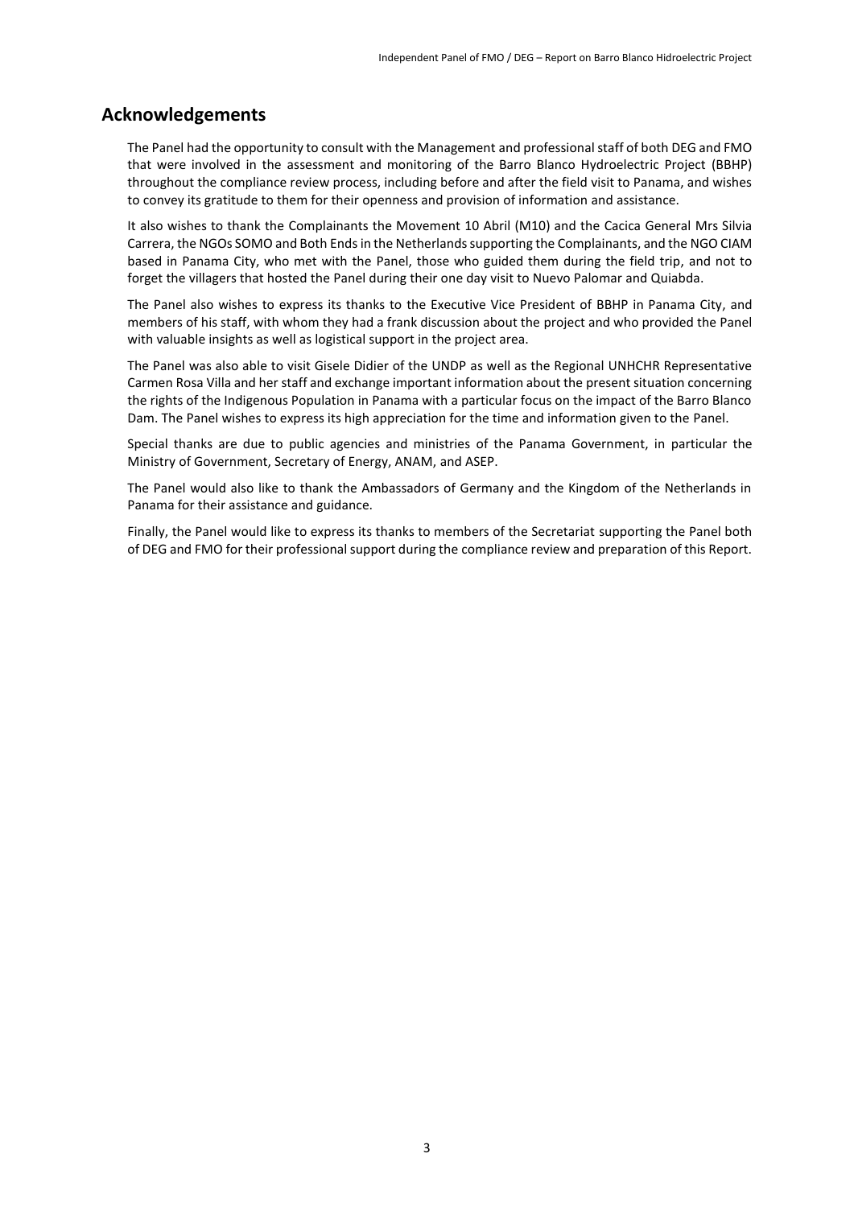## Acknowledgements

The Panel had the opportunity to consult with the Management and professional staff of both DEG and FMO that were involved in the assessment and monitoring of the Barro Blanco Hydroelectric Project (BBHP) throughout the compliance review process, including before and after the field visit to Panama, and wishes to convey its gratitude to them for their openness and provision of information and assistance.

It also wishes to thank the Complainants the Movement 10 Abril (M10) and the Cacica General Mrs Silvia Carrera, the NGOs SOMO and Both Ends in the Netherlands supporting the Complainants, and the NGO CIAM based in Panama City, who met with the Panel, those who guided them during the field trip, and not to forget the villagers that hosted the Panel during their one day visit to Nuevo Palomar and Quiabda.

The Panel also wishes to express its thanks to the Executive Vice President of BBHP in Panama City, and members of his staff, with whom they had a frank discussion about the project and who provided the Panel with valuable insights as well as logistical support in the project area.

The Panel was also able to visit Gisele Didier of the UNDP as well as the Regional UNHCHR Representative Carmen Rosa Villa and her staff and exchange important information about the present situation concerning the rights of the Indigenous Population in Panama with a particular focus on the impact of the Barro Blanco Dam. The Panel wishes to express its high appreciation for the time and information given to the Panel.

Special thanks are due to public agencies and ministries of the Panama Government, in particular the Ministry of Government, Secretary of Energy, ANAM, and ASEP.

The Panel would also like to thank the Ambassadors of Germany and the Kingdom of the Netherlands in Panama for their assistance and guidance.

Finally, the Panel would like to express its thanks to members of the Secretariat supporting the Panel both of DEG and FMO for their professional support during the compliance review and preparation of this Report.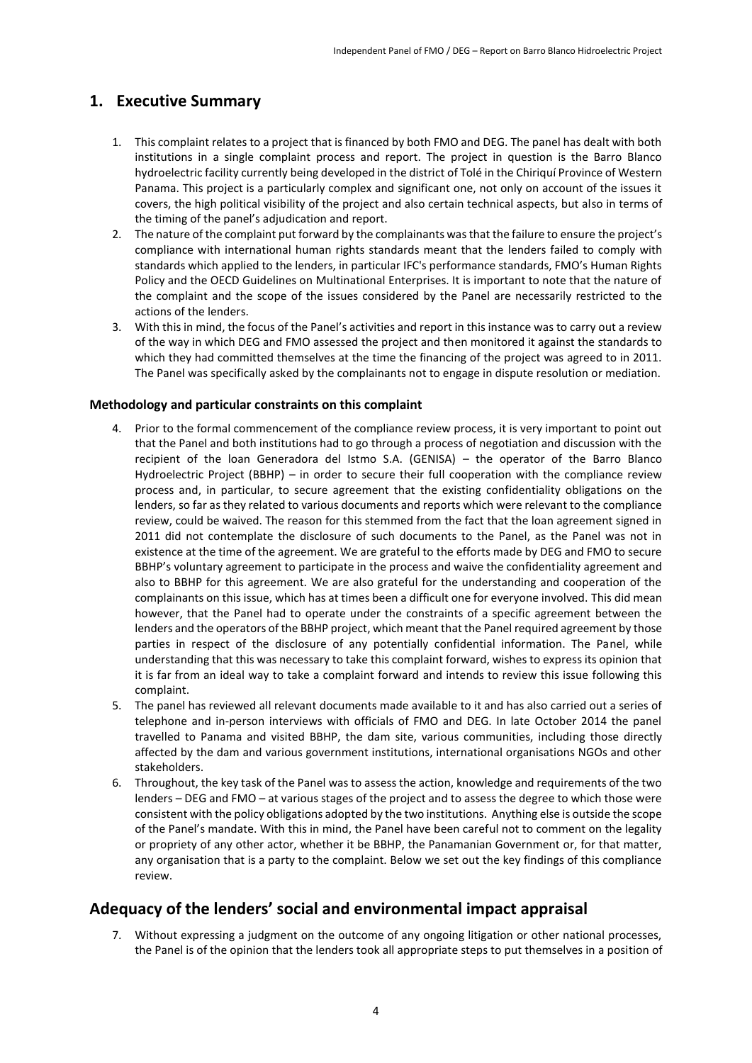# 1. Executive Summary

1. This complaint relates to a project that is financed by both FMO and DEG. The panel has dealt with both institutions in a single complaint process and report. The project in question is the Barro Blanco hydroelectric facility currently being developed in the district of Tolé in the Chiriquí Province of Western Panama. This project is a particularly complex and significant one, not only on account of the issues it covers, the high political visibility of the project and also certain technical aspects, but also in terms of the timing of the panel's adjudication and report.
2. The nature of the complaint put forward by the complainants was that the failure to ensure the project's compliance with international human rights standards meant that the lenders failed to comply with standards which applied to the lenders, in particular IFC's performance standards, FMO's Human Rights Policy and the OECD Guidelines on Multinational Enterprises. It is important to note that the nature of the complaint and the scope of the issues considered by the Panel are necessarily restricted to the actions of the lenders.
3. With this in mind, the focus of the Panel's activities and report in this instance was to carry out a review of the way in which DEG and FMO assessed the project and then monitored it against the standards to which they had committed themselves at the time the financing of the project was agreed to in 2011. The Panel was specifically asked by the complainants not to engage in dispute resolution or mediation.

### Methodology and particular constraints on this complaint

4. Prior to the formal commencement of the compliance review process, it is very important to point out that the Panel and both institutions had to go through a process of negotiation and discussion with the recipient of the loan Generadora del Istmo S.A. (GENISA) – the operator of the Barro Blanco Hydroelectric Project (BBHP) – in order to secure their full cooperation with the compliance review process and, in particular, to secure agreement that the existing confidentiality obligations on the lenders, so far as they related to various documents and reports which were relevant to the compliance review, could be waived. The reason for this stemmed from the fact that the loan agreement signed in 2011 did not contemplate the disclosure of such documents to the Panel, as the Panel was not in existence at the time of the agreement. We are grateful to the efforts made by DEG and FMO to secure BBHP's voluntary agreement to participate in the process and waive the confidentiality agreement and also to BBHP for this agreement. We are also grateful for the understanding and cooperation of the complainants on this issue, which has at times been a difficult one for everyone involved. This did mean however, that the Panel had to operate under the constraints of a specific agreement between the lenders and the operators of the BBHP project, which meant that the Panel required agreement by those parties in respect of the disclosure of any potentially confidential information. The Panel, while understanding that this was necessary to take this complaint forward, wishes to express its opinion that it is far from an ideal way to take a complaint forward and intends to review this issue following this complaint.
5. The panel has reviewed all relevant documents made available to it and has also carried out a series of telephone and in-person interviews with officials of FMO and DEG. In late October 2014 the panel travelled to Panama and visited BBHP, the dam site, various communities, including those directly affected by the dam and various government institutions, international organisations NGOs and other stakeholders.
6. Throughout, the key task of the Panel was to assess the action, knowledge and requirements of the two lenders – DEG and FMO – at various stages of the project and to assess the degree to which those were consistent with the policy obligations adopted by the two institutions. Anything else is outside the scope of the Panel's mandate. With this in mind, the Panel have been careful not to comment on the legality or propriety of any other actor, whether it be BBHP, the Panamanian Government or, for that matter, any organisation that is a party to the complaint. Below we set out the key findings of this compliance review.

## Adequacy of the lenders' social and environmental impact appraisal

7. Without expressing a judgment on the outcome of any ongoing litigation or other national processes, the Panel is of the opinion that the lenders took all appropriate steps to put themselves in a position of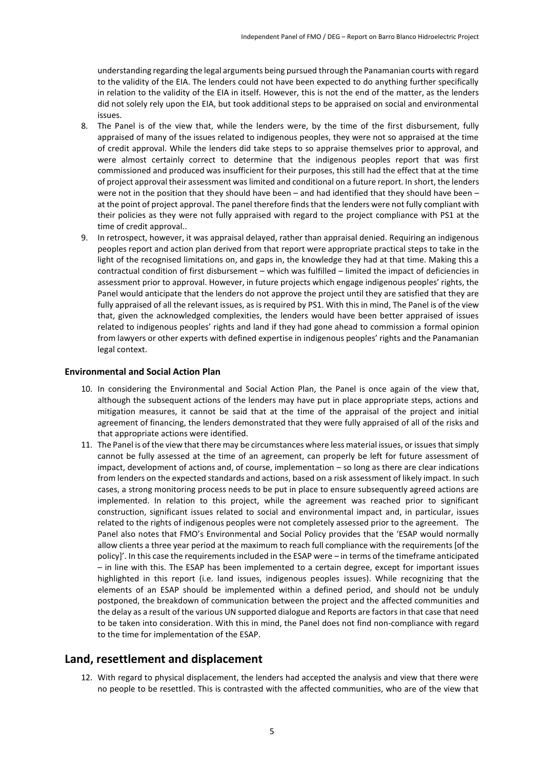understanding regarding the legal arguments being pursued through the Panamanian courts with regard to the validity of the EIA. The lenders could not have been expected to do anything further specifically in relation to the validity of the EIA in itself. However, this is not the end of the matter, as the lenders did not solely rely upon the EIA, but took additional steps to be appraised on social and environmental issues.

8. The Panel is of the view that, while the lenders were, by the time of the first disbursement, fully appraised of many of the issues related to indigenous peoples, they were not so appraised at the time of credit approval. While the lenders did take steps to so appraise themselves prior to approval, and were almost certainly correct to determine that the indigenous peoples report that was first commissioned and produced was insufficient for their purposes, this still had the effect that at the time of project approval their assessment was limited and conditional on a future report. In short, the lenders were not in the position that they should have been – and had identified that they should have been – at the point of project approval. The panel therefore finds that the lenders were not fully compliant with their policies as they were not fully appraised with regard to the project compliance with PS1 at the time of credit approval..
9. In retrospect, however, it was appraisal delayed, rather than appraisal denied. Requiring an indigenous peoples report and action plan derived from that report were appropriate practical steps to take in the light of the recognised limitations on, and gaps in, the knowledge they had at that time. Making this a contractual condition of first disbursement – which was fulfilled – limited the impact of deficiencies in assessment prior to approval. However, in future projects which engage indigenous peoples' rights, the Panel would anticipate that the lenders do not approve the project until they are satisfied that they are fully appraised of all the relevant issues, as is required by PS1. With this in mind, The Panel is of the view that, given the acknowledged complexities, the lenders would have been better appraised of issues related to indigenous peoples' rights and land if they had gone ahead to commission a formal opinion from lawyers or other experts with defined expertise in indigenous peoples' rights and the Panamanian legal context.

### Environmental and Social Action Plan

10. In considering the Environmental and Social Action Plan, the Panel is once again of the view that, although the subsequent actions of the lenders may have put in place appropriate steps, actions and mitigation measures, it cannot be said that at the time of the appraisal of the project and initial agreement of financing, the lenders demonstrated that they were fully appraised of all of the risks and that appropriate actions were identified.
11. The Panel is of the view that there may be circumstances where less material issues, or issues that simply cannot be fully assessed at the time of an agreement, can properly be left for future assessment of impact, development of actions and, of course, implementation – so long as there are clear indications from lenders on the expected standards and actions, based on a risk assessment of likely impact. In such cases, a strong monitoring process needs to be put in place to ensure subsequently agreed actions are implemented. In relation to this project, while the agreement was reached prior to significant construction, significant issues related to social and environmental impact and, in particular, issues related to the rights of indigenous peoples were not completely assessed prior to the agreement. The Panel also notes that FMO's Environmental and Social Policy provides that the 'ESAP would normally allow clients a three year period at the maximum to reach full compliance with the requirements [of the policy]'. In this case the requirements included in the ESAP were – in terms of the timeframe anticipated – in line with this. The ESAP has been implemented to a certain degree, except for important issues highlighted in this report (i.e. land issues, indigenous peoples issues). While recognizing that the elements of an ESAP should be implemented within a defined period, and should not be unduly postponed, the breakdown of communication between the project and the affected communities and the delay as a result of the various UN supported dialogue and Reports are factors in that case that need to be taken into consideration. With this in mind, the Panel does not find non-compliance with regard to the time for implementation of the ESAP.

## Land, resettlement and displacement

12. With regard to physical displacement, the lenders had accepted the analysis and view that there were no people to be resettled. This is contrasted with the affected communities, who are of the view that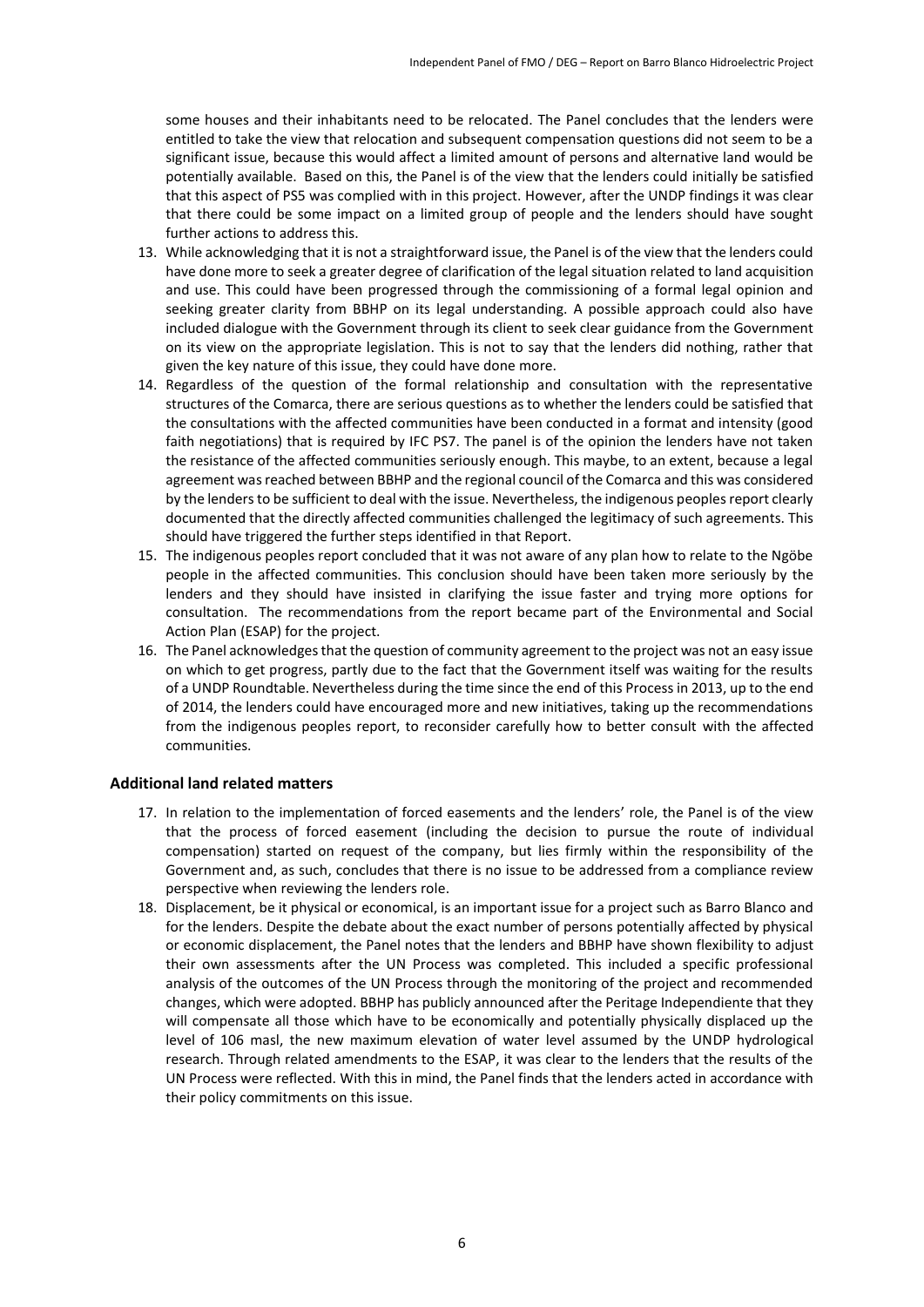some houses and their inhabitants need to be relocated. The Panel concludes that the lenders were entitled to take the view that relocation and subsequent compensation questions did not seem to be a significant issue, because this would affect a limited amount of persons and alternative land would be potentially available. Based on this, the Panel is of the view that the lenders could initially be satisfied that this aspect of PS5 was complied with in this project. However, after the UNDP findings it was clear that there could be some impact on a limited group of people and the lenders should have sought further actions to address this.

13. While acknowledging that it is not a straightforward issue, the Panel is of the view that the lenders could have done more to seek a greater degree of clarification of the legal situation related to land acquisition and use. This could have been progressed through the commissioning of a formal legal opinion and seeking greater clarity from BBHP on its legal understanding. A possible approach could also have included dialogue with the Government through its client to seek clear guidance from the Government on its view on the appropriate legislation. This is not to say that the lenders did nothing, rather that given the key nature of this issue, they could have done more.
14. Regardless of the question of the formal relationship and consultation with the representative structures of the Comarca, there are serious questions as to whether the lenders could be satisfied that the consultations with the affected communities have been conducted in a format and intensity (good faith negotiations) that is required by IFC PS7. The panel is of the opinion the lenders have not taken the resistance of the affected communities seriously enough. This maybe, to an extent, because a legal agreement was reached between BBHP and the regional council of the Comarca and this was considered by the lenders to be sufficient to deal with the issue. Nevertheless, the indigenous peoples report clearly documented that the directly affected communities challenged the legitimacy of such agreements. This should have triggered the further steps identified in that Report.
15. The indigenous peoples report concluded that it was not aware of any plan how to relate to the Ngöbe people in the affected communities. This conclusion should have been taken more seriously by the lenders and they should have insisted in clarifying the issue faster and trying more options for consultation. The recommendations from the report became part of the Environmental and Social Action Plan (ESAP) for the project.
16. The Panel acknowledges that the question of community agreement to the project was not an easy issue on which to get progress, partly due to the fact that the Government itself was waiting for the results of a UNDP Roundtable. Nevertheless during the time since the end of this Process in 2013, up to the end of 2014, the lenders could have encouraged more and new initiatives, taking up the recommendations from the indigenous peoples report, to reconsider carefully how to better consult with the affected communities.

### Additional land related matters

17. In relation to the implementation of forced easements and the lenders' role, the Panel is of the view that the process of forced easement (including the decision to pursue the route of individual compensation) started on request of the company, but lies firmly within the responsibility of the Government and, as such, concludes that there is no issue to be addressed from a compliance review perspective when reviewing the lenders role.
18. Displacement, be it physical or economical, is an important issue for a project such as Barro Blanco and for the lenders. Despite the debate about the exact number of persons potentially affected by physical or economic displacement, the Panel notes that the lenders and BBHP have shown flexibility to adjust their own assessments after the UN Process was completed. This included a specific professional analysis of the outcomes of the UN Process through the monitoring of the project and recommended changes, which were adopted. BBHP has publicly announced after the Peritage Independiente that they will compensate all those which have to be economically and potentially physically displaced up the level of 106 masl, the new maximum elevation of water level assumed by the UNDP hydrological research. Through related amendments to the ESAP, it was clear to the lenders that the results of the UN Process were reflected. With this in mind, the Panel finds that the lenders acted in accordance with their policy commitments on this issue.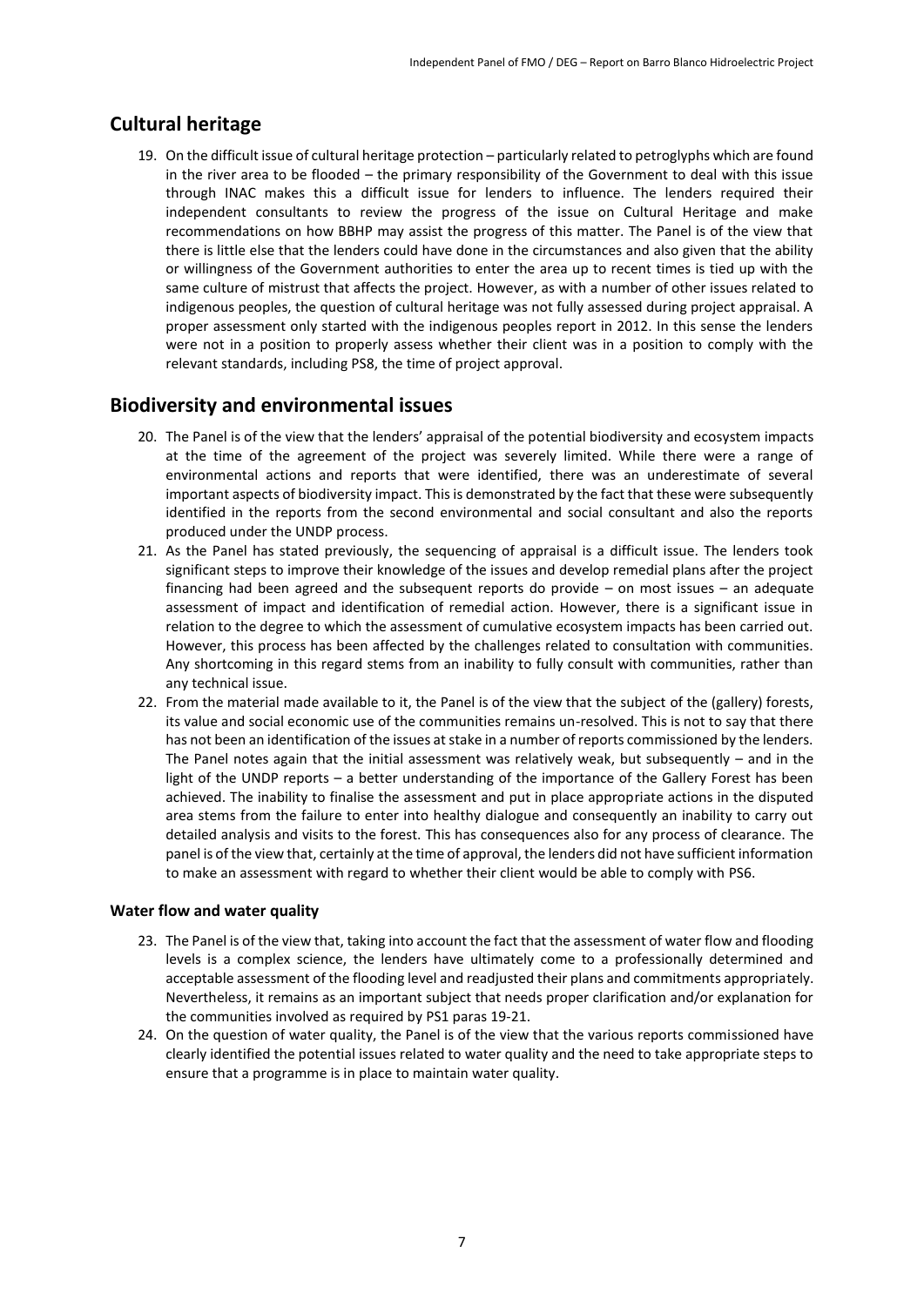## Cultural heritage

19. On the difficult issue of cultural heritage protection – particularly related to petroglyphs which are found in the river area to be flooded – the primary responsibility of the Government to deal with this issue through INAC makes this a difficult issue for lenders to influence. The lenders required their independent consultants to review the progress of the issue on Cultural Heritage and make recommendations on how BBHP may assist the progress of this matter. The Panel is of the view that there is little else that the lenders could have done in the circumstances and also given that the ability or willingness of the Government authorities to enter the area up to recent times is tied up with the same culture of mistrust that affects the project. However, as with a number of other issues related to indigenous peoples, the question of cultural heritage was not fully assessed during project appraisal. A proper assessment only started with the indigenous peoples report in 2012. In this sense the lenders were not in a position to properly assess whether their client was in a position to comply with the relevant standards, including PS8, the time of project approval.

## Biodiversity and environmental issues

20. The Panel is of the view that the lenders' appraisal of the potential biodiversity and ecosystem impacts at the time of the agreement of the project was severely limited. While there were a range of environmental actions and reports that were identified, there was an underestimate of several important aspects of biodiversity impact. This is demonstrated by the fact that these were subsequently identified in the reports from the second environmental and social consultant and also the reports produced under the UNDP process.
21. As the Panel has stated previously, the sequencing of appraisal is a difficult issue. The lenders took significant steps to improve their knowledge of the issues and develop remedial plans after the project financing had been agreed and the subsequent reports do provide – on most issues – an adequate assessment of impact and identification of remedial action. However, there is a significant issue in relation to the degree to which the assessment of cumulative ecosystem impacts has been carried out. However, this process has been affected by the challenges related to consultation with communities. Any shortcoming in this regard stems from an inability to fully consult with communities, rather than any technical issue.
22. From the material made available to it, the Panel is of the view that the subject of the (gallery) forests, its value and social economic use of the communities remains un-resolved. This is not to say that there has not been an identification of the issues at stake in a number of reports commissioned by the lenders. The Panel notes again that the initial assessment was relatively weak, but subsequently – and in the light of the UNDP reports – a better understanding of the importance of the Gallery Forest has been achieved. The inability to finalise the assessment and put in place appropriate actions in the disputed area stems from the failure to enter into healthy dialogue and consequently an inability to carry out detailed analysis and visits to the forest. This has consequences also for any process of clearance. The panel is of the view that, certainly at the time of approval, the lenders did not have sufficient information to make an assessment with regard to whether their client would be able to comply with PS6.

### Water flow and water quality

23. The Panel is of the view that, taking into account the fact that the assessment of water flow and flooding levels is a complex science, the lenders have ultimately come to a professionally determined and acceptable assessment of the flooding level and readjusted their plans and commitments appropriately. Nevertheless, it remains as an important subject that needs proper clarification and/or explanation for the communities involved as required by PS1 paras 19-21.
24. On the question of water quality, the Panel is of the view that the various reports commissioned have clearly identified the potential issues related to water quality and the need to take appropriate steps to ensure that a programme is in place to maintain water quality.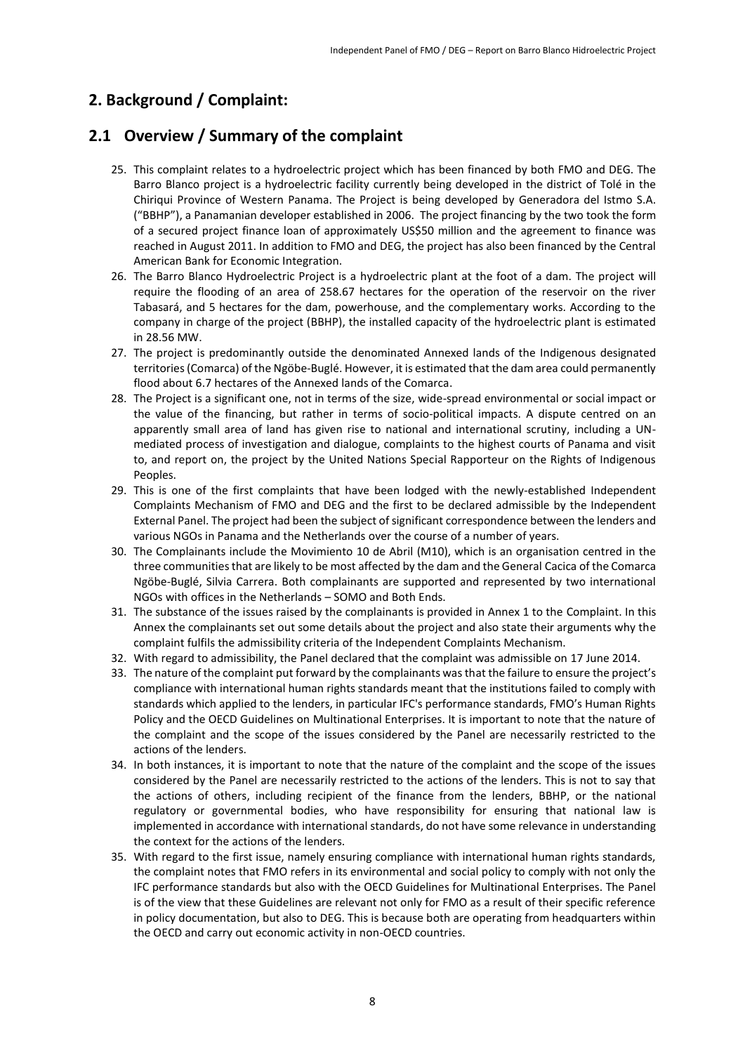## 2. Background / Complaint:

## 2.1 Overview / Summary of the complaint

25. This complaint relates to a hydroelectric project which has been financed by both FMO and DEG. The Barro Blanco project is a hydroelectric facility currently being developed in the district of Tolé in the Chiriqui Province of Western Panama. The Project is being developed by Generadora del Istmo S.A. ("BBHP"), a Panamanian developer established in 2006. The project financing by the two took the form of a secured project finance loan of approximately US$50 million and the agreement to finance was reached in August 2011. In addition to FMO and DEG, the project has also been financed by the Central American Bank for Economic Integration.
26. The Barro Blanco Hydroelectric Project is a hydroelectric plant at the foot of a dam. The project will require the flooding of an area of 258.67 hectares for the operation of the reservoir on the river Tabasará, and 5 hectares for the dam, powerhouse, and the complementary works. According to the company in charge of the project (BBHP), the installed capacity of the hydroelectric plant is estimated in 28.56 MW.
27. The project is predominantly outside the denominated Annexed lands of the Indigenous designated territories (Comarca) of the Ngöbe-Buglé. However, it is estimated that the dam area could permanently flood about 6.7 hectares of the Annexed lands of the Comarca.
28. The Project is a significant one, not in terms of the size, wide-spread environmental or social impact or the value of the financing, but rather in terms of socio-political impacts. A dispute centred on an apparently small area of land has given rise to national and international scrutiny, including a UN-mediated process of investigation and dialogue, complaints to the highest courts of Panama and visit to, and report on, the project by the United Nations Special Rapporteur on the Rights of Indigenous Peoples.
29. This is one of the first complaints that have been lodged with the newly-established Independent Complaints Mechanism of FMO and DEG and the first to be declared admissible by the Independent External Panel. The project had been the subject of significant correspondence between the lenders and various NGOs in Panama and the Netherlands over the course of a number of years.
30. The Complainants include the Movimiento 10 de Abril (M10), which is an organisation centred in the three communities that are likely to be most affected by the dam and the General Cacica of the Comarca Ngöbe-Buglé, Silvia Carrera. Both complainants are supported and represented by two international NGOs with offices in the Netherlands – SOMO and Both Ends.
31. The substance of the issues raised by the complainants is provided in Annex 1 to the Complaint. In this Annex the complainants set out some details about the project and also state their arguments why the complaint fulfils the admissibility criteria of the Independent Complaints Mechanism.
32. With regard to admissibility, the Panel declared that the complaint was admissible on 17 June 2014.
33. The nature of the complaint put forward by the complainants was that the failure to ensure the project's compliance with international human rights standards meant that the institutions failed to comply with standards which applied to the lenders, in particular IFC's performance standards, FMO's Human Rights Policy and the OECD Guidelines on Multinational Enterprises. It is important to note that the nature of the complaint and the scope of the issues considered by the Panel are necessarily restricted to the actions of the lenders.
34. In both instances, it is important to note that the nature of the complaint and the scope of the issues considered by the Panel are necessarily restricted to the actions of the lenders. This is not to say that the actions of others, including recipient of the finance from the lenders, BBHP, or the national regulatory or governmental bodies, who have responsibility for ensuring that national law is implemented in accordance with international standards, do not have some relevance in understanding the context for the actions of the lenders.
35. With regard to the first issue, namely ensuring compliance with international human rights standards, the complaint notes that FMO refers in its environmental and social policy to comply with not only the IFC performance standards but also with the OECD Guidelines for Multinational Enterprises. The Panel is of the view that these Guidelines are relevant not only for FMO as a result of their specific reference in policy documentation, but also to DEG. This is because both are operating from headquarters within the OECD and carry out economic activity in non-OECD countries.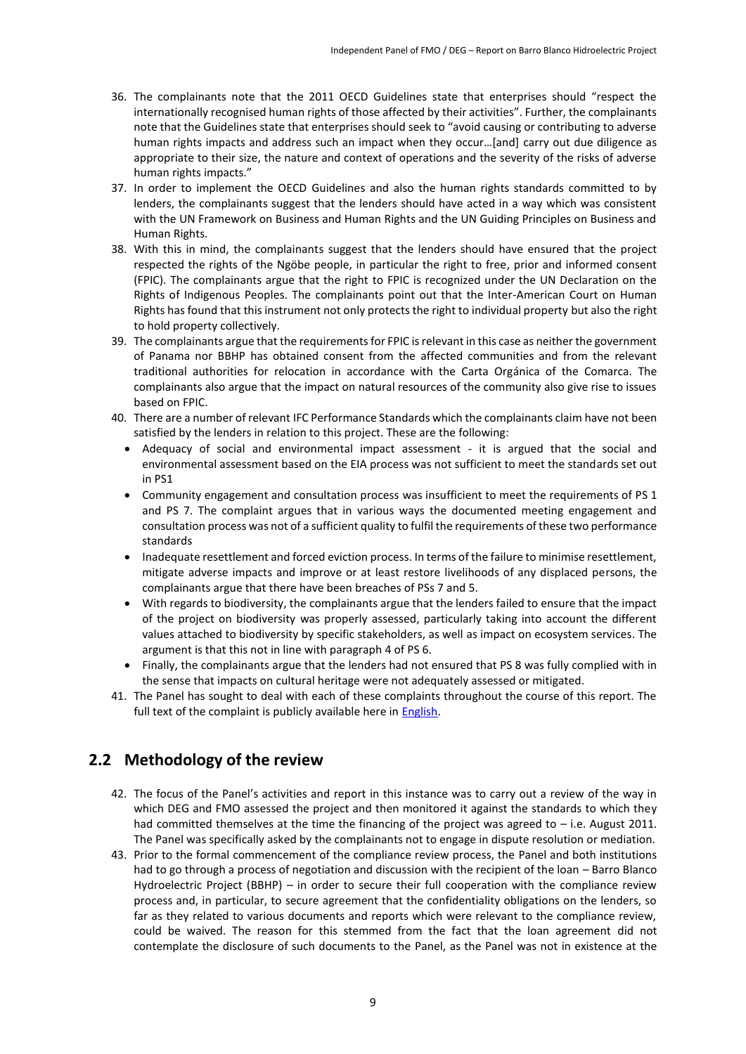36. The complainants note that the 2011 OECD Guidelines state that enterprises should "respect the internationally recognised human rights of those affected by their activities". Further, the complainants note that the Guidelines state that enterprises should seek to "avoid causing or contributing to adverse human rights impacts and address such an impact when they occur…[and] carry out due diligence as appropriate to their size, the nature and context of operations and the severity of the risks of adverse human rights impacts."

37. In order to implement the OECD Guidelines and also the human rights standards committed to by lenders, the complainants suggest that the lenders should have acted in a way which was consistent with the UN Framework on Business and Human Rights and the UN Guiding Principles on Business and Human Rights.

38. With this in mind, the complainants suggest that the lenders should have ensured that the project respected the rights of the Ngöbe people, in particular the right to free, prior and informed consent (FPIC). The complainants argue that the right to FPIC is recognized under the UN Declaration on the Rights of Indigenous Peoples. The complainants point out that the Inter-American Court on Human Rights has found that this instrument not only protects the right to individual property but also the right to hold property collectively.

39. The complainants argue that the requirements for FPIC is relevant in this case as neither the government of Panama nor BBHP has obtained consent from the affected communities and from the relevant traditional authorities for relocation in accordance with the Carta Orgánica of the Comarca. The complainants also argue that the impact on natural resources of the community also give rise to issues based on FPIC.

40. There are a number of relevant IFC Performance Standards which the complainants claim have not been satisfied by the lenders in relation to this project. These are the following:
    - Adequacy of social and environmental impact assessment - it is argued that the social and environmental assessment based on the EIA process was not sufficient to meet the standards set out in PS1
    - Community engagement and consultation process was insufficient to meet the requirements of PS 1 and PS 7. The complaint argues that in various ways the documented meeting engagement and consultation process was not of a sufficient quality to fulfil the requirements of these two performance standards
    - Inadequate resettlement and forced eviction process. In terms of the failure to minimise resettlement, mitigate adverse impacts and improve or at least restore livelihoods of any displaced persons, the complainants argue that there have been breaches of PSs 7 and 5.
    - With regards to biodiversity, the complainants argue that the lenders failed to ensure that the impact of the project on biodiversity was properly assessed, particularly taking into account the different values attached to biodiversity by specific stakeholders, as well as impact on ecosystem services. The argument is that this not in line with paragraph 4 of PS 6.
    - Finally, the complainants argue that the lenders had not ensured that PS 8 was fully complied with in the sense that impacts on cultural heritage were not adequately assessed or mitigated.

41. The Panel has sought to deal with each of these complaints throughout the course of this report. The full text of the complaint is publicly available here in English.

## 2.2 Methodology of the review

42. The focus of the Panel's activities and report in this instance was to carry out a review of the way in which DEG and FMO assessed the project and then monitored it against the standards to which they had committed themselves at the time the financing of the project was agreed to – i.e. August 2011. The Panel was specifically asked by the complainants not to engage in dispute resolution or mediation.

43. Prior to the formal commencement of the compliance review process, the Panel and both institutions had to go through a process of negotiation and discussion with the recipient of the loan – Barro Blanco Hydroelectric Project (BBHP) – in order to secure their full cooperation with the compliance review process and, in particular, to secure agreement that the confidentiality obligations on the lenders, so far as they related to various documents and reports which were relevant to the compliance review, could be waived. The reason for this stemmed from the fact that the loan agreement did not contemplate the disclosure of such documents to the Panel, as the Panel was not in existence at the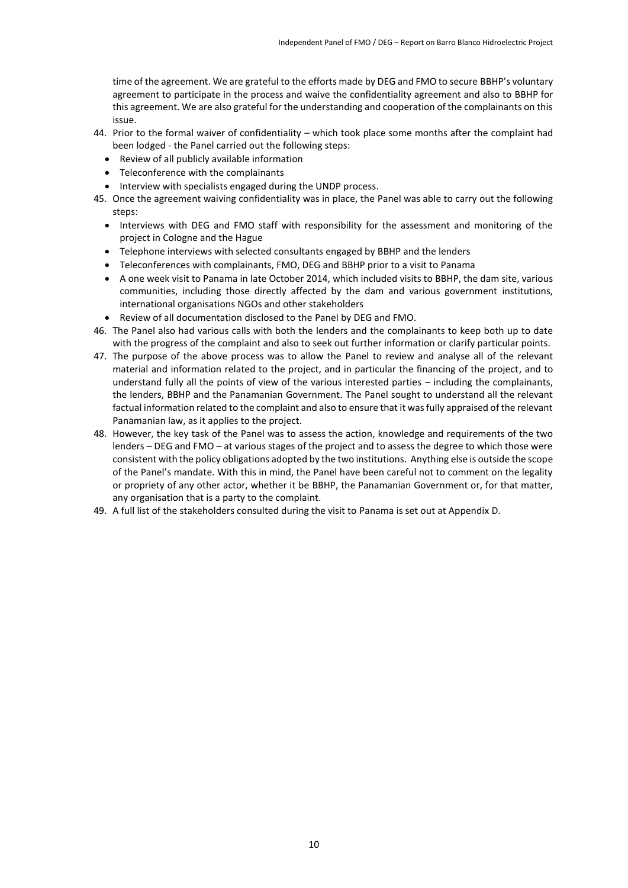time of the agreement. We are grateful to the efforts made by DEG and FMO to secure BBHP's voluntary agreement to participate in the process and waive the confidentiality agreement and also to BBHP for this agreement. We are also grateful for the understanding and cooperation of the complainants on this issue.

44. Prior to the formal waiver of confidentiality – which took place some months after the complaint had been lodged - the Panel carried out the following steps:
    - Review of all publicly available information
    - Teleconference with the complainants
    - Interview with specialists engaged during the UNDP process.
45. Once the agreement waiving confidentiality was in place, the Panel was able to carry out the following steps:
    - Interviews with DEG and FMO staff with responsibility for the assessment and monitoring of the project in Cologne and the Hague
    - Telephone interviews with selected consultants engaged by BBHP and the lenders
    - Teleconferences with complainants, FMO, DEG and BBHP prior to a visit to Panama
    - A one week visit to Panama in late October 2014, which included visits to BBHP, the dam site, various communities, including those directly affected by the dam and various government institutions, international organisations NGOs and other stakeholders
    - Review of all documentation disclosed to the Panel by DEG and FMO.
46. The Panel also had various calls with both the lenders and the complainants to keep both up to date with the progress of the complaint and also to seek out further information or clarify particular points.
47. The purpose of the above process was to allow the Panel to review and analyse all of the relevant material and information related to the project, and in particular the financing of the project, and to understand fully all the points of view of the various interested parties – including the complainants, the lenders, BBHP and the Panamanian Government. The Panel sought to understand all the relevant factual information related to the complaint and also to ensure that it was fully appraised of the relevant Panamanian law, as it applies to the project.
48. However, the key task of the Panel was to assess the action, knowledge and requirements of the two lenders – DEG and FMO – at various stages of the project and to assess the degree to which those were consistent with the policy obligations adopted by the two institutions. Anything else is outside the scope of the Panel's mandate. With this in mind, the Panel have been careful not to comment on the legality or propriety of any other actor, whether it be BBHP, the Panamanian Government or, for that matter, any organisation that is a party to the complaint.
49. A full list of the stakeholders consulted during the visit to Panama is set out at Appendix D.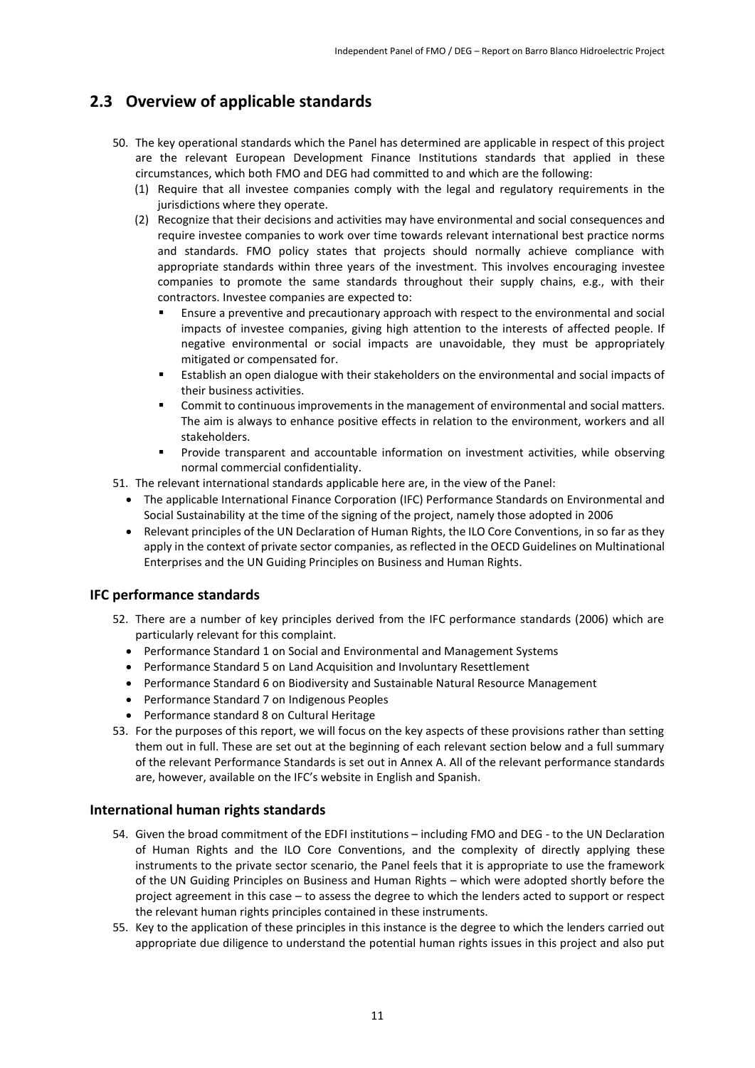## 2.3 Overview of applicable standards

50. The key operational standards which the Panel has determined are applicable in respect of this project are the relevant European Development Finance Institutions standards that applied in these circumstances, which both FMO and DEG had committed to and which are the following:
    (1) Require that all investee companies comply with the legal and regulatory requirements in the jurisdictions where they operate.
    (2) Recognize that their decisions and activities may have environmental and social consequences and require investee companies to work over time towards relevant international best practice norms and standards. FMO policy states that projects should normally achieve compliance with appropriate standards within three years of the investment. This involves encouraging investee companies to promote the same standards throughout their supply chains, e.g., with their contractors. Investee companies are expected to:
        - Ensure a preventive and precautionary approach with respect to the environmental and social impacts of investee companies, giving high attention to the interests of affected people. If negative environmental or social impacts are unavoidable, they must be appropriately mitigated or compensated for.
        - Establish an open dialogue with their stakeholders on the environmental and social impacts of their business activities.
        - Commit to continuous improvements in the management of environmental and social matters. The aim is always to enhance positive effects in relation to the environment, workers and all stakeholders.
        - Provide transparent and accountable information on investment activities, while observing normal commercial confidentiality.
51. The relevant international standards applicable here are, in the view of the Panel:
    - The applicable International Finance Corporation (IFC) Performance Standards on Environmental and Social Sustainability at the time of the signing of the project, namely those adopted in 2006
    - Relevant principles of the UN Declaration of Human Rights, the ILO Core Conventions, in so far as they apply in the context of private sector companies, as reflected in the OECD Guidelines on Multinational Enterprises and the UN Guiding Principles on Business and Human Rights.

### IFC performance standards

52. There are a number of key principles derived from the IFC performance standards (2006) which are particularly relevant for this complaint.
    - Performance Standard 1 on Social and Environmental and Management Systems
    - Performance Standard 5 on Land Acquisition and Involuntary Resettlement
    - Performance Standard 6 on Biodiversity and Sustainable Natural Resource Management
    - Performance Standard 7 on Indigenous Peoples
    - Performance standard 8 on Cultural Heritage
53. For the purposes of this report, we will focus on the key aspects of these provisions rather than setting them out in full. These are set out at the beginning of each relevant section below and a full summary of the relevant Performance Standards is set out in Annex A. All of the relevant performance standards are, however, available on the IFC's website in English and Spanish.

### International human rights standards

54. Given the broad commitment of the EDFI institutions – including FMO and DEG - to the UN Declaration of Human Rights and the ILO Core Conventions, and the complexity of directly applying these instruments to the private sector scenario, the Panel feels that it is appropriate to use the framework of the UN Guiding Principles on Business and Human Rights – which were adopted shortly before the project agreement in this case – to assess the degree to which the lenders acted to support or respect the relevant human rights principles contained in these instruments.
55. Key to the application of these principles in this instance is the degree to which the lenders carried out appropriate due diligence to understand the potential human rights issues in this project and also put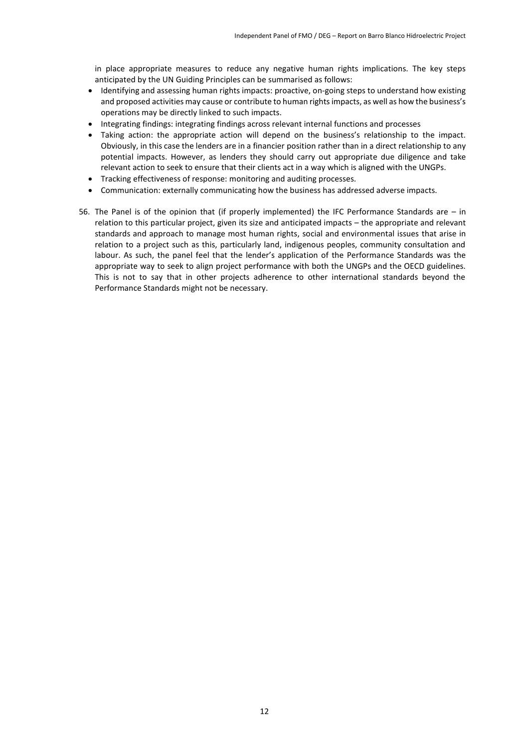in place appropriate measures to reduce any negative human rights implications. The key steps anticipated by the UN Guiding Principles can be summarised as follows:

- Identifying and assessing human rights impacts: proactive, on-going steps to understand how existing and proposed activities may cause or contribute to human rights impacts, as well as how the business's operations may be directly linked to such impacts.
- Integrating findings: integrating findings across relevant internal functions and processes
- Taking action: the appropriate action will depend on the business's relationship to the impact. Obviously, in this case the lenders are in a financier position rather than in a direct relationship to any potential impacts. However, as lenders they should carry out appropriate due diligence and take relevant action to seek to ensure that their clients act in a way which is aligned with the UNGPs.
- Tracking effectiveness of response: monitoring and auditing processes.
- Communication: externally communicating how the business has addressed adverse impacts.

56. The Panel is of the opinion that (if properly implemented) the IFC Performance Standards are – in relation to this particular project, given its size and anticipated impacts – the appropriate and relevant standards and approach to manage most human rights, social and environmental issues that arise in relation to a project such as this, particularly land, indigenous peoples, community consultation and labour. As such, the panel feel that the lender's application of the Performance Standards was the appropriate way to seek to align project performance with both the UNGPs and the OECD guidelines. This is not to say that in other projects adherence to other international standards beyond the Performance Standards might not be necessary.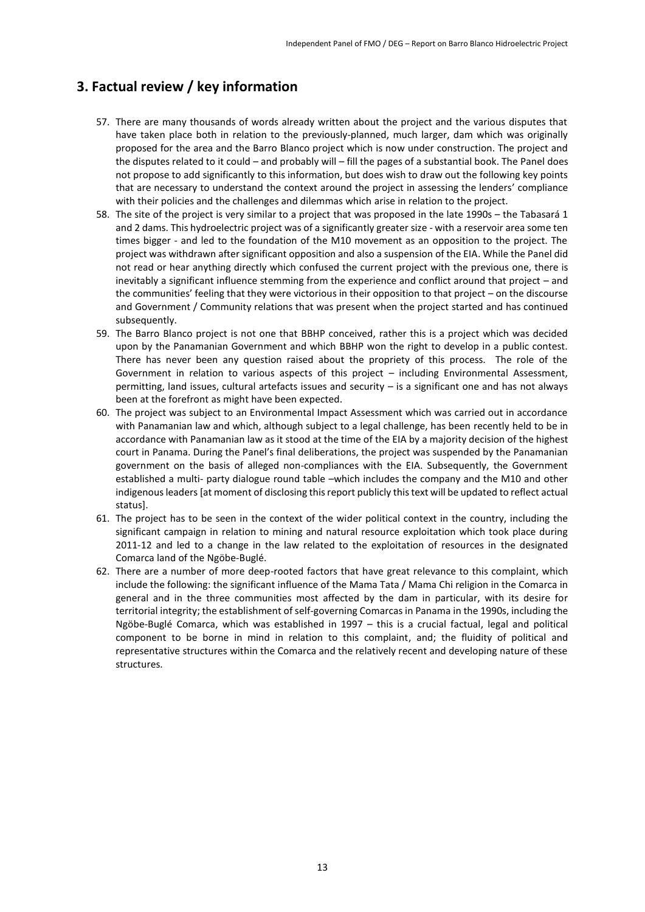## 3. Factual review / key information

57. There are many thousands of words already written about the project and the various disputes that have taken place both in relation to the previously-planned, much larger, dam which was originally proposed for the area and the Barro Blanco project which is now under construction. The project and the disputes related to it could – and probably will – fill the pages of a substantial book. The Panel does not propose to add significantly to this information, but does wish to draw out the following key points that are necessary to understand the context around the project in assessing the lenders' compliance with their policies and the challenges and dilemmas which arise in relation to the project.
58. The site of the project is very similar to a project that was proposed in the late 1990s – the Tabasará 1 and 2 dams. This hydroelectric project was of a significantly greater size - with a reservoir area some ten times bigger - and led to the foundation of the M10 movement as an opposition to the project. The project was withdrawn after significant opposition and also a suspension of the EIA. While the Panel did not read or hear anything directly which confused the current project with the previous one, there is inevitably a significant influence stemming from the experience and conflict around that project – and the communities' feeling that they were victorious in their opposition to that project – on the discourse and Government / Community relations that was present when the project started and has continued subsequently.
59. The Barro Blanco project is not one that BBHP conceived, rather this is a project which was decided upon by the Panamanian Government and which BBHP won the right to develop in a public contest. There has never been any question raised about the propriety of this process. The role of the Government in relation to various aspects of this project – including Environmental Assessment, permitting, land issues, cultural artefacts issues and security – is a significant one and has not always been at the forefront as might have been expected.
60. The project was subject to an Environmental Impact Assessment which was carried out in accordance with Panamanian law and which, although subject to a legal challenge, has been recently held to be in accordance with Panamanian law as it stood at the time of the EIA by a majority decision of the highest court in Panama. During the Panel's final deliberations, the project was suspended by the Panamanian government on the basis of alleged non-compliances with the EIA. Subsequently, the Government established a multi- party dialogue round table –which includes the company and the M10 and other indigenous leaders [at moment of disclosing this report publicly this text will be updated to reflect actual status].
61. The project has to be seen in the context of the wider political context in the country, including the significant campaign in relation to mining and natural resource exploitation which took place during 2011-12 and led to a change in the law related to the exploitation of resources in the designated Comarca land of the Ngöbe-Buglé.
62. There are a number of more deep-rooted factors that have great relevance to this complaint, which include the following: the significant influence of the Mama Tata / Mama Chi religion in the Comarca in general and in the three communities most affected by the dam in particular, with its desire for territorial integrity; the establishment of self-governing Comarcas in Panama in the 1990s, including the Ngöbe-Buglé Comarca, which was established in 1997 – this is a crucial factual, legal and political component to be borne in mind in relation to this complaint, and; the fluidity of political and representative structures within the Comarca and the relatively recent and developing nature of these structures.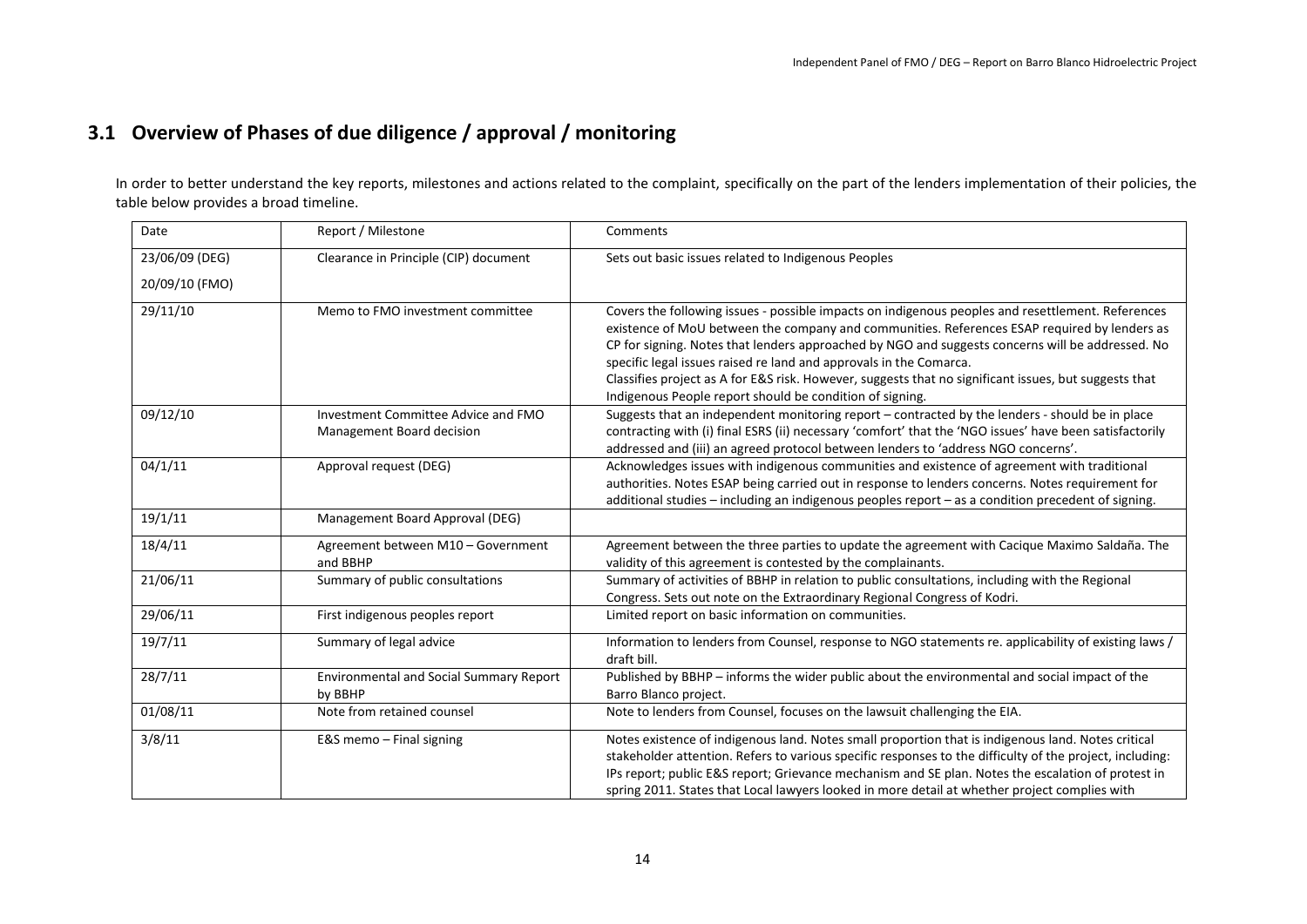## 3.1 Overview of Phases of due diligence / approval / monitoring

In order to better understand the key reports, milestones and actions related to the complaint, specifically on the part of the lenders implementation of their policies, the table below provides a broad timeline.

| Date | Report / Milestone | Comments |
|---|---|---|
| 23/06/09 (DEG)<br>20/09/10 (FMO) | Clearance in Principle (CIP) document | Sets out basic issues related to Indigenous Peoples |
| 29/11/10 | Memo to FMO investment committee | Covers the following issues - possible impacts on indigenous peoples and resettlement. References existence of MoU between the company and communities. References ESAP required by lenders as CP for signing. Notes that lenders approached by NGO and suggests concerns will be addressed. No specific legal issues raised re land and approvals in the Comarca.<br>Classifies project as A for E&S risk. However, suggests that no significant issues, but suggests that Indigenous People report should be condition of signing. |
| 09/12/10 | Investment Committee Advice and FMO Management Board decision | Suggests that an independent monitoring report – contracted by the lenders - should be in place contracting with (i) final ESRS (ii) necessary 'comfort' that the 'NGO issues' have been satisfactorily addressed and (iii) an agreed protocol between lenders to 'address NGO concerns'. |
| 04/1/11 | Approval request (DEG) | Acknowledges issues with indigenous communities and existence of agreement with traditional authorities. Notes ESAP being carried out in response to lenders concerns. Notes requirement for additional studies – including an indigenous peoples report – as a condition precedent of signing. |
| 19/1/11 | Management Board Approval (DEG) | |
| 18/4/11 | Agreement between M10 – Government and BBHP | Agreement between the three parties to update the agreement with Cacique Maximo Saldaña. The validity of this agreement is contested by the complainants. |
| 21/06/11 | Summary of public consultations | Summary of activities of BBHP in relation to public consultations, including with the Regional Congress. Sets out note on the Extraordinary Regional Congress of Kodri. |
| 29/06/11 | First indigenous peoples report | Limited report on basic information on communities. |
| 19/7/11 | Summary of legal advice | Information to lenders from Counsel, response to NGO statements re. applicability of existing laws / draft bill. |
| 28/7/11 | Environmental and Social Summary Report by BBHP | Published by BBHP – informs the wider public about the environmental and social impact of the Barro Blanco project. |
| 01/08/11 | Note from retained counsel | Note to lenders from Counsel, focuses on the lawsuit challenging the EIA. |
| 3/8/11 | E&S memo – Final signing | Notes existence of indigenous land. Notes small proportion that is indigenous land. Notes critical stakeholder attention. Refers to various specific responses to the difficulty of the project, including: IPs report; public E&S report; Grievance mechanism and SE plan. Notes the escalation of protest in spring 2011. States that Local lawyers looked in more detail at whether project complies with |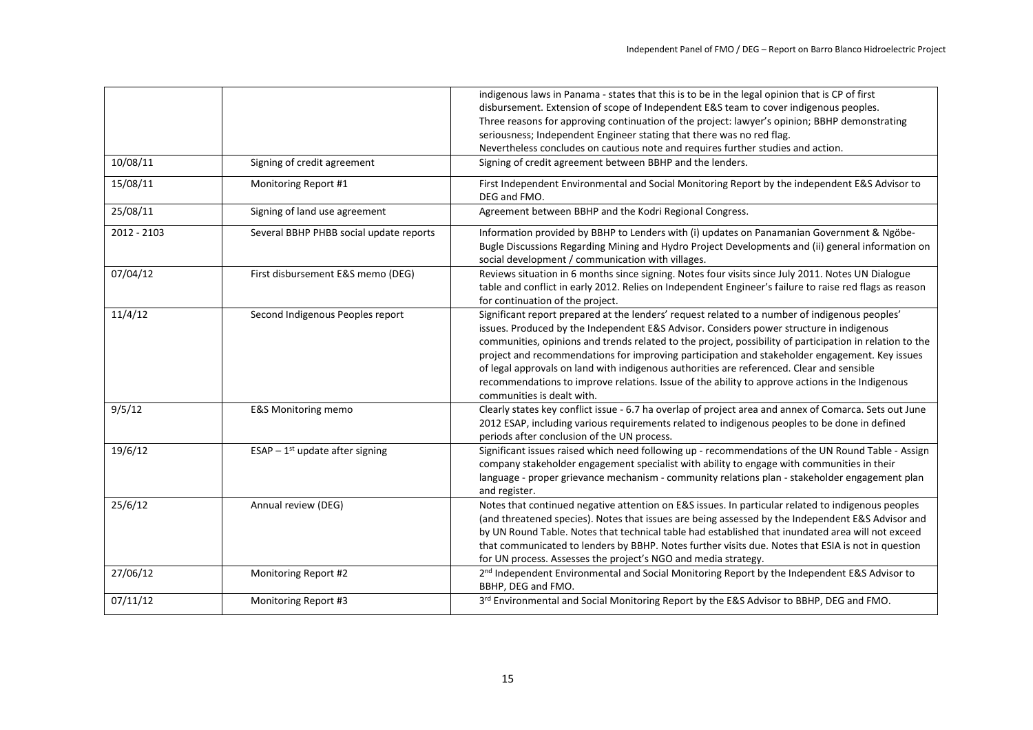| | | |
|---|---|---|
| | | indigenous laws in Panama - states that this is to be in the legal opinion that is CP of first disbursement. Extension of scope of Independent E&S team to cover indigenous peoples. Three reasons for approving continuation of the project: lawyer's opinion; BBHP demonstrating seriousness; Independent Engineer stating that there was no red flag. Nevertheless concludes on cautious note and requires further studies and action. |
| 10/08/11 | Signing of credit agreement | Signing of credit agreement between BBHP and the lenders. |
| 15/08/11 | Monitoring Report #1 | First Independent Environmental and Social Monitoring Report by the independent E&S Advisor to DEG and FMO. |
| 25/08/11 | Signing of land use agreement | Agreement between BBHP and the Kodri Regional Congress. |
| 2012 - 2103 | Several BBHP PHBB social update reports | Information provided by BBHP to Lenders with (i) updates on Panamanian Government & Ngöbe-Bugle Discussions Regarding Mining and Hydro Project Developments and (ii) general information on social development / communication with villages. |
| 07/04/12 | First disbursement E&S memo (DEG) | Reviews situation in 6 months since signing. Notes four visits since July 2011. Notes UN Dialogue table and conflict in early 2012. Relies on Independent Engineer's failure to raise red flags as reason for continuation of the project. |
| 11/4/12 | Second Indigenous Peoples report | Significant report prepared at the lenders' request related to a number of indigenous peoples' issues. Produced by the Independent E&S Advisor. Considers power structure in indigenous communities, opinions and trends related to the project, possibility of participation in relation to the project and recommendations for improving participation and stakeholder engagement. Key issues of legal approvals on land with indigenous authorities are referenced. Clear and sensible recommendations to improve relations. Issue of the ability to approve actions in the Indigenous communities is dealt with. |
| 9/5/12 | E&S Monitoring memo | Clearly states key conflict issue - 6.7 ha overlap of project area and annex of Comarca. Sets out June 2012 ESAP, including various requirements related to indigenous peoples to be done in defined periods after conclusion of the UN process. |
| 19/6/12 | ESAP – 1st update after signing | Significant issues raised which need following up - recommendations of the UN Round Table - Assign company stakeholder engagement specialist with ability to engage with communities in their language - proper grievance mechanism - community relations plan - stakeholder engagement plan and register. |
| 25/6/12 | Annual review (DEG) | Notes that continued negative attention on E&S issues. In particular related to indigenous peoples (and threatened species). Notes that issues are being assessed by the Independent E&S Advisor and by UN Round Table. Notes that technical table had established that inundated area will not exceed that communicated to lenders by BBHP. Notes further visits due. Notes that ESIA is not in question for UN process. Assesses the project's NGO and media strategy. |
| 27/06/12 | Monitoring Report #2 | 2nd Independent Environmental and Social Monitoring Report by the Independent E&S Advisor to BBHP, DEG and FMO. |
| 07/11/12 | Monitoring Report #3 | 3rd Environmental and Social Monitoring Report by the E&S Advisor to BBHP, DEG and FMO. |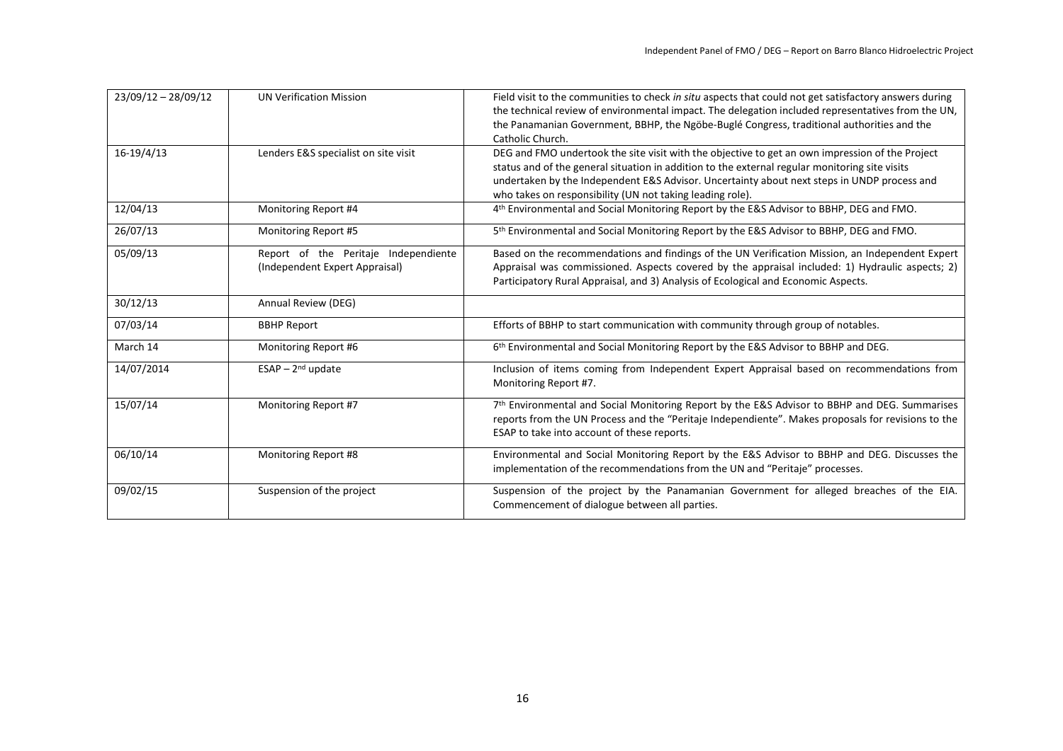| | | |
|---|---|---|
| 23/09/12 – 28/09/12 | UN Verification Mission | Field visit to the communities to check *in situ* aspects that could not get satisfactory answers during the technical review of environmental impact. The delegation included representatives from the UN, the Panamanian Government, BBHP, the Ngöbe-Buglé Congress, traditional authorities and the Catholic Church. |
| 16-19/4/13 | Lenders E&S specialist on site visit | DEG and FMO undertook the site visit with the objective to get an own impression of the Project status and of the general situation in addition to the external regular monitoring site visits undertaken by the Independent E&S Advisor. Uncertainty about next steps in UNDP process and who takes on responsibility (UN not taking leading role). |
| 12/04/13 | Monitoring Report #4 | 4th Environmental and Social Monitoring Report by the E&S Advisor to BBHP, DEG and FMO. |
| 26/07/13 | Monitoring Report #5 | 5th Environmental and Social Monitoring Report by the E&S Advisor to BBHP, DEG and FMO. |
| 05/09/13 | Report of the Peritaje Independiente (Independent Expert Appraisal) | Based on the recommendations and findings of the UN Verification Mission, an Independent Expert Appraisal was commissioned. Aspects covered by the appraisal included: 1) Hydraulic aspects; 2) Participatory Rural Appraisal, and 3) Analysis of Ecological and Economic Aspects. |
| 30/12/13 | Annual Review (DEG) | |
| 07/03/14 | BBHP Report | Efforts of BBHP to start communication with community through group of notables. |
| March 14 | Monitoring Report #6 | 6th Environmental and Social Monitoring Report by the E&S Advisor to BBHP and DEG. |
| 14/07/2014 | ESAP – 2nd update | Inclusion of items coming from Independent Expert Appraisal based on recommendations from Monitoring Report #7. |
| 15/07/14 | Monitoring Report #7 | 7th Environmental and Social Monitoring Report by the E&S Advisor to BBHP and DEG. Summarises reports from the UN Process and the "Peritaje Independiente". Makes proposals for revisions to the ESAP to take into account of these reports. |
| 06/10/14 | Monitoring Report #8 | Environmental and Social Monitoring Report by the E&S Advisor to BBHP and DEG. Discusses the implementation of the recommendations from the UN and "Peritaje" processes. |
| 09/02/15 | Suspension of the project | Suspension of the project by the Panamanian Government for alleged breaches of the EIA. Commencement of dialogue between all parties. |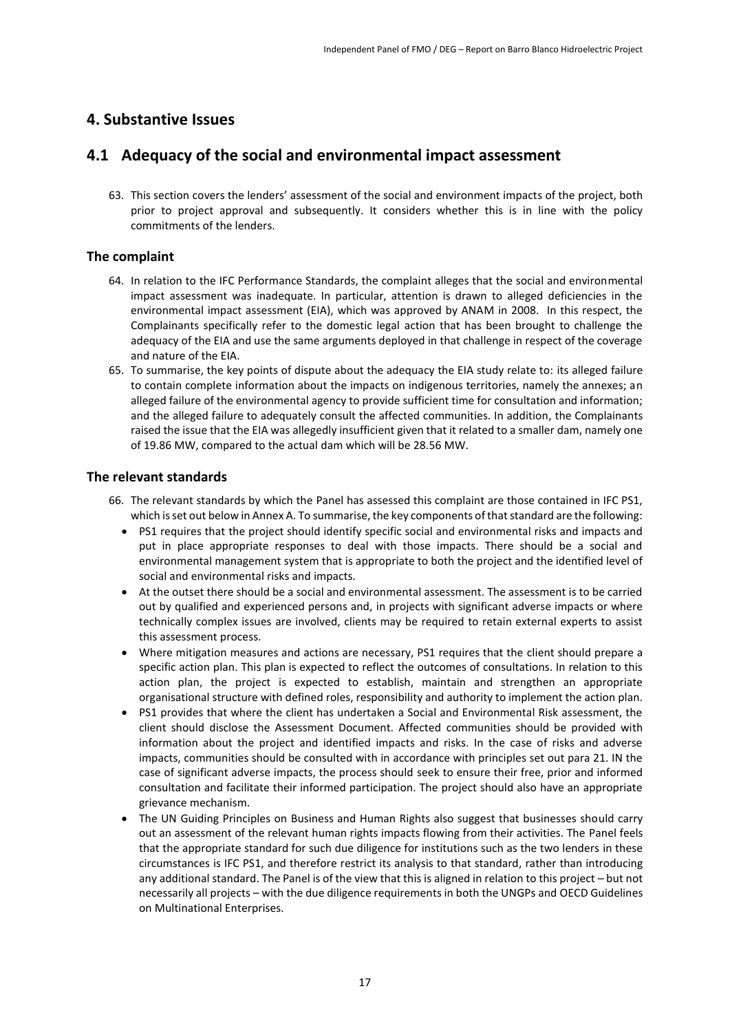# 4. Substantive Issues

# 4.1 Adequacy of the social and environmental impact assessment

63. This section covers the lenders' assessment of the social and environment impacts of the project, both prior to project approval and subsequently. It considers whether this is in line with the policy commitments of the lenders.

## The complaint

64. In relation to the IFC Performance Standards, the complaint alleges that the social and environmental impact assessment was inadequate. In particular, attention is drawn to alleged deficiencies in the environmental impact assessment (EIA), which was approved by ANAM in 2008. In this respect, the Complainants specifically refer to the domestic legal action that has been brought to challenge the adequacy of the EIA and use the same arguments deployed in that challenge in respect of the coverage and nature of the EIA.
65. To summarise, the key points of dispute about the adequacy the EIA study relate to: its alleged failure to contain complete information about the impacts on indigenous territories, namely the annexes; an alleged failure of the environmental agency to provide sufficient time for consultation and information; and the alleged failure to adequately consult the affected communities. In addition, the Complainants raised the issue that the EIA was allegedly insufficient given that it related to a smaller dam, namely one of 19.86 MW, compared to the actual dam which will be 28.56 MW.

## The relevant standards

66. The relevant standards by which the Panel has assessed this complaint are those contained in IFC PS1, which is set out below in Annex A. To summarise, the key components of that standard are the following:
    - PS1 requires that the project should identify specific social and environmental risks and impacts and put in place appropriate responses to deal with those impacts. There should be a social and environmental management system that is appropriate to both the project and the identified level of social and environmental risks and impacts.
    - At the outset there should be a social and environmental assessment. The assessment is to be carried out by qualified and experienced persons and, in projects with significant adverse impacts or where technically complex issues are involved, clients may be required to retain external experts to assist this assessment process.
    - Where mitigation measures and actions are necessary, PS1 requires that the client should prepare a specific action plan. This plan is expected to reflect the outcomes of consultations. In relation to this action plan, the project is expected to establish, maintain and strengthen an appropriate organisational structure with defined roles, responsibility and authority to implement the action plan.
    - PS1 provides that where the client has undertaken a Social and Environmental Risk assessment, the client should disclose the Assessment Document. Affected communities should be provided with information about the project and identified impacts and risks. In the case of risks and adverse impacts, communities should be consulted with in accordance with principles set out para 21. IN the case of significant adverse impacts, the process should seek to ensure their free, prior and informed consultation and facilitate their informed participation. The project should also have an appropriate grievance mechanism.
    - The UN Guiding Principles on Business and Human Rights also suggest that businesses should carry out an assessment of the relevant human rights impacts flowing from their activities. The Panel feels that the appropriate standard for such due diligence for institutions such as the two lenders in these circumstances is IFC PS1, and therefore restrict its analysis to that standard, rather than introducing any additional standard. The Panel is of the view that this is aligned in relation to this project – but not necessarily all projects – with the due diligence requirements in both the UNGPs and OECD Guidelines on Multinational Enterprises.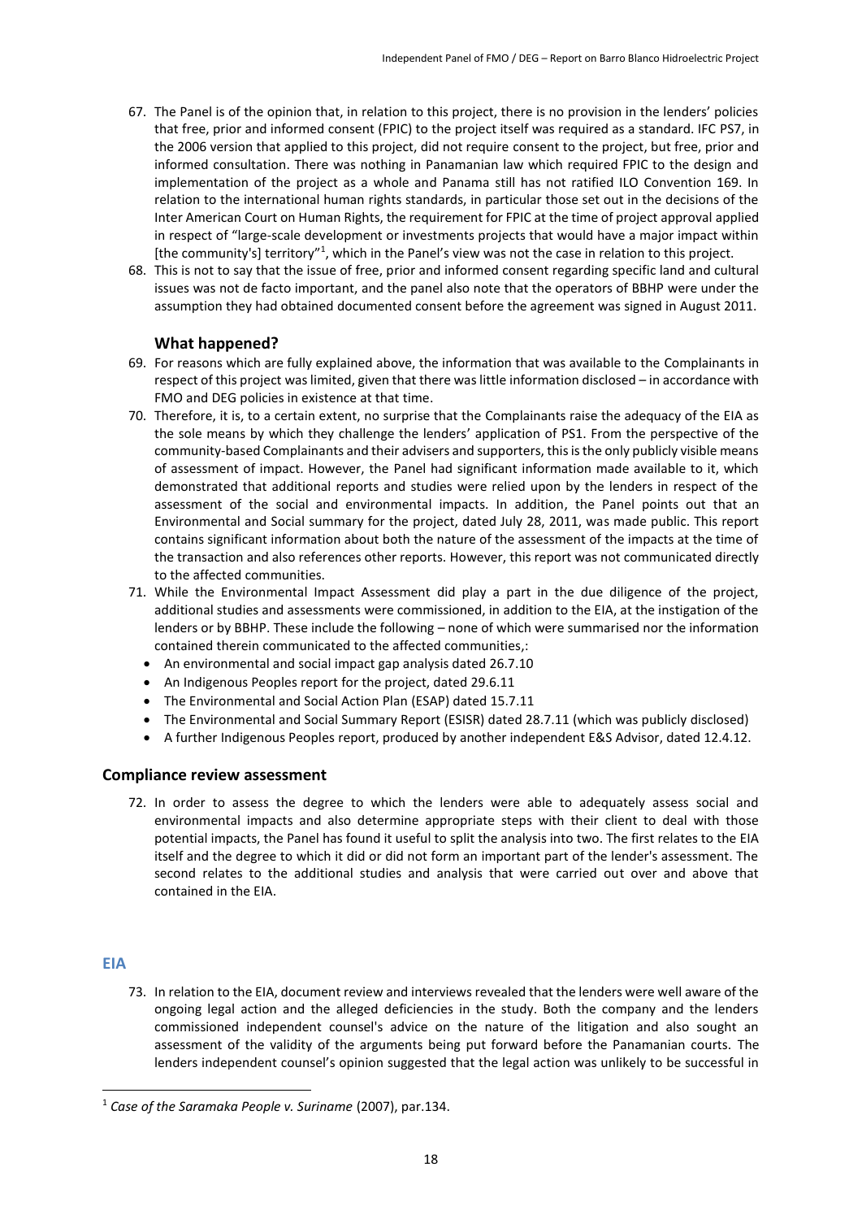67. The Panel is of the opinion that, in relation to this project, there is no provision in the lenders' policies that free, prior and informed consent (FPIC) to the project itself was required as a standard. IFC PS7, in the 2006 version that applied to this project, did not require consent to the project, but free, prior and informed consultation. There was nothing in Panamanian law which required FPIC to the design and implementation of the project as a whole and Panama still has not ratified ILO Convention 169. In relation to the international human rights standards, in particular those set out in the decisions of the Inter American Court on Human Rights, the requirement for FPIC at the time of project approval applied in respect of "large-scale development or investments projects that would have a major impact within [the community's] territory"[1], which in the Panel's view was not the case in relation to this project.
68. This is not to say that the issue of free, prior and informed consent regarding specific land and cultural issues was not de facto important, and the panel also note that the operators of BBHP were under the assumption they had obtained documented consent before the agreement was signed in August 2011.

### What happened?

69. For reasons which are fully explained above, the information that was available to the Complainants in respect of this project was limited, given that there was little information disclosed – in accordance with FMO and DEG policies in existence at that time.
70. Therefore, it is, to a certain extent, no surprise that the Complainants raise the adequacy of the EIA as the sole means by which they challenge the lenders' application of PS1. From the perspective of the community-based Complainants and their advisers and supporters, this is the only publicly visible means of assessment of impact. However, the Panel had significant information made available to it, which demonstrated that additional reports and studies were relied upon by the lenders in respect of the assessment of the social and environmental impacts. In addition, the Panel points out that an Environmental and Social summary for the project, dated July 28, 2011, was made public. This report contains significant information about both the nature of the assessment of the impacts at the time of the transaction and also references other reports. However, this report was not communicated directly to the affected communities.
71. While the Environmental Impact Assessment did play a part in the due diligence of the project, additional studies and assessments were commissioned, in addition to the EIA, at the instigation of the lenders or by BBHP. These include the following – none of which were summarised nor the information contained therein communicated to the affected communities,:
    - An environmental and social impact gap analysis dated 26.7.10
    - An Indigenous Peoples report for the project, dated 29.6.11
    - The Environmental and Social Action Plan (ESAP) dated 15.7.11
    - The Environmental and Social Summary Report (ESISR) dated 28.7.11 (which was publicly disclosed)
    - A further Indigenous Peoples report, produced by another independent E&S Advisor, dated 12.4.12.

## Compliance review assessment

72. In order to assess the degree to which the lenders were able to adequately assess social and environmental impacts and also determine appropriate steps with their client to deal with those potential impacts, the Panel has found it useful to split the analysis into two. The first relates to the EIA itself and the degree to which it did or did not form an important part of the lender's assessment. The second relates to the additional studies and analysis that were carried out over and above that contained in the EIA.

### EIA

73. In relation to the EIA, document review and interviews revealed that the lenders were well aware of the ongoing legal action and the alleged deficiencies in the study. Both the company and the lenders commissioned independent counsel's advice on the nature of the litigation and also sought an assessment of the validity of the arguments being put forward before the Panamanian courts. The lenders independent counsel's opinion suggested that the legal action was unlikely to be successful in

[1] *Case of the Saramaka People v. Suriname* (2007), par.134.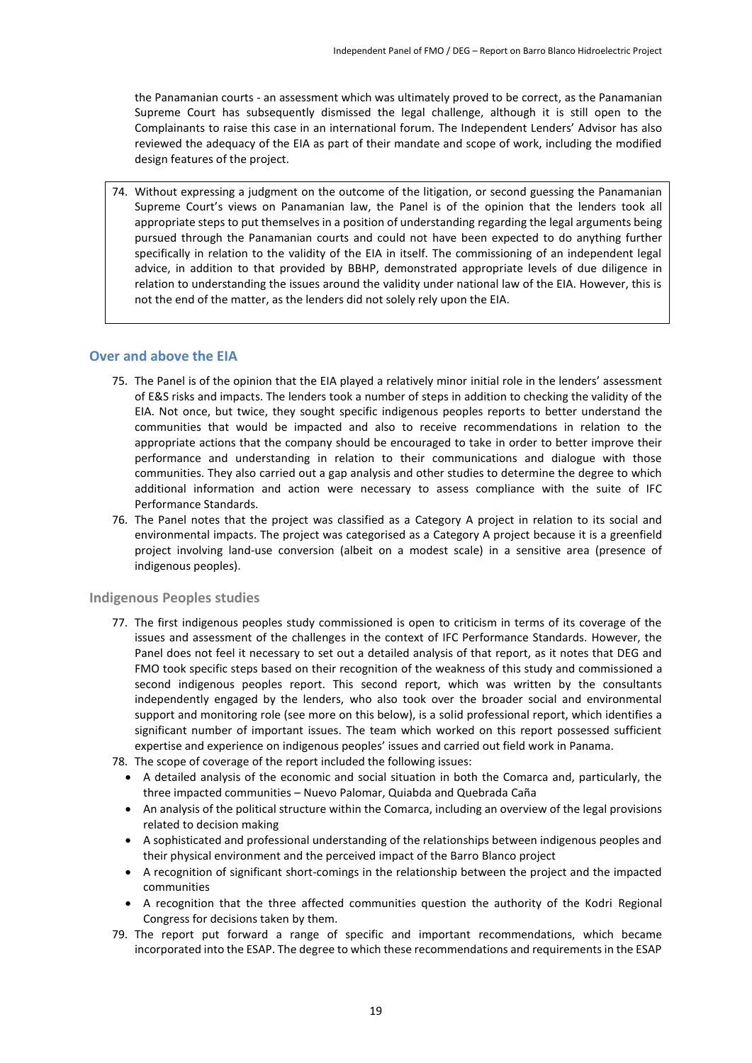the Panamanian courts - an assessment which was ultimately proved to be correct, as the Panamanian Supreme Court has subsequently dismissed the legal challenge, although it is still open to the Complainants to raise this case in an international forum. The Independent Lenders' Advisor has also reviewed the adequacy of the EIA as part of their mandate and scope of work, including the modified design features of the project.

74. Without expressing a judgment on the outcome of the litigation, or second guessing the Panamanian Supreme Court's views on Panamanian law, the Panel is of the opinion that the lenders took all appropriate steps to put themselves in a position of understanding regarding the legal arguments being pursued through the Panamanian courts and could not have been expected to do anything further specifically in relation to the validity of the EIA in itself. The commissioning of an independent legal advice, in addition to that provided by BBHP, demonstrated appropriate levels of due diligence in relation to understanding the issues around the validity under national law of the EIA. However, this is not the end of the matter, as the lenders did not solely rely upon the EIA.

## Over and above the EIA

75. The Panel is of the opinion that the EIA played a relatively minor initial role in the lenders' assessment of E&S risks and impacts. The lenders took a number of steps in addition to checking the validity of the EIA. Not once, but twice, they sought specific indigenous peoples reports to better understand the communities that would be impacted and also to receive recommendations in relation to the appropriate actions that the company should be encouraged to take in order to better improve their performance and understanding in relation to their communications and dialogue with those communities. They also carried out a gap analysis and other studies to determine the degree to which additional information and action were necessary to assess compliance with the suite of IFC Performance Standards.
76. The Panel notes that the project was classified as a Category A project in relation to its social and environmental impacts. The project was categorised as a Category A project because it is a greenfield project involving land-use conversion (albeit on a modest scale) in a sensitive area (presence of indigenous peoples).

### Indigenous Peoples studies

77. The first indigenous peoples study commissioned is open to criticism in terms of its coverage of the issues and assessment of the challenges in the context of IFC Performance Standards. However, the Panel does not feel it necessary to set out a detailed analysis of that report, as it notes that DEG and FMO took specific steps based on their recognition of the weakness of this study and commissioned a second indigenous peoples report. This second report, which was written by the consultants independently engaged by the lenders, who also took over the broader social and environmental support and monitoring role (see more on this below), is a solid professional report, which identifies a significant number of important issues. The team which worked on this report possessed sufficient expertise and experience on indigenous peoples' issues and carried out field work in Panama.
78. The scope of coverage of the report included the following issues:
    - A detailed analysis of the economic and social situation in both the Comarca and, particularly, the three impacted communities – Nuevo Palomar, Quiabda and Quebrada Caña
    - An analysis of the political structure within the Comarca, including an overview of the legal provisions related to decision making
    - A sophisticated and professional understanding of the relationships between indigenous peoples and their physical environment and the perceived impact of the Barro Blanco project
    - A recognition of significant short-comings in the relationship between the project and the impacted communities
    - A recognition that the three affected communities question the authority of the Kodri Regional Congress for decisions taken by them.
79. The report put forward a range of specific and important recommendations, which became incorporated into the ESAP. The degree to which these recommendations and requirements in the ESAP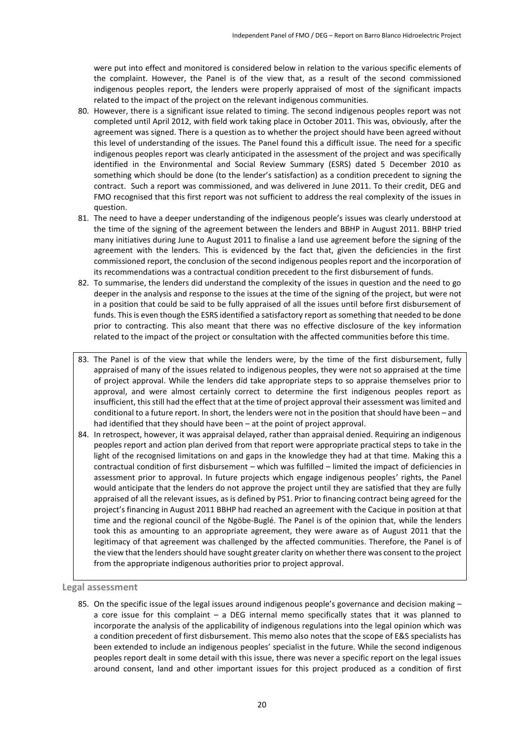were put into effect and monitored is considered below in relation to the various specific elements of the complaint. However, the Panel is of the view that, as a result of the second commissioned indigenous peoples report, the lenders were properly appraised of most of the significant impacts related to the impact of the project on the relevant indigenous communities.

80. However, there is a significant issue related to timing. The second indigenous peoples report was not completed until April 2012, with field work taking place in October 2011. This was, obviously, after the agreement was signed. There is a question as to whether the project should have been agreed without this level of understanding of the issues. The Panel found this a difficult issue. The need for a specific indigenous peoples report was clearly anticipated in the assessment of the project and was specifically identified in the Environmental and Social Review Summary (ESRS) dated 5 December 2010 as something which should be done (to the lender's satisfaction) as a condition precedent to signing the contract. Such a report was commissioned, and was delivered in June 2011. To their credit, DEG and FMO recognised that this first report was not sufficient to address the real complexity of the issues in question.
81. The need to have a deeper understanding of the indigenous people's issues was clearly understood at the time of the signing of the agreement between the lenders and BBHP in August 2011. BBHP tried many initiatives during June to August 2011 to finalise a land use agreement before the signing of the agreement with the lenders. This is evidenced by the fact that, given the deficiencies in the first commissioned report, the conclusion of the second indigenous peoples report and the incorporation of its recommendations was a contractual condition precedent to the first disbursement of funds.
82. To summarise, the lenders did understand the complexity of the issues in question and the need to go deeper in the analysis and response to the issues at the time of the signing of the project, but were not in a position that could be said to be fully appraised of all the issues until before first disbursement of funds. This is even though the ESRS identified a satisfactory report as something that needed to be done prior to contracting. This also meant that there was no effective disclosure of the key information related to the impact of the project or consultation with the affected communities before this time.

83. The Panel is of the view that while the lenders were, by the time of the first disbursement, fully appraised of many of the issues related to indigenous peoples, they were not so appraised at the time of project approval. While the lenders did take appropriate steps to so appraise themselves prior to approval, and were almost certainly correct to determine the first indigenous peoples report as insufficient, this still had the effect that at the time of project approval their assessment was limited and conditional to a future report. In short, the lenders were not in the position that should have been – and had identified that they should have been – at the point of project approval.
84. In retrospect, however, it was appraisal delayed, rather than appraisal denied. Requiring an indigenous peoples report and action plan derived from that report were appropriate practical steps to take in the light of the recognised limitations on and gaps in the knowledge they had at that time. Making this a contractual condition of first disbursement – which was fulfilled – limited the impact of deficiencies in assessment prior to approval. In future projects which engage indigenous peoples' rights, the Panel would anticipate that the lenders do not approve the project until they are satisfied that they are fully appraised of all the relevant issues, as is defined by PS1. Prior to financing contract being agreed for the project's financing in August 2011 BBHP had reached an agreement with the Cacique in position at that time and the regional council of the Ngöbe-Buglé. The Panel is of the opinion that, while the lenders took this as amounting to an appropriate agreement, they were aware as of August 2011 that the legitimacy of that agreement was challenged by the affected communities. Therefore, the Panel is of the view that the lenders should have sought greater clarity on whether there was consent to the project from the appropriate indigenous authorities prior to project approval.

### Legal assessment

85. On the specific issue of the legal issues around indigenous people's governance and decision making – a core issue for this complaint – a DEG internal memo specifically states that it was planned to incorporate the analysis of the applicability of indigenous regulations into the legal opinion which was a condition precedent of first disbursement. This memo also notes that the scope of E&S specialists has been extended to include an indigenous peoples' specialist in the future. While the second indigenous peoples report dealt in some detail with this issue, there was never a specific report on the legal issues around consent, land and other important issues for this project produced as a condition of first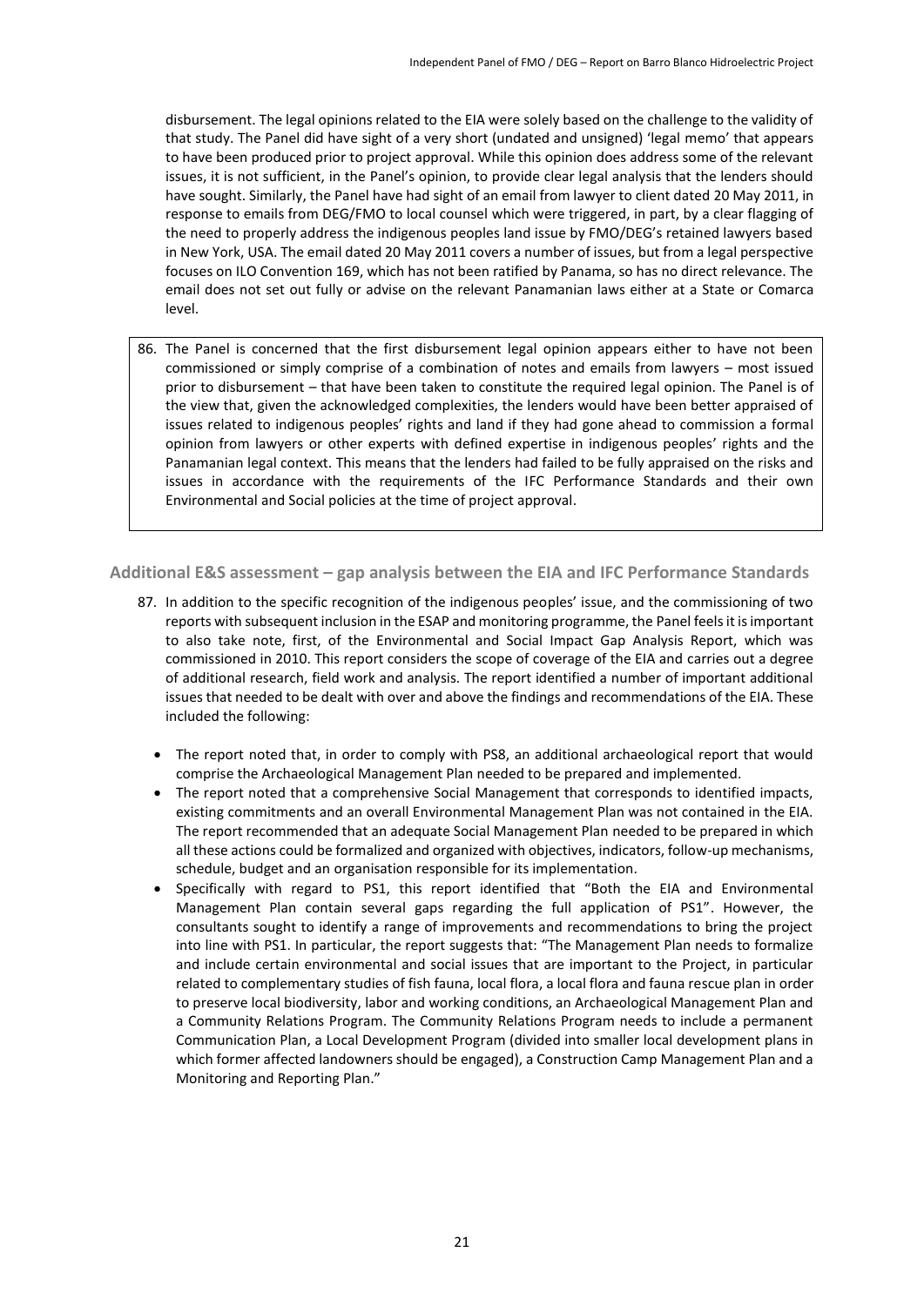disbursement. The legal opinions related to the EIA were solely based on the challenge to the validity of that study. The Panel did have sight of a very short (undated and unsigned) 'legal memo' that appears to have been produced prior to project approval. While this opinion does address some of the relevant issues, it is not sufficient, in the Panel's opinion, to provide clear legal analysis that the lenders should have sought. Similarly, the Panel have had sight of an email from lawyer to client dated 20 May 2011, in response to emails from DEG/FMO to local counsel which were triggered, in part, by a clear flagging of the need to properly address the indigenous peoples land issue by FMO/DEG's retained lawyers based in New York, USA. The email dated 20 May 2011 covers a number of issues, but from a legal perspective focuses on ILO Convention 169, which has not been ratified by Panama, so has no direct relevance. The email does not set out fully or advise on the relevant Panamanian laws either at a State or Comarca level.

86. The Panel is concerned that the first disbursement legal opinion appears either to have not been commissioned or simply comprise of a combination of notes and emails from lawyers – most issued prior to disbursement – that have been taken to constitute the required legal opinion. The Panel is of the view that, given the acknowledged complexities, the lenders would have been better appraised of issues related to indigenous peoples' rights and land if they had gone ahead to commission a formal opinion from lawyers or other experts with defined expertise in indigenous peoples' rights and the Panamanian legal context. This means that the lenders had failed to be fully appraised on the risks and issues in accordance with the requirements of the IFC Performance Standards and their own Environmental and Social policies at the time of project approval.

## Additional E&S assessment – gap analysis between the EIA and IFC Performance Standards

87. In addition to the specific recognition of the indigenous peoples' issue, and the commissioning of two reports with subsequent inclusion in the ESAP and monitoring programme, the Panel feels it is important to also take note, first, of the Environmental and Social Impact Gap Analysis Report, which was commissioned in 2010. This report considers the scope of coverage of the EIA and carries out a degree of additional research, field work and analysis. The report identified a number of important additional issues that needed to be dealt with over and above the findings and recommendations of the EIA. These included the following:

- The report noted that, in order to comply with PS8, an additional archaeological report that would comprise the Archaeological Management Plan needed to be prepared and implemented.
- The report noted that a comprehensive Social Management that corresponds to identified impacts, existing commitments and an overall Environmental Management Plan was not contained in the EIA. The report recommended that an adequate Social Management Plan needed to be prepared in which all these actions could be formalized and organized with objectives, indicators, follow-up mechanisms, schedule, budget and an organisation responsible for its implementation.
- Specifically with regard to PS1, this report identified that "Both the EIA and Environmental Management Plan contain several gaps regarding the full application of PS1". However, the consultants sought to identify a range of improvements and recommendations to bring the project into line with PS1. In particular, the report suggests that: "The Management Plan needs to formalize and include certain environmental and social issues that are important to the Project, in particular related to complementary studies of fish fauna, local flora, a local flora and fauna rescue plan in order to preserve local biodiversity, labor and working conditions, an Archaeological Management Plan and a Community Relations Program. The Community Relations Program needs to include a permanent Communication Plan, a Local Development Program (divided into smaller local development plans in which former affected landowners should be engaged), a Construction Camp Management Plan and a Monitoring and Reporting Plan."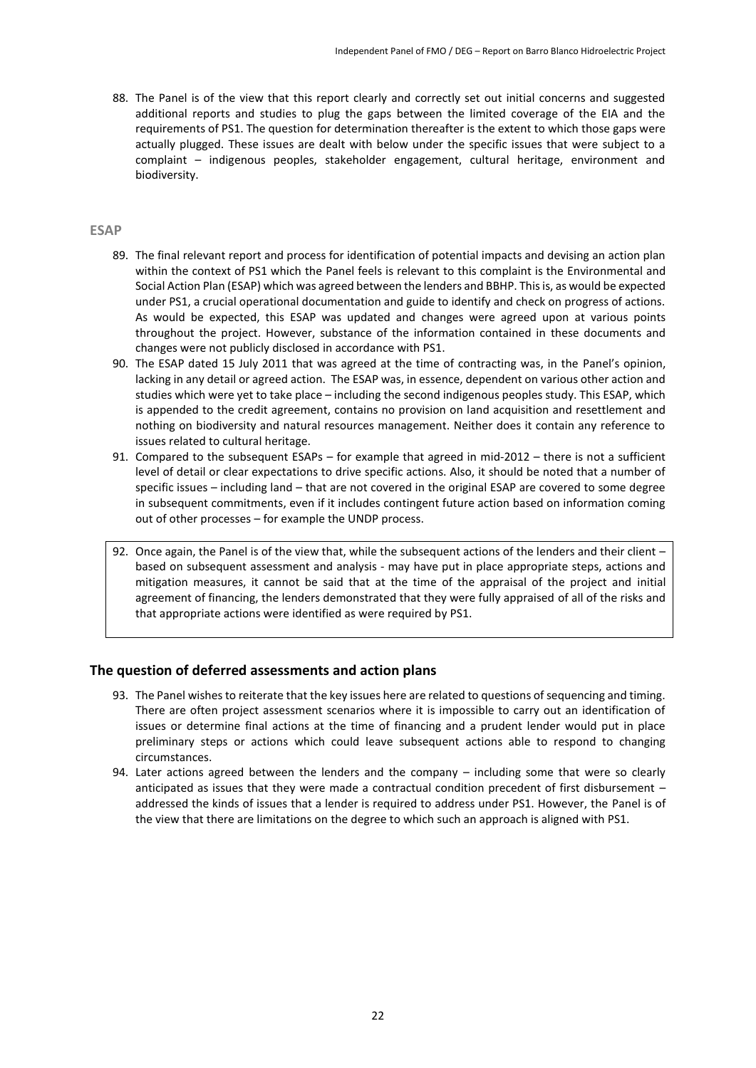88. The Panel is of the view that this report clearly and correctly set out initial concerns and suggested additional reports and studies to plug the gaps between the limited coverage of the EIA and the requirements of PS1. The question for determination thereafter is the extent to which those gaps were actually plugged. These issues are dealt with below under the specific issues that were subject to a complaint – indigenous peoples, stakeholder engagement, cultural heritage, environment and biodiversity.

### ESAP

89. The final relevant report and process for identification of potential impacts and devising an action plan within the context of PS1 which the Panel feels is relevant to this complaint is the Environmental and Social Action Plan (ESAP) which was agreed between the lenders and BBHP. This is, as would be expected under PS1, a crucial operational documentation and guide to identify and check on progress of actions. As would be expected, this ESAP was updated and changes were agreed upon at various points throughout the project. However, substance of the information contained in these documents and changes were not publicly disclosed in accordance with PS1.
90. The ESAP dated 15 July 2011 that was agreed at the time of contracting was, in the Panel's opinion, lacking in any detail or agreed action. The ESAP was, in essence, dependent on various other action and studies which were yet to take place – including the second indigenous peoples study. This ESAP, which is appended to the credit agreement, contains no provision on land acquisition and resettlement and nothing on biodiversity and natural resources management. Neither does it contain any reference to issues related to cultural heritage.
91. Compared to the subsequent ESAPs – for example that agreed in mid-2012 – there is not a sufficient level of detail or clear expectations to drive specific actions. Also, it should be noted that a number of specific issues – including land – that are not covered in the original ESAP are covered to some degree in subsequent commitments, even if it includes contingent future action based on information coming out of other processes – for example the UNDP process.

92. Once again, the Panel is of the view that, while the subsequent actions of the lenders and their client – based on subsequent assessment and analysis - may have put in place appropriate steps, actions and mitigation measures, it cannot be said that at the time of the appraisal of the project and initial agreement of financing, the lenders demonstrated that they were fully appraised of all of the risks and that appropriate actions were identified as were required by PS1.

## The question of deferred assessments and action plans

93. The Panel wishes to reiterate that the key issues here are related to questions of sequencing and timing. There are often project assessment scenarios where it is impossible to carry out an identification of issues or determine final actions at the time of financing and a prudent lender would put in place preliminary steps or actions which could leave subsequent actions able to respond to changing circumstances.
94. Later actions agreed between the lenders and the company – including some that were so clearly anticipated as issues that they were made a contractual condition precedent of first disbursement – addressed the kinds of issues that a lender is required to address under PS1. However, the Panel is of the view that there are limitations on the degree to which such an approach is aligned with PS1.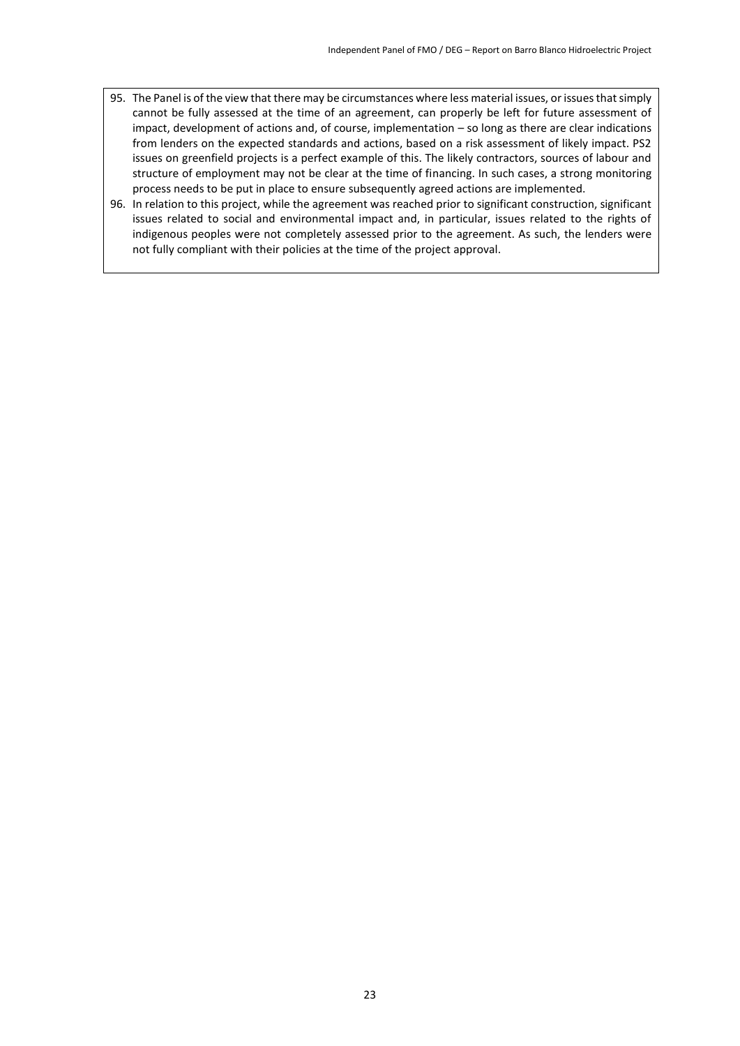95. The Panel is of the view that there may be circumstances where less material issues, or issues that simply cannot be fully assessed at the time of an agreement, can properly be left for future assessment of impact, development of actions and, of course, implementation – so long as there are clear indications from lenders on the expected standards and actions, based on a risk assessment of likely impact. PS2 issues on greenfield projects is a perfect example of this. The likely contractors, sources of labour and structure of employment may not be clear at the time of financing. In such cases, a strong monitoring process needs to be put in place to ensure subsequently agreed actions are implemented.
96. In relation to this project, while the agreement was reached prior to significant construction, significant issues related to social and environmental impact and, in particular, issues related to the rights of indigenous peoples were not completely assessed prior to the agreement. As such, the lenders were not fully compliant with their policies at the time of the project approval.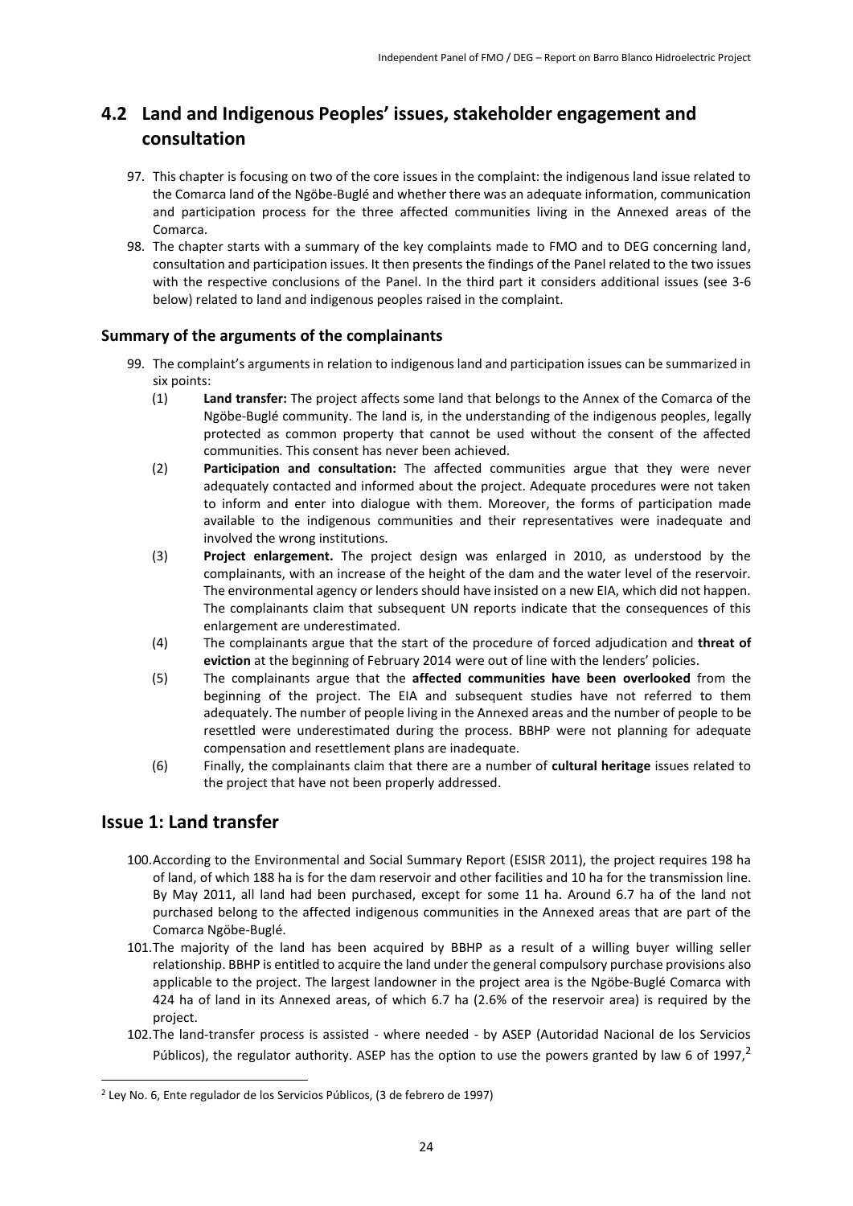## 4.2 Land and Indigenous Peoples' issues, stakeholder engagement and consultation

97. This chapter is focusing on two of the core issues in the complaint: the indigenous land issue related to the Comarca land of the Ngöbe-Buglé and whether there was an adequate information, communication and participation process for the three affected communities living in the Annexed areas of the Comarca.
98. The chapter starts with a summary of the key complaints made to FMO and to DEG concerning land, consultation and participation issues. It then presents the findings of the Panel related to the two issues with the respective conclusions of the Panel. In the third part it considers additional issues (see 3-6 below) related to land and indigenous peoples raised in the complaint.

### Summary of the arguments of the complainants

99. The complaint's arguments in relation to indigenous land and participation issues can be summarized in six points:
    (1) **Land transfer:** The project affects some land that belongs to the Annex of the Comarca of the Ngöbe-Buglé community. The land is, in the understanding of the indigenous peoples, legally protected as common property that cannot be used without the consent of the affected communities. This consent has never been achieved.
    (2) **Participation and consultation:** The affected communities argue that they were never adequately contacted and informed about the project. Adequate procedures were not taken to inform and enter into dialogue with them. Moreover, the forms of participation made available to the indigenous communities and their representatives were inadequate and involved the wrong institutions.
    (3) **Project enlargement.** The project design was enlarged in 2010, as understood by the complainants, with an increase of the height of the dam and the water level of the reservoir. The environmental agency or lenders should have insisted on a new EIA, which did not happen. The complainants claim that subsequent UN reports indicate that the consequences of this enlargement are underestimated.
    (4) The complainants argue that the start of the procedure of forced adjudication and **threat of eviction** at the beginning of February 2014 were out of line with the lenders' policies.
    (5) The complainants argue that the **affected communities have been overlooked** from the beginning of the project. The EIA and subsequent studies have not referred to them adequately. The number of people living in the Annexed areas and the number of people to be resettled were underestimated during the process. BBHP were not planning for adequate compensation and resettlement plans are inadequate.
    (6) Finally, the complainants claim that there are a number of **cultural heritage** issues related to the project that have not been properly addressed.

## Issue 1: Land transfer

100. According to the Environmental and Social Summary Report (ESISR 2011), the project requires 198 ha of land, of which 188 ha is for the dam reservoir and other facilities and 10 ha for the transmission line. By May 2011, all land had been purchased, except for some 11 ha. Around 6.7 ha of the land not purchased belong to the affected indigenous communities in the Annexed areas that are part of the Comarca Ngöbe-Buglé.
101. The majority of the land has been acquired by BBHP as a result of a willing buyer willing seller relationship. BBHP is entitled to acquire the land under the general compulsory purchase provisions also applicable to the project. The largest landowner in the project area is the Ngöbe-Buglé Comarca with 424 ha of land in its Annexed areas, of which 6.7 ha (2.6% of the reservoir area) is required by the project.
102. The land-transfer process is assisted - where needed - by ASEP (Autoridad Nacional de los Servicios Públicos), the regulator authority. ASEP has the option to use the powers granted by law 6 of 1997,[2]

[2] Ley No. 6, Ente regulador de los Servicios Públicos, (3 de febrero de 1997)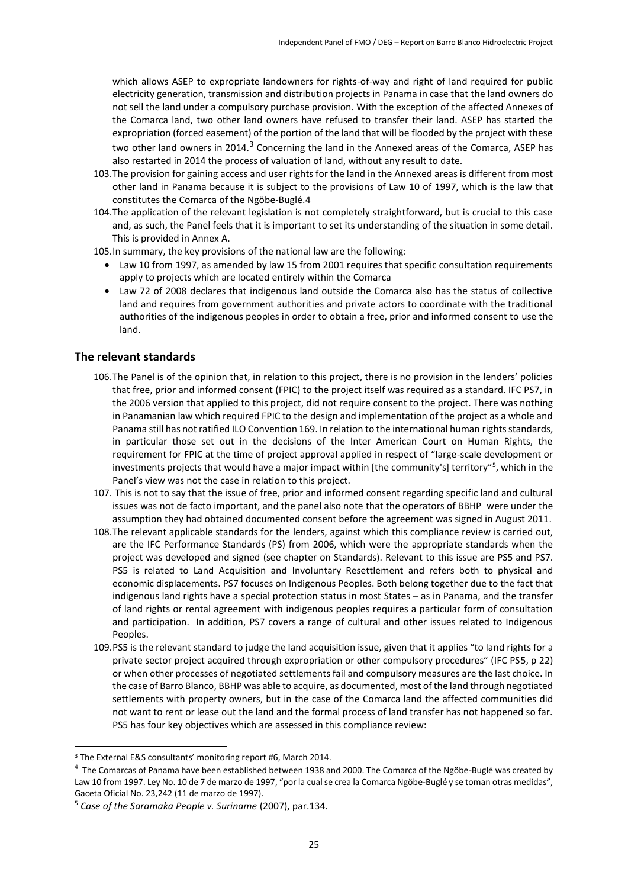which allows ASEP to expropriate landowners for rights-of-way and right of land required for public electricity generation, transmission and distribution projects in Panama in case that the land owners do not sell the land under a compulsory purchase provision. With the exception of the affected Annexes of the Comarca land, two other land owners have refused to transfer their land. ASEP has started the expropriation (forced easement) of the portion of the land that will be flooded by the project with these two other land owners in 2014.[3] Concerning the land in the Annexed areas of the Comarca, ASEP has also restarted in 2014 the process of valuation of land, without any result to date.

103. The provision for gaining access and user rights for the land in the Annexed areas is different from most other land in Panama because it is subject to the provisions of Law 10 of 1997, which is the law that constitutes the Comarca of the Ngöbe-Buglé.4

104. The application of the relevant legislation is not completely straightforward, but is crucial to this case and, as such, the Panel feels that it is important to set its understanding of the situation in some detail. This is provided in Annex A.

105. In summary, the key provisions of the national law are the following:

- Law 10 from 1997, as amended by law 15 from 2001 requires that specific consultation requirements apply to projects which are located entirely within the Comarca
- Law 72 of 2008 declares that indigenous land outside the Comarca also has the status of collective land and requires from government authorities and private actors to coordinate with the traditional authorities of the indigenous peoples in order to obtain a free, prior and informed consent to use the land.

## The relevant standards

106. The Panel is of the opinion that, in relation to this project, there is no provision in the lenders' policies that free, prior and informed consent (FPIC) to the project itself was required as a standard. IFC PS7, in the 2006 version that applied to this project, did not require consent to the project. There was nothing in Panamanian law which required FPIC to the design and implementation of the project as a whole and Panama still has not ratified ILO Convention 169. In relation to the international human rights standards, in particular those set out in the decisions of the Inter American Court on Human Rights, the requirement for FPIC at the time of project approval applied in respect of "large-scale development or investments projects that would have a major impact within [the community's] territory"[5], which in the Panel's view was not the case in relation to this project.

107. This is not to say that the issue of free, prior and informed consent regarding specific land and cultural issues was not de facto important, and the panel also note that the operators of BBHP were under the assumption they had obtained documented consent before the agreement was signed in August 2011.

108. The relevant applicable standards for the lenders, against which this compliance review is carried out, are the IFC Performance Standards (PS) from 2006, which were the appropriate standards when the project was developed and signed (see chapter on Standards). Relevant to this issue are PS5 and PS7. PS5 is related to Land Acquisition and Involuntary Resettlement and refers both to physical and economic displacements. PS7 focuses on Indigenous Peoples. Both belong together due to the fact that indigenous land rights have a special protection status in most States – as in Panama, and the transfer of land rights or rental agreement with indigenous peoples requires a particular form of consultation and participation. In addition, PS7 covers a range of cultural and other issues related to Indigenous Peoples.

109. PS5 is the relevant standard to judge the land acquisition issue, given that it applies "to land rights for a private sector project acquired through expropriation or other compulsory procedures" (IFC PS5, p 22) or when other processes of negotiated settlements fail and compulsory measures are the last choice. In the case of Barro Blanco, BBHP was able to acquire, as documented, most of the land through negotiated settlements with property owners, but in the case of the Comarca land the affected communities did not want to rent or lease out the land and the formal process of land transfer has not happened so far. PS5 has four key objectives which are assessed in this compliance review:

---

[3] The External E&S consultants' monitoring report #6, March 2014.

[4] The Comarcas of Panama have been established between 1938 and 2000. The Comarca of the Ngöbe-Buglé was created by Law 10 from 1997. Ley No. 10 de 7 de marzo de 1997, "por la cual se crea la Comarca Ngöbe-Buglé y se toman otras medidas", Gaceta Oficial No. 23,242 (11 de marzo de 1997).

[5] *Case of the Saramaka People v. Suriname* (2007), par.134.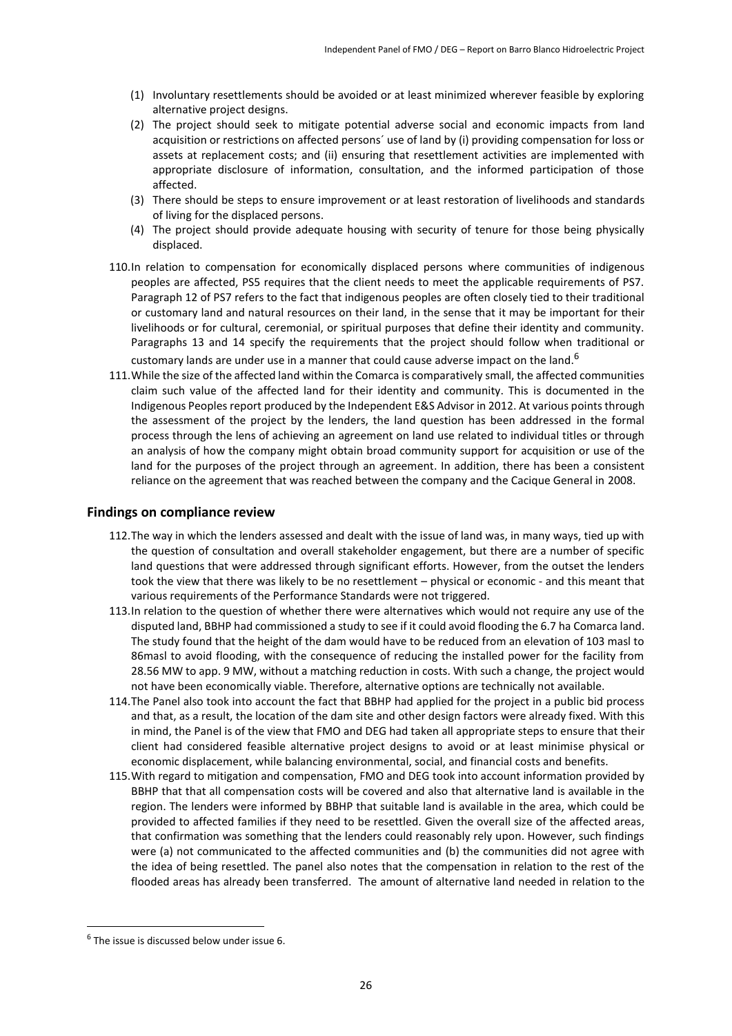(1) Involuntary resettlements should be avoided or at least minimized wherever feasible by exploring alternative project designs.
(2) The project should seek to mitigate potential adverse social and economic impacts from land acquisition or restrictions on affected persons´ use of land by (i) providing compensation for loss or assets at replacement costs; and (ii) ensuring that resettlement activities are implemented with appropriate disclosure of information, consultation, and the informed participation of those affected.
(3) There should be steps to ensure improvement or at least restoration of livelihoods and standards of living for the displaced persons.
(4) The project should provide adequate housing with security of tenure for those being physically displaced.

110. In relation to compensation for economically displaced persons where communities of indigenous peoples are affected, PS5 requires that the client needs to meet the applicable requirements of PS7. Paragraph 12 of PS7 refers to the fact that indigenous peoples are often closely tied to their traditional or customary land and natural resources on their land, in the sense that it may be important for their livelihoods or for cultural, ceremonial, or spiritual purposes that define their identity and community. Paragraphs 13 and 14 specify the requirements that the project should follow when traditional or customary lands are under use in a manner that could cause adverse impact on the land.[6]

111. While the size of the affected land within the Comarca is comparatively small, the affected communities claim such value of the affected land for their identity and community. This is documented in the Indigenous Peoples report produced by the Independent E&S Advisor in 2012. At various points through the assessment of the project by the lenders, the land question has been addressed in the formal process through the lens of achieving an agreement on land use related to individual titles or through an analysis of how the company might obtain broad community support for acquisition or use of the land for the purposes of the project through an agreement. In addition, there has been a consistent reliance on the agreement that was reached between the company and the Cacique General in 2008.

## Findings on compliance review

112. The way in which the lenders assessed and dealt with the issue of land was, in many ways, tied up with the question of consultation and overall stakeholder engagement, but there are a number of specific land questions that were addressed through significant efforts. However, from the outset the lenders took the view that there was likely to be no resettlement – physical or economic - and this meant that various requirements of the Performance Standards were not triggered.

113. In relation to the question of whether there were alternatives which would not require any use of the disputed land, BBHP had commissioned a study to see if it could avoid flooding the 6.7 ha Comarca land. The study found that the height of the dam would have to be reduced from an elevation of 103 masl to 86masl to avoid flooding, with the consequence of reducing the installed power for the facility from 28.56 MW to app. 9 MW, without a matching reduction in costs. With such a change, the project would not have been economically viable. Therefore, alternative options are technically not available.

114. The Panel also took into account the fact that BBHP had applied for the project in a public bid process and that, as a result, the location of the dam site and other design factors were already fixed. With this in mind, the Panel is of the view that FMO and DEG had taken all appropriate steps to ensure that their client had considered feasible alternative project designs to avoid or at least minimise physical or economic displacement, while balancing environmental, social, and financial costs and benefits.

115. With regard to mitigation and compensation, FMO and DEG took into account information provided by BBHP that that all compensation costs will be covered and also that alternative land is available in the region. The lenders were informed by BBHP that suitable land is available in the area, which could be provided to affected families if they need to be resettled. Given the overall size of the affected areas, that confirmation was something that the lenders could reasonably rely upon. However, such findings were (a) not communicated to the affected communities and (b) the communities did not agree with the idea of being resettled. The panel also notes that the compensation in relation to the rest of the flooded areas has already been transferred. The amount of alternative land needed in relation to the

[6] The issue is discussed below under issue 6.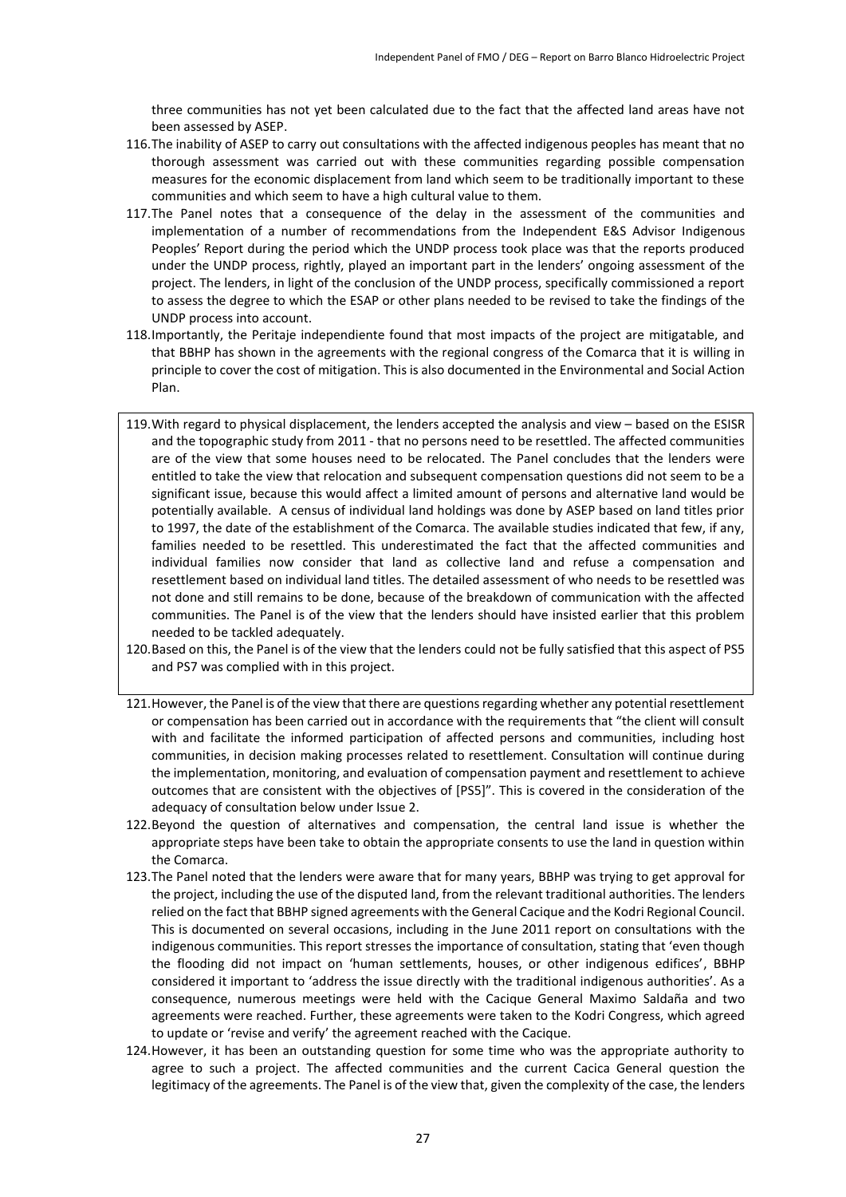three communities has not yet been calculated due to the fact that the affected land areas have not been assessed by ASEP.

116. The inability of ASEP to carry out consultations with the affected indigenous peoples has meant that no thorough assessment was carried out with these communities regarding possible compensation measures for the economic displacement from land which seem to be traditionally important to these communities and which seem to have a high cultural value to them.

117. The Panel notes that a consequence of the delay in the assessment of the communities and implementation of a number of recommendations from the Independent E&S Advisor Indigenous Peoples' Report during the period which the UNDP process took place was that the reports produced under the UNDP process, rightly, played an important part in the lenders' ongoing assessment of the project. The lenders, in light of the conclusion of the UNDP process, specifically commissioned a report to assess the degree to which the ESAP or other plans needed to be revised to take the findings of the UNDP process into account.

118. Importantly, the Peritaje independiente found that most impacts of the project are mitigatable, and that BBHP has shown in the agreements with the regional congress of the Comarca that it is willing in principle to cover the cost of mitigation. This is also documented in the Environmental and Social Action Plan.

119. With regard to physical displacement, the lenders accepted the analysis and view – based on the ESISR and the topographic study from 2011 - that no persons need to be resettled. The affected communities are of the view that some houses need to be relocated. The Panel concludes that the lenders were entitled to take the view that relocation and subsequent compensation questions did not seem to be a significant issue, because this would affect a limited amount of persons and alternative land would be potentially available. A census of individual land holdings was done by ASEP based on land titles prior to 1997, the date of the establishment of the Comarca. The available studies indicated that few, if any, families needed to be resettled. This underestimated the fact that the affected communities and individual families now consider that land as collective land and refuse a compensation and resettlement based on individual land titles. The detailed assessment of who needs to be resettled was not done and still remains to be done, because of the breakdown of communication with the affected communities. The Panel is of the view that the lenders should have insisted earlier that this problem needed to be tackled adequately.

120. Based on this, the Panel is of the view that the lenders could not be fully satisfied that this aspect of PS5 and PS7 was complied with in this project.

121. However, the Panel is of the view that there are questions regarding whether any potential resettlement or compensation has been carried out in accordance with the requirements that "the client will consult with and facilitate the informed participation of affected persons and communities, including host communities, in decision making processes related to resettlement. Consultation will continue during the implementation, monitoring, and evaluation of compensation payment and resettlement to achieve outcomes that are consistent with the objectives of [PS5]". This is covered in the consideration of the adequacy of consultation below under Issue 2.

122. Beyond the question of alternatives and compensation, the central land issue is whether the appropriate steps have been take to obtain the appropriate consents to use the land in question within the Comarca.

123. The Panel noted that the lenders were aware that for many years, BBHP was trying to get approval for the project, including the use of the disputed land, from the relevant traditional authorities. The lenders relied on the fact that BBHP signed agreements with the General Cacique and the Kodri Regional Council. This is documented on several occasions, including in the June 2011 report on consultations with the indigenous communities. This report stresses the importance of consultation, stating that 'even though the flooding did not impact on 'human settlements, houses, or other indigenous edifices', BBHP considered it important to 'address the issue directly with the traditional indigenous authorities'. As a consequence, numerous meetings were held with the Cacique General Maximo Saldaña and two agreements were reached. Further, these agreements were taken to the Kodri Congress, which agreed to update or 'revise and verify' the agreement reached with the Cacique.

124. However, it has been an outstanding question for some time who was the appropriate authority to agree to such a project. The affected communities and the current Cacica General question the legitimacy of the agreements. The Panel is of the view that, given the complexity of the case, the lenders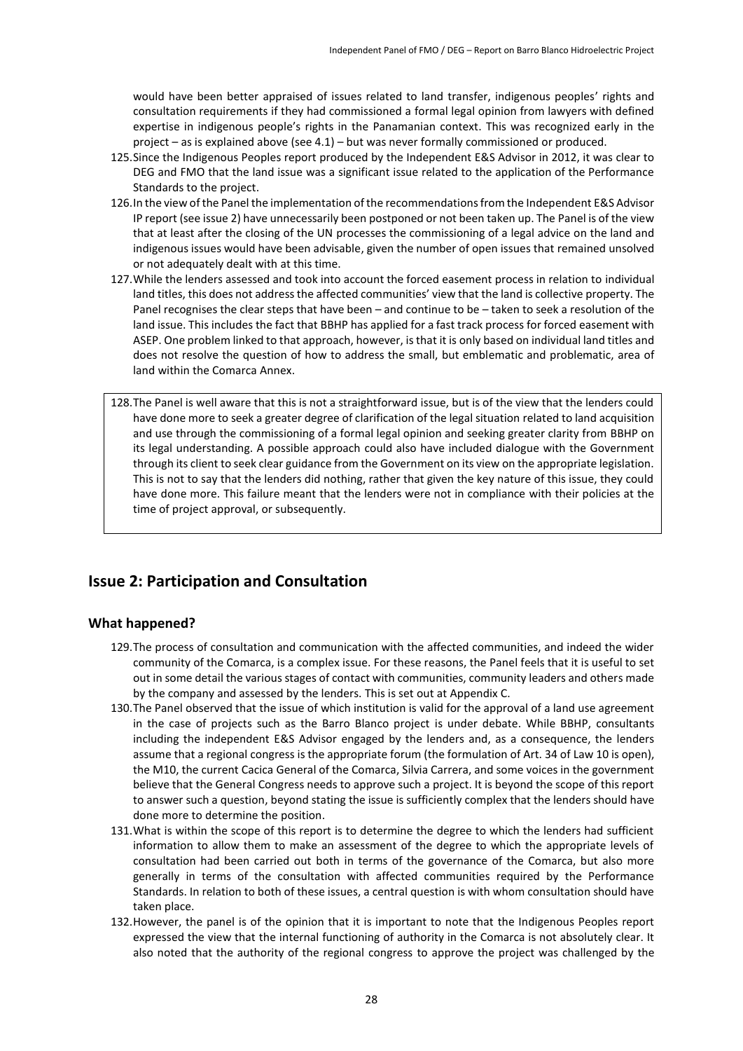would have been better appraised of issues related to land transfer, indigenous peoples' rights and consultation requirements if they had commissioned a formal legal opinion from lawyers with defined expertise in indigenous people's rights in the Panamanian context. This was recognized early in the project – as is explained above (see 4.1) – but was never formally commissioned or produced.

125. Since the Indigenous Peoples report produced by the Independent E&S Advisor in 2012, it was clear to DEG and FMO that the land issue was a significant issue related to the application of the Performance Standards to the project.

126. In the view of the Panel the implementation of the recommendations from the Independent E&S Advisor IP report (see issue 2) have unnecessarily been postponed or not been taken up. The Panel is of the view that at least after the closing of the UN processes the commissioning of a legal advice on the land and indigenous issues would have been advisable, given the number of open issues that remained unsolved or not adequately dealt with at this time.

127. While the lenders assessed and took into account the forced easement process in relation to individual land titles, this does not address the affected communities' view that the land is collective property. The Panel recognises the clear steps that have been – and continue to be – taken to seek a resolution of the land issue. This includes the fact that BBHP has applied for a fast track process for forced easement with ASEP. One problem linked to that approach, however, is that it is only based on individual land titles and does not resolve the question of how to address the small, but emblematic and problematic, area of land within the Comarca Annex.

128. The Panel is well aware that this is not a straightforward issue, but is of the view that the lenders could have done more to seek a greater degree of clarification of the legal situation related to land acquisition and use through the commissioning of a formal legal opinion and seeking greater clarity from BBHP on its legal understanding. A possible approach could also have included dialogue with the Government through its client to seek clear guidance from the Government on its view on the appropriate legislation. This is not to say that the lenders did nothing, rather that given the key nature of this issue, they could have done more. This failure meant that the lenders were not in compliance with their policies at the time of project approval, or subsequently.

## Issue 2: Participation and Consultation

### What happened?

129. The process of consultation and communication with the affected communities, and indeed the wider community of the Comarca, is a complex issue. For these reasons, the Panel feels that it is useful to set out in some detail the various stages of contact with communities, community leaders and others made by the company and assessed by the lenders. This is set out at Appendix C.

130. The Panel observed that the issue of which institution is valid for the approval of a land use agreement in the case of projects such as the Barro Blanco project is under debate. While BBHP, consultants including the independent E&S Advisor engaged by the lenders and, as a consequence, the lenders assume that a regional congress is the appropriate forum (the formulation of Art. 34 of Law 10 is open), the M10, the current Cacica General of the Comarca, Silvia Carrera, and some voices in the government believe that the General Congress needs to approve such a project. It is beyond the scope of this report to answer such a question, beyond stating the issue is sufficiently complex that the lenders should have done more to determine the position.

131. What is within the scope of this report is to determine the degree to which the lenders had sufficient information to allow them to make an assessment of the degree to which the appropriate levels of consultation had been carried out both in terms of the governance of the Comarca, but also more generally in terms of the consultation with affected communities required by the Performance Standards. In relation to both of these issues, a central question is with whom consultation should have taken place.

132. However, the panel is of the opinion that it is important to note that the Indigenous Peoples report expressed the view that the internal functioning of authority in the Comarca is not absolutely clear. It also noted that the authority of the regional congress to approve the project was challenged by the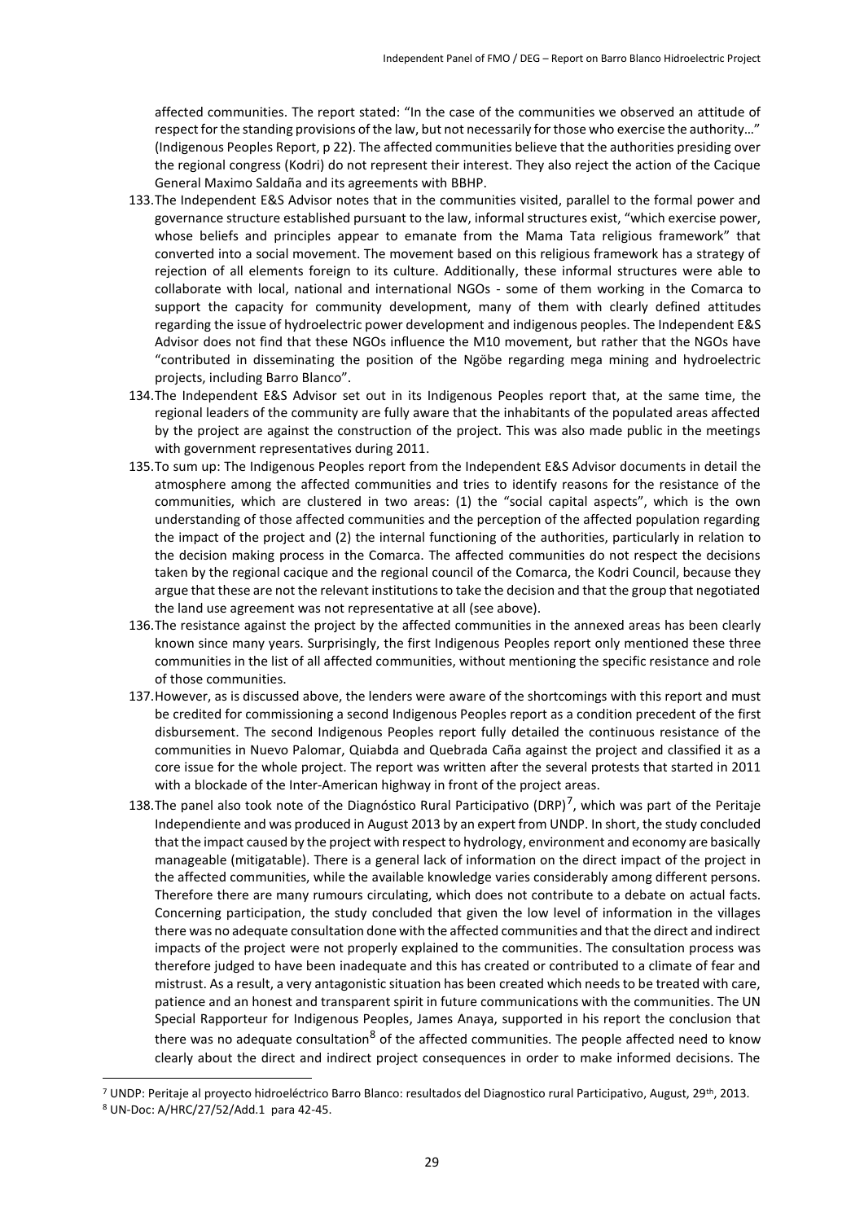affected communities. The report stated: "In the case of the communities we observed an attitude of respect for the standing provisions of the law, but not necessarily for those who exercise the authority…" (Indigenous Peoples Report, p 22). The affected communities believe that the authorities presiding over the regional congress (Kodri) do not represent their interest. They also reject the action of the Cacique General Maximo Saldaña and its agreements with BBHP.

133. The Independent E&S Advisor notes that in the communities visited, parallel to the formal power and governance structure established pursuant to the law, informal structures exist, "which exercise power, whose beliefs and principles appear to emanate from the Mama Tata religious framework" that converted into a social movement. The movement based on this religious framework has a strategy of rejection of all elements foreign to its culture. Additionally, these informal structures were able to collaborate with local, national and international NGOs - some of them working in the Comarca to support the capacity for community development, many of them with clearly defined attitudes regarding the issue of hydroelectric power development and indigenous peoples. The Independent E&S Advisor does not find that these NGOs influence the M10 movement, but rather that the NGOs have "contributed in disseminating the position of the Ngöbe regarding mega mining and hydroelectric projects, including Barro Blanco".

134. The Independent E&S Advisor set out in its Indigenous Peoples report that, at the same time, the regional leaders of the community are fully aware that the inhabitants of the populated areas affected by the project are against the construction of the project. This was also made public in the meetings with government representatives during 2011.

135. To sum up: The Indigenous Peoples report from the Independent E&S Advisor documents in detail the atmosphere among the affected communities and tries to identify reasons for the resistance of the communities, which are clustered in two areas: (1) the "social capital aspects", which is the own understanding of those affected communities and the perception of the affected population regarding the impact of the project and (2) the internal functioning of the authorities, particularly in relation to the decision making process in the Comarca. The affected communities do not respect the decisions taken by the regional cacique and the regional council of the Comarca, the Kodri Council, because they argue that these are not the relevant institutions to take the decision and that the group that negotiated the land use agreement was not representative at all (see above).

136. The resistance against the project by the affected communities in the annexed areas has been clearly known since many years. Surprisingly, the first Indigenous Peoples report only mentioned these three communities in the list of all affected communities, without mentioning the specific resistance and role of those communities.

137. However, as is discussed above, the lenders were aware of the shortcomings with this report and must be credited for commissioning a second Indigenous Peoples report as a condition precedent of the first disbursement. The second Indigenous Peoples report fully detailed the continuous resistance of the communities in Nuevo Palomar, Quiabda and Quebrada Caña against the project and classified it as a core issue for the whole project. The report was written after the several protests that started in 2011 with a blockade of the Inter-American highway in front of the project areas.

138. The panel also took note of the Diagnóstico Rural Participativo (DRP)[7], which was part of the Peritaje Independiente and was produced in August 2013 by an expert from UNDP. In short, the study concluded that the impact caused by the project with respect to hydrology, environment and economy are basically manageable (mitigatable). There is a general lack of information on the direct impact of the project in the affected communities, while the available knowledge varies considerably among different persons. Therefore there are many rumours circulating, which does not contribute to a debate on actual facts. Concerning participation, the study concluded that given the low level of information in the villages there was no adequate consultation done with the affected communities and that the direct and indirect impacts of the project were not properly explained to the communities. The consultation process was therefore judged to have been inadequate and this has created or contributed to a climate of fear and mistrust. As a result, a very antagonistic situation has been created which needs to be treated with care, patience and an honest and transparent spirit in future communications with the communities. The UN Special Rapporteur for Indigenous Peoples, James Anaya, supported in his report the conclusion that there was no adequate consultation[8] of the affected communities. The people affected need to know clearly about the direct and indirect project consequences in order to make informed decisions. The

[7] UNDP: Peritaje al proyecto hidroeléctrico Barro Blanco: resultados del Diagnostico rural Participativo, August, 29th, 2013.

[8] UN-Doc: A/HRC/27/52/Add.1 para 42-45.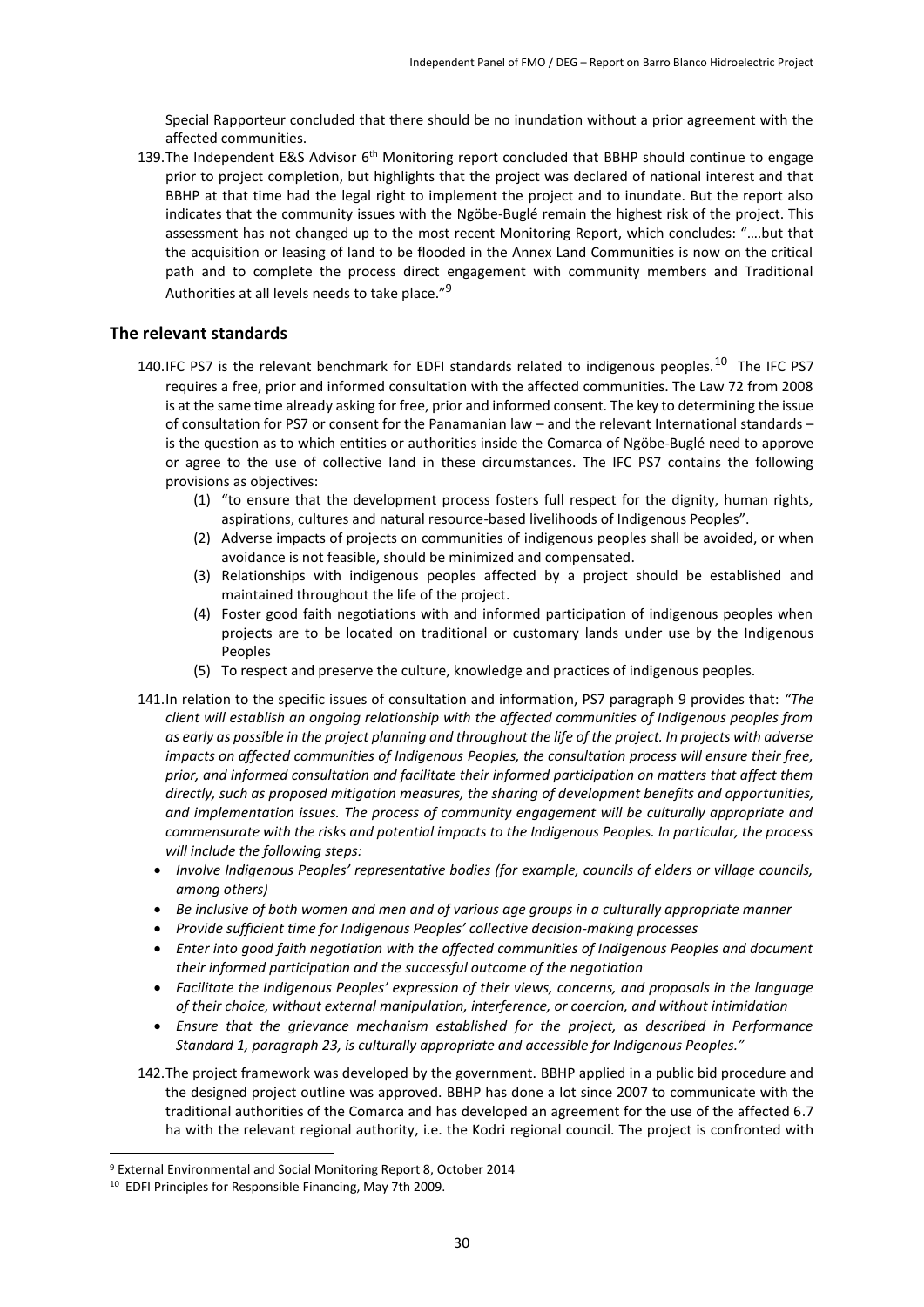Special Rapporteur concluded that there should be no inundation without a prior agreement with the affected communities.

139. The Independent E&S Advisor 6th Monitoring report concluded that BBHP should continue to engage prior to project completion, but highlights that the project was declared of national interest and that BBHP at that time had the legal right to implement the project and to inundate. But the report also indicates that the community issues with the Ngöbe-Buglé remain the highest risk of the project. This assessment has not changed up to the most recent Monitoring Report, which concludes: "….but that the acquisition or leasing of land to be flooded in the Annex Land Communities is now on the critical path and to complete the process direct engagement with community members and Traditional Authorities at all levels needs to take place."[9]

## The relevant standards

140. IFC PS7 is the relevant benchmark for EDFI standards related to indigenous peoples.[10] The IFC PS7 requires a free, prior and informed consultation with the affected communities. The Law 72 from 2008 is at the same time already asking for free, prior and informed consent. The key to determining the issue of consultation for PS7 or consent for the Panamanian law – and the relevant International standards – is the question as to which entities or authorities inside the Comarca of Ngöbe-Buglé need to approve or agree to the use of collective land in these circumstances. The IFC PS7 contains the following provisions as objectives:

   (1) "to ensure that the development process fosters full respect for the dignity, human rights, aspirations, cultures and natural resource-based livelihoods of Indigenous Peoples".
   (2) Adverse impacts of projects on communities of indigenous peoples shall be avoided, or when avoidance is not feasible, should be minimized and compensated.
   (3) Relationships with indigenous peoples affected by a project should be established and maintained throughout the life of the project.
   (4) Foster good faith negotiations with and informed participation of indigenous peoples when projects are to be located on traditional or customary lands under use by the Indigenous Peoples
   (5) To respect and preserve the culture, knowledge and practices of indigenous peoples.

141. In relation to the specific issues of consultation and information, PS7 paragraph 9 provides that: *"The client will establish an ongoing relationship with the affected communities of Indigenous peoples from as early as possible in the project planning and throughout the life of the project. In projects with adverse impacts on affected communities of Indigenous Peoples, the consultation process will ensure their free, prior, and informed consultation and facilitate their informed participation on matters that affect them directly, such as proposed mitigation measures, the sharing of development benefits and opportunities, and implementation issues. The process of community engagement will be culturally appropriate and commensurate with the risks and potential impacts to the Indigenous Peoples. In particular, the process will include the following steps:*

- *Involve Indigenous Peoples' representative bodies (for example, councils of elders or village councils, among others)*
- *Be inclusive of both women and men and of various age groups in a culturally appropriate manner*
- *Provide sufficient time for Indigenous Peoples' collective decision-making processes*
- *Enter into good faith negotiation with the affected communities of Indigenous Peoples and document their informed participation and the successful outcome of the negotiation*
- *Facilitate the Indigenous Peoples' expression of their views, concerns, and proposals in the language of their choice, without external manipulation, interference, or coercion, and without intimidation*
- *Ensure that the grievance mechanism established for the project, as described in Performance Standard 1, paragraph 23, is culturally appropriate and accessible for Indigenous Peoples."*

142. The project framework was developed by the government. BBHP applied in a public bid procedure and the designed project outline was approved. BBHP has done a lot since 2007 to communicate with the traditional authorities of the Comarca and has developed an agreement for the use of the affected 6.7 ha with the relevant regional authority, i.e. the Kodri regional council. The project is confronted with

---

[9] External Environmental and Social Monitoring Report 8, October 2014

[10] EDFI Principles for Responsible Financing, May 7th 2009.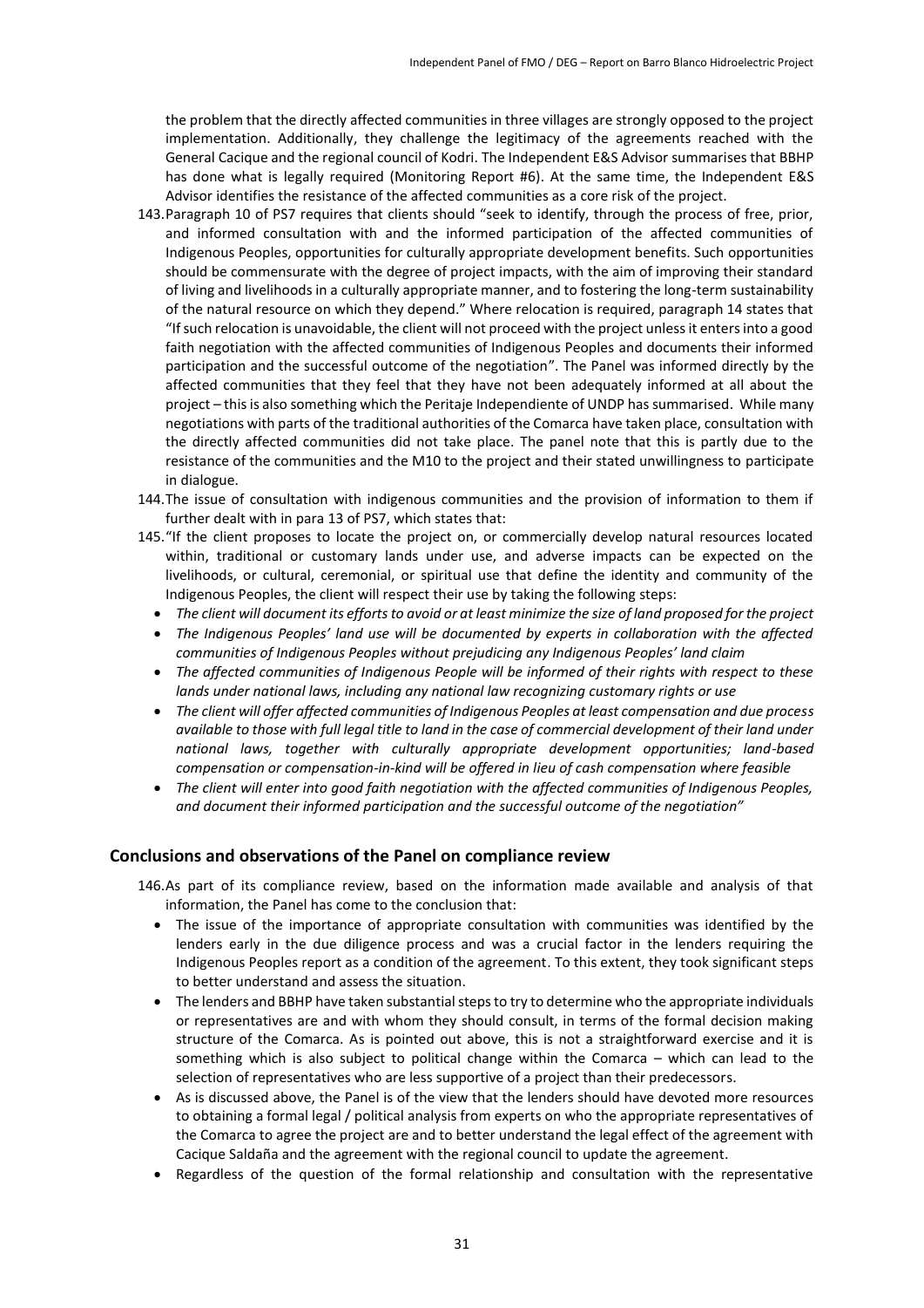the problem that the directly affected communities in three villages are strongly opposed to the project implementation. Additionally, they challenge the legitimacy of the agreements reached with the General Cacique and the regional council of Kodri. The Independent E&S Advisor summarises that BBHP has done what is legally required (Monitoring Report #6). At the same time, the Independent E&S Advisor identifies the resistance of the affected communities as a core risk of the project.

143. Paragraph 10 of PS7 requires that clients should "seek to identify, through the process of free, prior, and informed consultation with and the informed participation of the affected communities of Indigenous Peoples, opportunities for culturally appropriate development benefits. Such opportunities should be commensurate with the degree of project impacts, with the aim of improving their standard of living and livelihoods in a culturally appropriate manner, and to fostering the long-term sustainability of the natural resource on which they depend." Where relocation is required, paragraph 14 states that "If such relocation is unavoidable, the client will not proceed with the project unless it enters into a good faith negotiation with the affected communities of Indigenous Peoples and documents their informed participation and the successful outcome of the negotiation". The Panel was informed directly by the affected communities that they feel that they have not been adequately informed at all about the project – this is also something which the Peritaje Independiente of UNDP has summarised. While many negotiations with parts of the traditional authorities of the Comarca have taken place, consultation with the directly affected communities did not take place. The panel note that this is partly due to the resistance of the communities and the M10 to the project and their stated unwillingness to participate in dialogue.

144. The issue of consultation with indigenous communities and the provision of information to them if further dealt with in para 13 of PS7, which states that:

145. "If the client proposes to locate the project on, or commercially develop natural resources located within, traditional or customary lands under use, and adverse impacts can be expected on the livelihoods, or cultural, ceremonial, or spiritual use that define the identity and community of the Indigenous Peoples, the client will respect their use by taking the following steps:
   - *The client will document its efforts to avoid or at least minimize the size of land proposed for the project*
   - *The Indigenous Peoples' land use will be documented by experts in collaboration with the affected communities of Indigenous Peoples without prejudicing any Indigenous Peoples' land claim*
   - *The affected communities of Indigenous People will be informed of their rights with respect to these lands under national laws, including any national law recognizing customary rights or use*
   - *The client will offer affected communities of Indigenous Peoples at least compensation and due process available to those with full legal title to land in the case of commercial development of their land under national laws, together with culturally appropriate development opportunities; land-based compensation or compensation-in-kind will be offered in lieu of cash compensation where feasible*
   - *The client will enter into good faith negotiation with the affected communities of Indigenous Peoples, and document their informed participation and the successful outcome of the negotiation"*

## Conclusions and observations of the Panel on compliance review

146. As part of its compliance review, based on the information made available and analysis of that information, the Panel has come to the conclusion that:
   - The issue of the importance of appropriate consultation with communities was identified by the lenders early in the due diligence process and was a crucial factor in the lenders requiring the Indigenous Peoples report as a condition of the agreement. To this extent, they took significant steps to better understand and assess the situation.
   - The lenders and BBHP have taken substantial steps to try to determine who the appropriate individuals or representatives are and with whom they should consult, in terms of the formal decision making structure of the Comarca. As is pointed out above, this is not a straightforward exercise and it is something which is also subject to political change within the Comarca – which can lead to the selection of representatives who are less supportive of a project than their predecessors.
   - As is discussed above, the Panel is of the view that the lenders should have devoted more resources to obtaining a formal legal / political analysis from experts on who the appropriate representatives of the Comarca to agree the project are and to better understand the legal effect of the agreement with Cacique Saldaña and the agreement with the regional council to update the agreement.
   - Regardless of the question of the formal relationship and consultation with the representative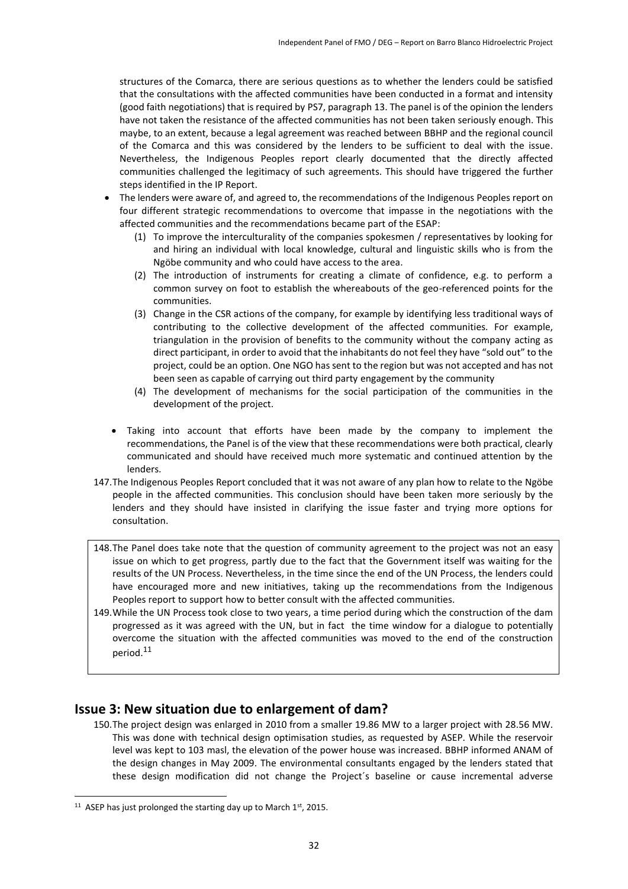structures of the Comarca, there are serious questions as to whether the lenders could be satisfied that the consultations with the affected communities have been conducted in a format and intensity (good faith negotiations) that is required by PS7, paragraph 13. The panel is of the opinion the lenders have not taken the resistance of the affected communities has not been taken seriously enough. This maybe, to an extent, because a legal agreement was reached between BBHP and the regional council of the Comarca and this was considered by the lenders to be sufficient to deal with the issue. Nevertheless, the Indigenous Peoples report clearly documented that the directly affected communities challenged the legitimacy of such agreements. This should have triggered the further steps identified in the IP Report.

- The lenders were aware of, and agreed to, the recommendations of the Indigenous Peoples report on four different strategic recommendations to overcome that impasse in the negotiations with the affected communities and the recommendations became part of the ESAP:
  (1) To improve the interculturality of the companies spokesmen / representatives by looking for and hiring an individual with local knowledge, cultural and linguistic skills who is from the Ngöbe community and who could have access to the area.
  (2) The introduction of instruments for creating a climate of confidence, e.g. to perform a common survey on foot to establish the whereabouts of the geo-referenced points for the communities.
  (3) Change in the CSR actions of the company, for example by identifying less traditional ways of contributing to the collective development of the affected communities. For example, triangulation in the provision of benefits to the community without the company acting as direct participant, in order to avoid that the inhabitants do not feel they have "sold out" to the project, could be an option. One NGO has sent to the region but was not accepted and has not been seen as capable of carrying out third party engagement by the community
  (4) The development of mechanisms for the social participation of the communities in the development of the project.

- Taking into account that efforts have been made by the company to implement the recommendations, the Panel is of the view that these recommendations were both practical, clearly communicated and should have received much more systematic and continued attention by the lenders.

147. The Indigenous Peoples Report concluded that it was not aware of any plan how to relate to the Ngöbe people in the affected communities. This conclusion should have been taken more seriously by the lenders and they should have insisted in clarifying the issue faster and trying more options for consultation.

148. The Panel does take note that the question of community agreement to the project was not an easy issue on which to get progress, partly due to the fact that the Government itself was waiting for the results of the UN Process. Nevertheless, in the time since the end of the UN Process, the lenders could have encouraged more and new initiatives, taking up the recommendations from the Indigenous Peoples report to support how to better consult with the affected communities.

149. While the UN Process took close to two years, a time period during which the construction of the dam progressed as it was agreed with the UN, but in fact the time window for a dialogue to potentially overcome the situation with the affected communities was moved to the end of the construction period.[11]

## Issue 3: New situation due to enlargement of dam?

150. The project design was enlarged in 2010 from a smaller 19.86 MW to a larger project with 28.56 MW. This was done with technical design optimisation studies, as requested by ASEP. While the reservoir level was kept to 103 masl, the elevation of the power house was increased. BBHP informed ANAM of the design changes in May 2009. The environmental consultants engaged by the lenders stated that these design modification did not change the Project´s baseline or cause incremental adverse

[11] ASEP has just prolonged the starting day up to March 1st, 2015.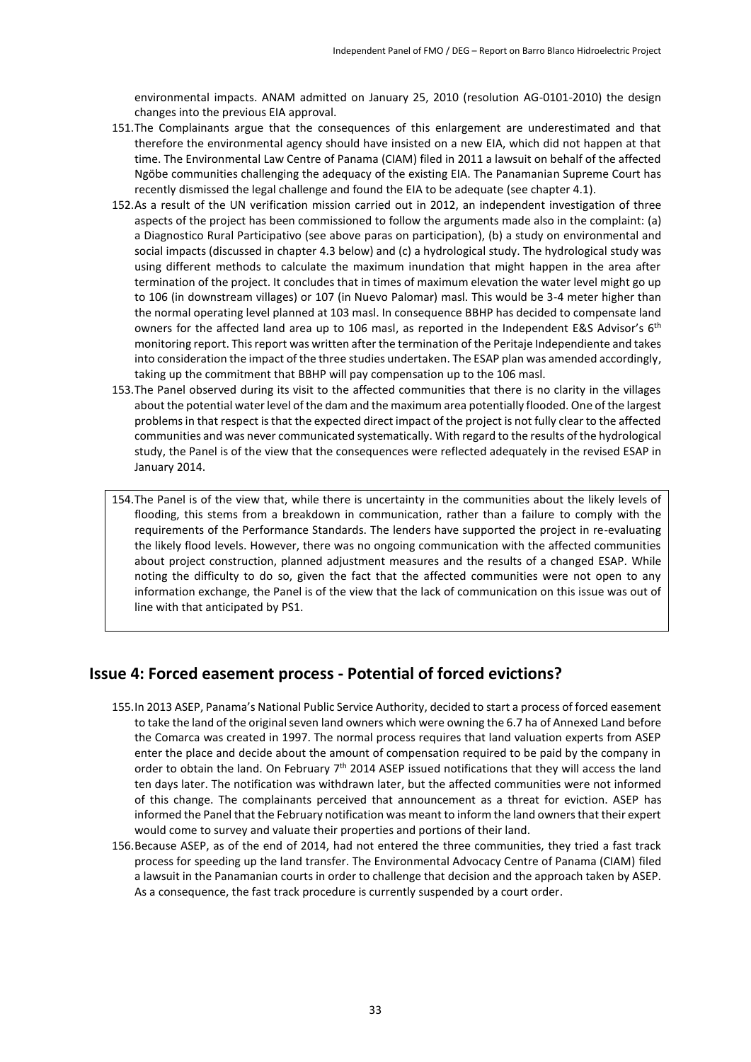environmental impacts. ANAM admitted on January 25, 2010 (resolution AG-0101-2010) the design changes into the previous EIA approval.

151. The Complainants argue that the consequences of this enlargement are underestimated and that therefore the environmental agency should have insisted on a new EIA, which did not happen at that time. The Environmental Law Centre of Panama (CIAM) filed in 2011 a lawsuit on behalf of the affected Ngöbe communities challenging the adequacy of the existing EIA. The Panamanian Supreme Court has recently dismissed the legal challenge and found the EIA to be adequate (see chapter 4.1).

152. As a result of the UN verification mission carried out in 2012, an independent investigation of three aspects of the project has been commissioned to follow the arguments made also in the complaint: (a) a Diagnostico Rural Participativo (see above paras on participation), (b) a study on environmental and social impacts (discussed in chapter 4.3 below) and (c) a hydrological study. The hydrological study was using different methods to calculate the maximum inundation that might happen in the area after termination of the project. It concludes that in times of maximum elevation the water level might go up to 106 (in downstream villages) or 107 (in Nuevo Palomar) masl. This would be 3-4 meter higher than the normal operating level planned at 103 masl. In consequence BBHP has decided to compensate land owners for the affected land area up to 106 masl, as reported in the Independent E&S Advisor's 6th monitoring report. This report was written after the termination of the Peritaje Independiente and takes into consideration the impact of the three studies undertaken. The ESAP plan was amended accordingly, taking up the commitment that BBHP will pay compensation up to the 106 masl.

153. The Panel observed during its visit to the affected communities that there is no clarity in the villages about the potential water level of the dam and the maximum area potentially flooded. One of the largest problems in that respect is that the expected direct impact of the project is not fully clear to the affected communities and was never communicated systematically. With regard to the results of the hydrological study, the Panel is of the view that the consequences were reflected adequately in the revised ESAP in January 2014.

154. The Panel is of the view that, while there is uncertainty in the communities about the likely levels of flooding, this stems from a breakdown in communication, rather than a failure to comply with the requirements of the Performance Standards. The lenders have supported the project in re-evaluating the likely flood levels. However, there was no ongoing communication with the affected communities about project construction, planned adjustment measures and the results of a changed ESAP. While noting the difficulty to do so, given the fact that the affected communities were not open to any information exchange, the Panel is of the view that the lack of communication on this issue was out of line with that anticipated by PS1.

## Issue 4: Forced easement process - Potential of forced evictions?

155. In 2013 ASEP, Panama's National Public Service Authority, decided to start a process of forced easement to take the land of the original seven land owners which were owning the 6.7 ha of Annexed Land before the Comarca was created in 1997. The normal process requires that land valuation experts from ASEP enter the place and decide about the amount of compensation required to be paid by the company in order to obtain the land. On February 7th 2014 ASEP issued notifications that they will access the land ten days later. The notification was withdrawn later, but the affected communities were not informed of this change. The complainants perceived that announcement as a threat for eviction. ASEP has informed the Panel that the February notification was meant to inform the land owners that their expert would come to survey and valuate their properties and portions of their land.

156. Because ASEP, as of the end of 2014, had not entered the three communities, they tried a fast track process for speeding up the land transfer. The Environmental Advocacy Centre of Panama (CIAM) filed a lawsuit in the Panamanian courts in order to challenge that decision and the approach taken by ASEP. As a consequence, the fast track procedure is currently suspended by a court order.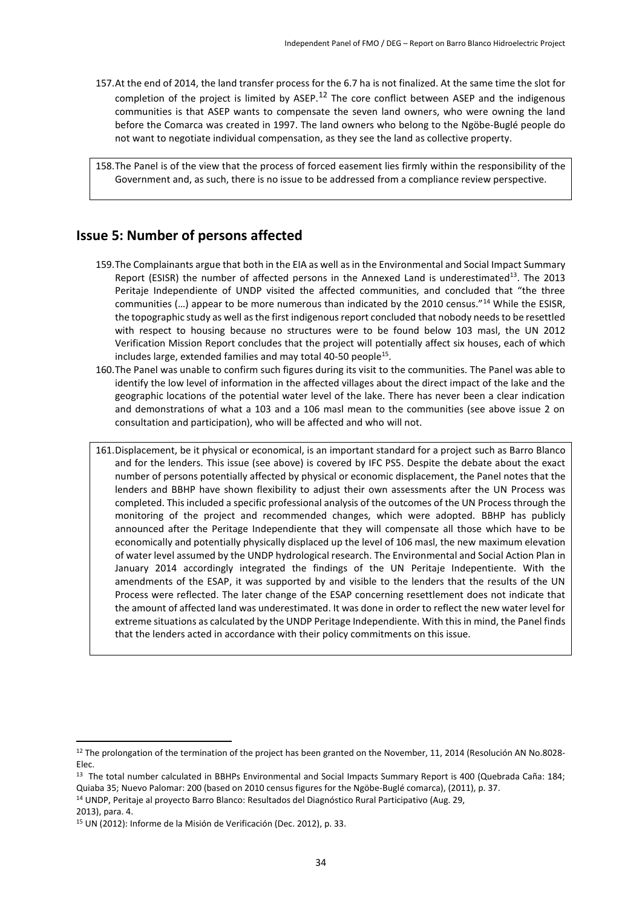157. At the end of 2014, the land transfer process for the 6.7 ha is not finalized. At the same time the slot for completion of the project is limited by ASEP.[12] The core conflict between ASEP and the indigenous communities is that ASEP wants to compensate the seven land owners, who were owning the land before the Comarca was created in 1997. The land owners who belong to the Ngöbe-Buglé people do not want to negotiate individual compensation, as they see the land as collective property.

158. The Panel is of the view that the process of forced easement lies firmly within the responsibility of the Government and, as such, there is no issue to be addressed from a compliance review perspective.

## Issue 5: Number of persons affected

159. The Complainants argue that both in the EIA as well as in the Environmental and Social Impact Summary Report (ESISR) the number of affected persons in the Annexed Land is underestimated[13]. The 2013 Peritaje Independiente of UNDP visited the affected communities, and concluded that "the three communities (…) appear to be more numerous than indicated by the 2010 census."[14] While the ESISR, the topographic study as well as the first indigenous report concluded that nobody needs to be resettled with respect to housing because no structures were to be found below 103 masl, the UN 2012 Verification Mission Report concludes that the project will potentially affect six houses, each of which includes large, extended families and may total 40-50 people[15].

160. The Panel was unable to confirm such figures during its visit to the communities. The Panel was able to identify the low level of information in the affected villages about the direct impact of the lake and the geographic locations of the potential water level of the lake. There has never been a clear indication and demonstrations of what a 103 and a 106 masl mean to the communities (see above issue 2 on consultation and participation), who will be affected and who will not.

161. Displacement, be it physical or economical, is an important standard for a project such as Barro Blanco and for the lenders. This issue (see above) is covered by IFC PS5. Despite the debate about the exact number of persons potentially affected by physical or economic displacement, the Panel notes that the lenders and BBHP have shown flexibility to adjust their own assessments after the UN Process was completed. This included a specific professional analysis of the outcomes of the UN Process through the monitoring of the project and recommended changes, which were adopted. BBHP has publicly announced after the Peritage Independiente that they will compensate all those which have to be economically and potentially physically displaced up the level of 106 masl, the new maximum elevation of water level assumed by the UNDP hydrological research. The Environmental and Social Action Plan in January 2014 accordingly integrated the findings of the UN Peritaje Indepentiente. With the amendments of the ESAP, it was supported by and visible to the lenders that the results of the UN Process were reflected. The later change of the ESAP concerning resettlement does not indicate that the amount of affected land was underestimated. It was done in order to reflect the new water level for extreme situations as calculated by the UNDP Peritage Independiente. With this in mind, the Panel finds that the lenders acted in accordance with their policy commitments on this issue.

---

[12] The prolongation of the termination of the project has been granted on the November, 11, 2014 (Resolución AN No.8028-Elec.

[13] The total number calculated in BBHPs Environmental and Social Impacts Summary Report is 400 (Quebrada Caña: 184; Quiaba 35; Nuevo Palomar: 200 (based on 2010 census figures for the Ngöbe-Buglé comarca), (2011), p. 37.

[14] UNDP, Peritaje al proyecto Barro Blanco: Resultados del Diagnóstico Rural Participativo (Aug. 29, 2013), para. 4.

[15] UN (2012): Informe de la Misión de Verificación (Dec. 2012), p. 33.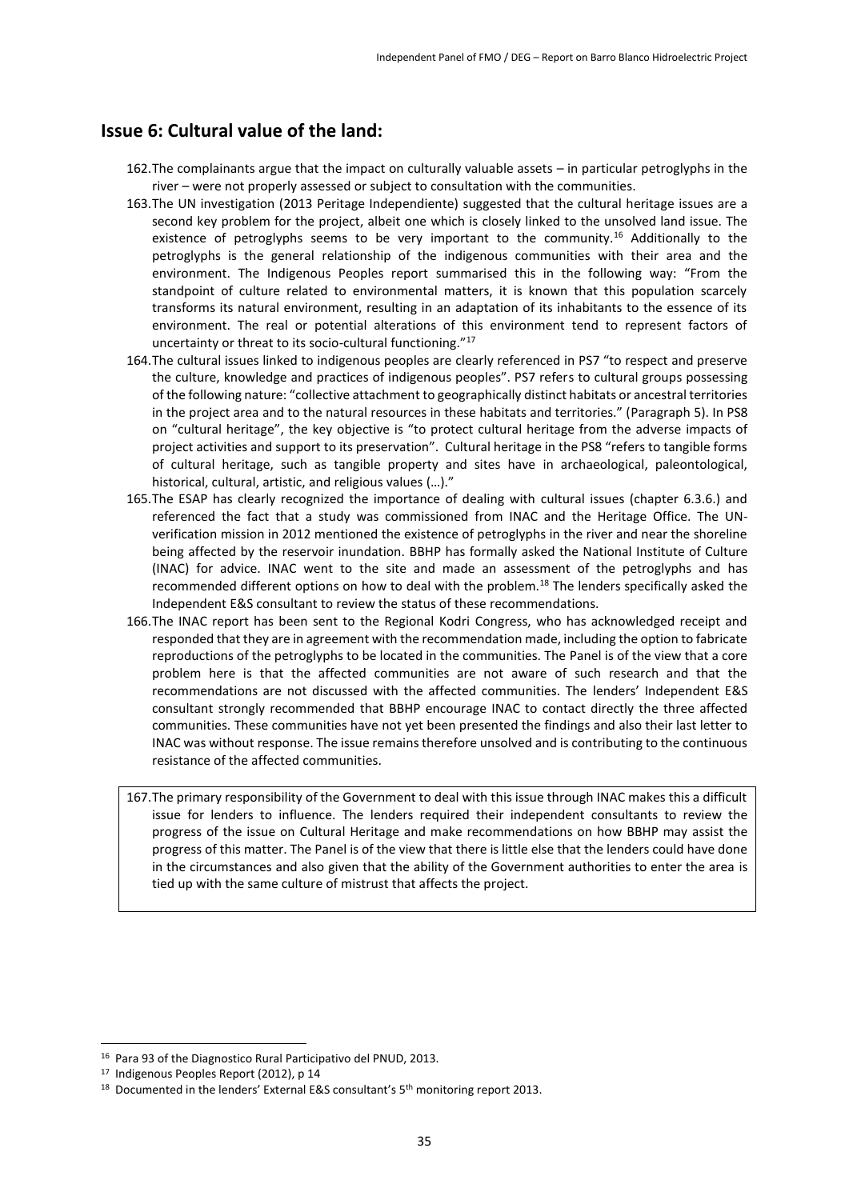## Issue 6: Cultural value of the land:

162. The complainants argue that the impact on culturally valuable assets – in particular petroglyphs in the river – were not properly assessed or subject to consultation with the communities.

163. The UN investigation (2013 Peritage Independiente) suggested that the cultural heritage issues are a second key problem for the project, albeit one which is closely linked to the unsolved land issue. The existence of petroglyphs seems to be very important to the community.[16] Additionally to the petroglyphs is the general relationship of the indigenous communities with their area and the environment. The Indigenous Peoples report summarised this in the following way: "From the standpoint of culture related to environmental matters, it is known that this population scarcely transforms its natural environment, resulting in an adaptation of its inhabitants to the essence of its environment. The real or potential alterations of this environment tend to represent factors of uncertainty or threat to its socio-cultural functioning."[17]

164. The cultural issues linked to indigenous peoples are clearly referenced in PS7 "to respect and preserve the culture, knowledge and practices of indigenous peoples". PS7 refers to cultural groups possessing of the following nature: "collective attachment to geographically distinct habitats or ancestral territories in the project area and to the natural resources in these habitats and territories." (Paragraph 5). In PS8 on "cultural heritage", the key objective is "to protect cultural heritage from the adverse impacts of project activities and support to its preservation". Cultural heritage in the PS8 "refers to tangible forms of cultural heritage, such as tangible property and sites have in archaeological, paleontological, historical, cultural, artistic, and religious values (…)."

165. The ESAP has clearly recognized the importance of dealing with cultural issues (chapter 6.3.6.) and referenced the fact that a study was commissioned from INAC and the Heritage Office. The UN-verification mission in 2012 mentioned the existence of petroglyphs in the river and near the shoreline being affected by the reservoir inundation. BBHP has formally asked the National Institute of Culture (INAC) for advice. INAC went to the site and made an assessment of the petroglyphs and has recommended different options on how to deal with the problem.[18] The lenders specifically asked the Independent E&S consultant to review the status of these recommendations.

166. The INAC report has been sent to the Regional Kodri Congress, who has acknowledged receipt and responded that they are in agreement with the recommendation made, including the option to fabricate reproductions of the petroglyphs to be located in the communities. The Panel is of the view that a core problem here is that the affected communities are not aware of such research and that the recommendations are not discussed with the affected communities. The lenders' Independent E&S consultant strongly recommended that BBHP encourage INAC to contact directly the three affected communities. These communities have not yet been presented the findings and also their last letter to INAC was without response. The issue remains therefore unsolved and is contributing to the continuous resistance of the affected communities.

167. The primary responsibility of the Government to deal with this issue through INAC makes this a difficult issue for lenders to influence. The lenders required their independent consultants to review the progress of the issue on Cultural Heritage and make recommendations on how BBHP may assist the progress of this matter. The Panel is of the view that there is little else that the lenders could have done in the circumstances and also given that the ability of the Government authorities to enter the area is tied up with the same culture of mistrust that affects the project.

---

[16] Para 93 of the Diagnostico Rural Participativo del PNUD, 2013.

[17] Indigenous Peoples Report (2012), p 14

[18] Documented in the lenders' External E&S consultant's 5th monitoring report 2013.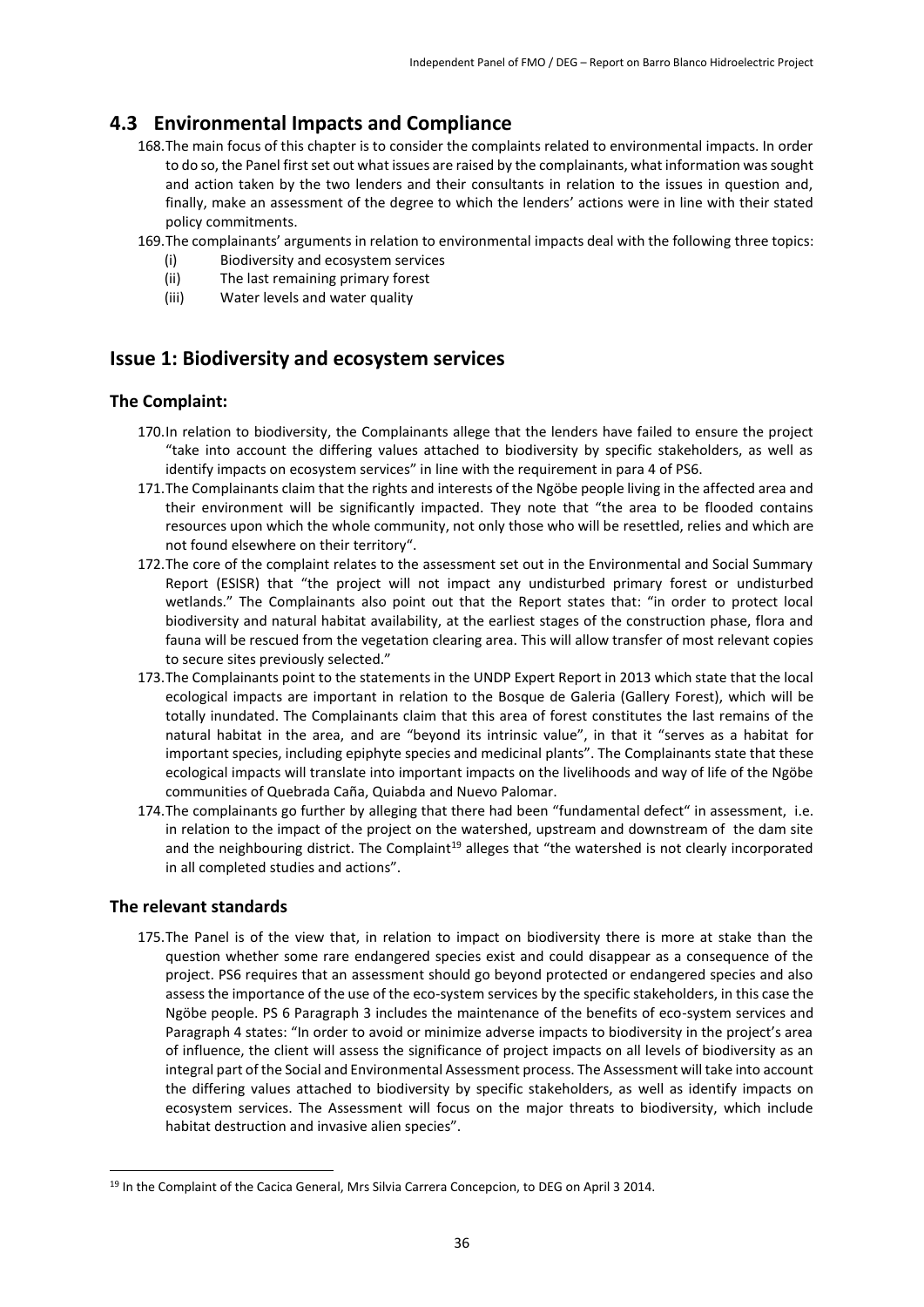## 4.3 Environmental Impacts and Compliance

168. The main focus of this chapter is to consider the complaints related to environmental impacts. In order to do so, the Panel first set out what issues are raised by the complainants, what information was sought and action taken by the two lenders and their consultants in relation to the issues in question and, finally, make an assessment of the degree to which the lenders' actions were in line with their stated policy commitments.

169. The complainants' arguments in relation to environmental impacts deal with the following three topics:
    (i) Biodiversity and ecosystem services
    (ii) The last remaining primary forest
    (iii) Water levels and water quality

## Issue 1: Biodiversity and ecosystem services

### The Complaint:

170. In relation to biodiversity, the Complainants allege that the lenders have failed to ensure the project "take into account the differing values attached to biodiversity by specific stakeholders, as well as identify impacts on ecosystem services" in line with the requirement in para 4 of PS6.

171. The Complainants claim that the rights and interests of the Ngöbe people living in the affected area and their environment will be significantly impacted. They note that "the area to be flooded contains resources upon which the whole community, not only those who will be resettled, relies and which are not found elsewhere on their territory".

172. The core of the complaint relates to the assessment set out in the Environmental and Social Summary Report (ESISR) that "the project will not impact any undisturbed primary forest or undisturbed wetlands." The Complainants also point out that the Report states that: "in order to protect local biodiversity and natural habitat availability, at the earliest stages of the construction phase, flora and fauna will be rescued from the vegetation clearing area. This will allow transfer of most relevant copies to secure sites previously selected."

173. The Complainants point to the statements in the UNDP Expert Report in 2013 which state that the local ecological impacts are important in relation to the Bosque de Galeria (Gallery Forest), which will be totally inundated. The Complainants claim that this area of forest constitutes the last remains of the natural habitat in the area, and are "beyond its intrinsic value", in that it "serves as a habitat for important species, including epiphyte species and medicinal plants". The Complainants state that these ecological impacts will translate into important impacts on the livelihoods and way of life of the Ngöbe communities of Quebrada Caña, Quiabda and Nuevo Palomar.

174. The complainants go further by alleging that there had been "fundamental defect" in assessment, i.e. in relation to the impact of the project on the watershed, upstream and downstream of the dam site and the neighbouring district. The Complaint[19] alleges that "the watershed is not clearly incorporated in all completed studies and actions".

### The relevant standards

175. The Panel is of the view that, in relation to impact on biodiversity there is more at stake than the question whether some rare endangered species exist and could disappear as a consequence of the project. PS6 requires that an assessment should go beyond protected or endangered species and also assess the importance of the use of the eco-system services by the specific stakeholders, in this case the Ngöbe people. PS 6 Paragraph 3 includes the maintenance of the benefits of eco-system services and Paragraph 4 states: "In order to avoid or minimize adverse impacts to biodiversity in the project's area of influence, the client will assess the significance of project impacts on all levels of biodiversity as an integral part of the Social and Environmental Assessment process. The Assessment will take into account the differing values attached to biodiversity by specific stakeholders, as well as identify impacts on ecosystem services. The Assessment will focus on the major threats to biodiversity, which include habitat destruction and invasive alien species".

---

[19] In the Complaint of the Cacica General, Mrs Silvia Carrera Concepcion, to DEG on April 3 2014.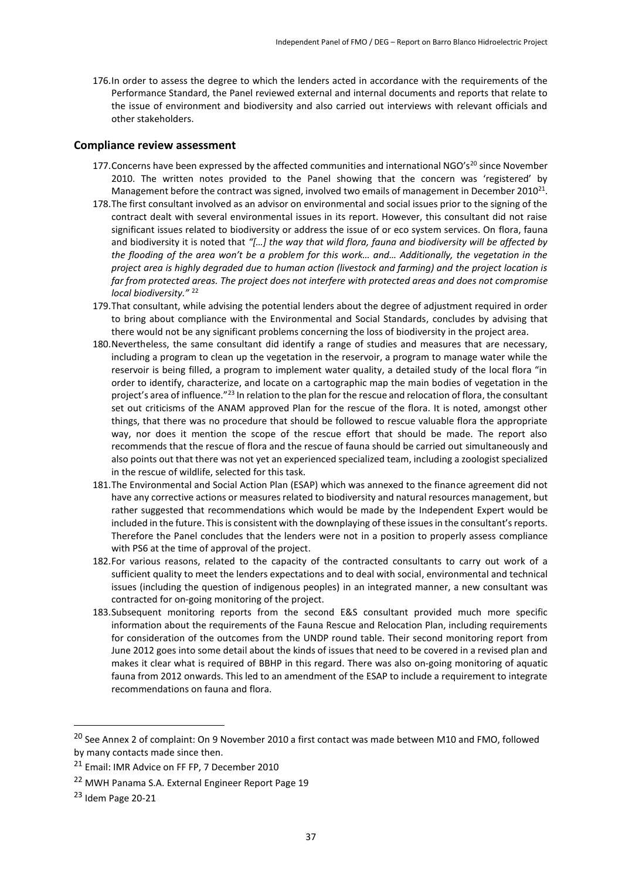176. In order to assess the degree to which the lenders acted in accordance with the requirements of the Performance Standard, the Panel reviewed external and internal documents and reports that relate to the issue of environment and biodiversity and also carried out interviews with relevant officials and other stakeholders.

## Compliance review assessment

177. Concerns have been expressed by the affected communities and international NGO's[20] since November 2010. The written notes provided to the Panel showing that the concern was 'registered' by Management before the contract was signed, involved two emails of management in December 2010[21].

178. The first consultant involved as an advisor on environmental and social issues prior to the signing of the contract dealt with several environmental issues in its report. However, this consultant did not raise significant issues related to biodiversity or address the issue of or eco system services. On flora, fauna and biodiversity it is noted that *"[…] the way that wild flora, fauna and biodiversity will be affected by the flooding of the area won't be a problem for this work… and… Additionally, the vegetation in the project area is highly degraded due to human action (livestock and farming) and the project location is far from protected areas. The project does not interfere with protected areas and does not compromise local biodiversity."* [22]

179. That consultant, while advising the potential lenders about the degree of adjustment required in order to bring about compliance with the Environmental and Social Standards, concludes by advising that there would not be any significant problems concerning the loss of biodiversity in the project area.

180. Nevertheless, the same consultant did identify a range of studies and measures that are necessary, including a program to clean up the vegetation in the reservoir, a program to manage water while the reservoir is being filled, a program to implement water quality, a detailed study of the local flora "in order to identify, characterize, and locate on a cartographic map the main bodies of vegetation in the project's area of influence."[23] In relation to the plan for the rescue and relocation of flora, the consultant set out criticisms of the ANAM approved Plan for the rescue of the flora. It is noted, amongst other things, that there was no procedure that should be followed to rescue valuable flora the appropriate way, nor does it mention the scope of the rescue effort that should be made. The report also recommends that the rescue of flora and the rescue of fauna should be carried out simultaneously and also points out that there was not yet an experienced specialized team, including a zoologist specialized in the rescue of wildlife, selected for this task.

181. The Environmental and Social Action Plan (ESAP) which was annexed to the finance agreement did not have any corrective actions or measures related to biodiversity and natural resources management, but rather suggested that recommendations which would be made by the Independent Expert would be included in the future. This is consistent with the downplaying of these issues in the consultant's reports. Therefore the Panel concludes that the lenders were not in a position to properly assess compliance with PS6 at the time of approval of the project.

182. For various reasons, related to the capacity of the contracted consultants to carry out work of a sufficient quality to meet the lenders expectations and to deal with social, environmental and technical issues (including the question of indigenous peoples) in an integrated manner, a new consultant was contracted for on-going monitoring of the project.

183. Subsequent monitoring reports from the second E&S consultant provided much more specific information about the requirements of the Fauna Rescue and Relocation Plan, including requirements for consideration of the outcomes from the UNDP round table. Their second monitoring report from June 2012 goes into some detail about the kinds of issues that need to be covered in a revised plan and makes it clear what is required of BBHP in this regard. There was also on-going monitoring of aquatic fauna from 2012 onwards. This led to an amendment of the ESAP to include a requirement to integrate recommendations on fauna and flora.

---

[20] See Annex 2 of complaint: On 9 November 2010 a first contact was made between M10 and FMO, followed by many contacts made since then.

[21] Email: IMR Advice on FF FP, 7 December 2010

[22] MWH Panama S.A. External Engineer Report Page 19

[23] Idem Page 20-21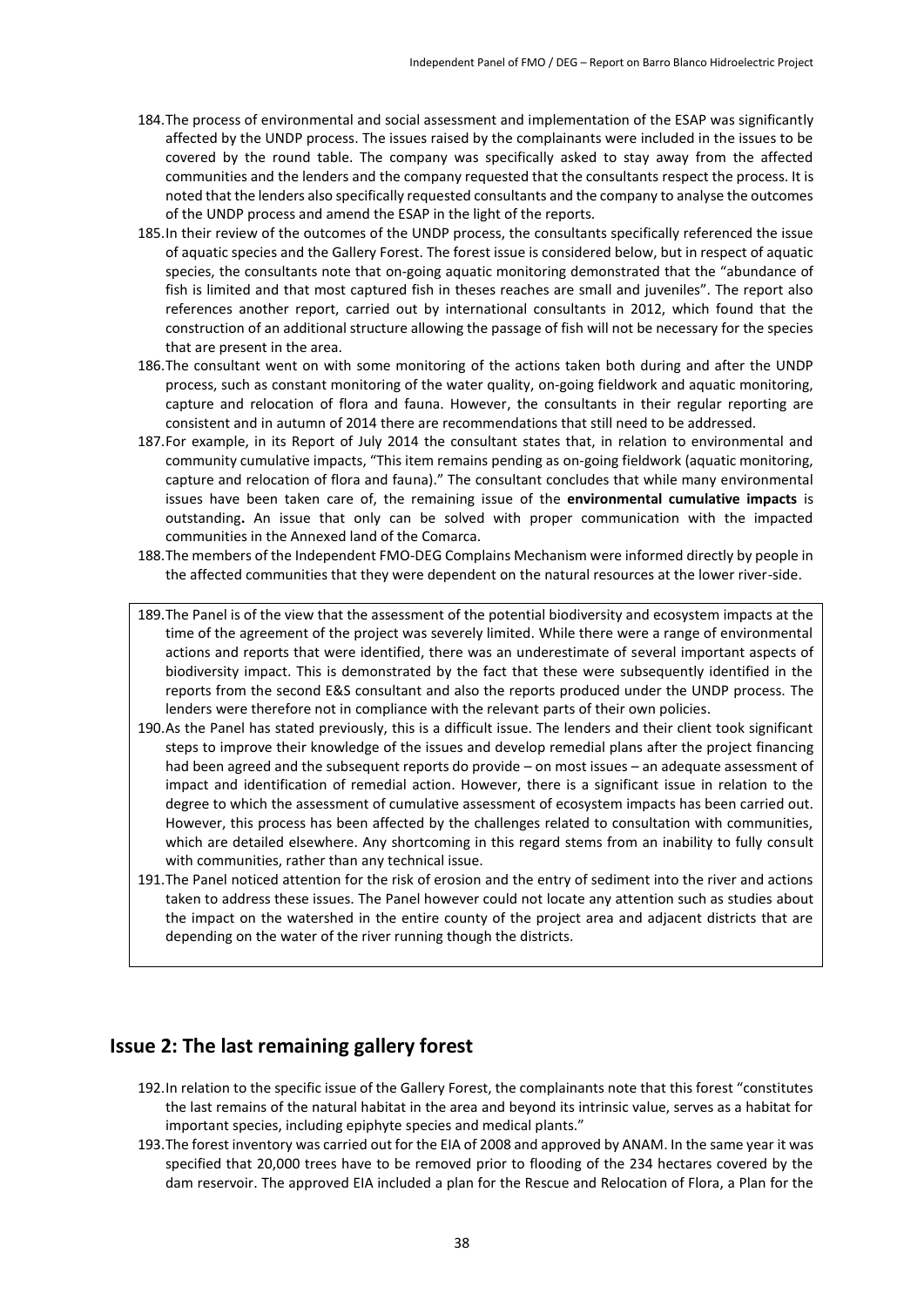184. The process of environmental and social assessment and implementation of the ESAP was significantly affected by the UNDP process. The issues raised by the complainants were included in the issues to be covered by the round table. The company was specifically asked to stay away from the affected communities and the lenders and the company requested that the consultants respect the process. It is noted that the lenders also specifically requested consultants and the company to analyse the outcomes of the UNDP process and amend the ESAP in the light of the reports.
185. In their review of the outcomes of the UNDP process, the consultants specifically referenced the issue of aquatic species and the Gallery Forest. The forest issue is considered below, but in respect of aquatic species, the consultants note that on-going aquatic monitoring demonstrated that the "abundance of fish is limited and that most captured fish in theses reaches are small and juveniles". The report also references another report, carried out by international consultants in 2012, which found that the construction of an additional structure allowing the passage of fish will not be necessary for the species that are present in the area.
186. The consultant went on with some monitoring of the actions taken both during and after the UNDP process, such as constant monitoring of the water quality, on-going fieldwork and aquatic monitoring, capture and relocation of flora and fauna. However, the consultants in their regular reporting are consistent and in autumn of 2014 there are recommendations that still need to be addressed.
187. For example, in its Report of July 2014 the consultant states that, in relation to environmental and community cumulative impacts, "This item remains pending as on-going fieldwork (aquatic monitoring, capture and relocation of flora and fauna)." The consultant concludes that while many environmental issues have been taken care of, the remaining issue of the **environmental cumulative impacts** is outstanding**.** An issue that only can be solved with proper communication with the impacted communities in the Annexed land of the Comarca.
188. The members of the Independent FMO-DEG Complains Mechanism were informed directly by people in the affected communities that they were dependent on the natural resources at the lower river-side.

189. The Panel is of the view that the assessment of the potential biodiversity and ecosystem impacts at the time of the agreement of the project was severely limited. While there were a range of environmental actions and reports that were identified, there was an underestimate of several important aspects of biodiversity impact. This is demonstrated by the fact that these were subsequently identified in the reports from the second E&S consultant and also the reports produced under the UNDP process. The lenders were therefore not in compliance with the relevant parts of their own policies.
190. As the Panel has stated previously, this is a difficult issue. The lenders and their client took significant steps to improve their knowledge of the issues and develop remedial plans after the project financing had been agreed and the subsequent reports do provide – on most issues – an adequate assessment of impact and identification of remedial action. However, there is a significant issue in relation to the degree to which the assessment of cumulative assessment of ecosystem impacts has been carried out. However, this process has been affected by the challenges related to consultation with communities, which are detailed elsewhere. Any shortcoming in this regard stems from an inability to fully consult with communities, rather than any technical issue.
191. The Panel noticed attention for the risk of erosion and the entry of sediment into the river and actions taken to address these issues. The Panel however could not locate any attention such as studies about the impact on the watershed in the entire county of the project area and adjacent districts that are depending on the water of the river running though the districts.

## Issue 2: The last remaining gallery forest

192. In relation to the specific issue of the Gallery Forest, the complainants note that this forest "constitutes the last remains of the natural habitat in the area and beyond its intrinsic value, serves as a habitat for important species, including epiphyte species and medical plants."
193. The forest inventory was carried out for the EIA of 2008 and approved by ANAM. In the same year it was specified that 20,000 trees have to be removed prior to flooding of the 234 hectares covered by the dam reservoir. The approved EIA included a plan for the Rescue and Relocation of Flora, a Plan for the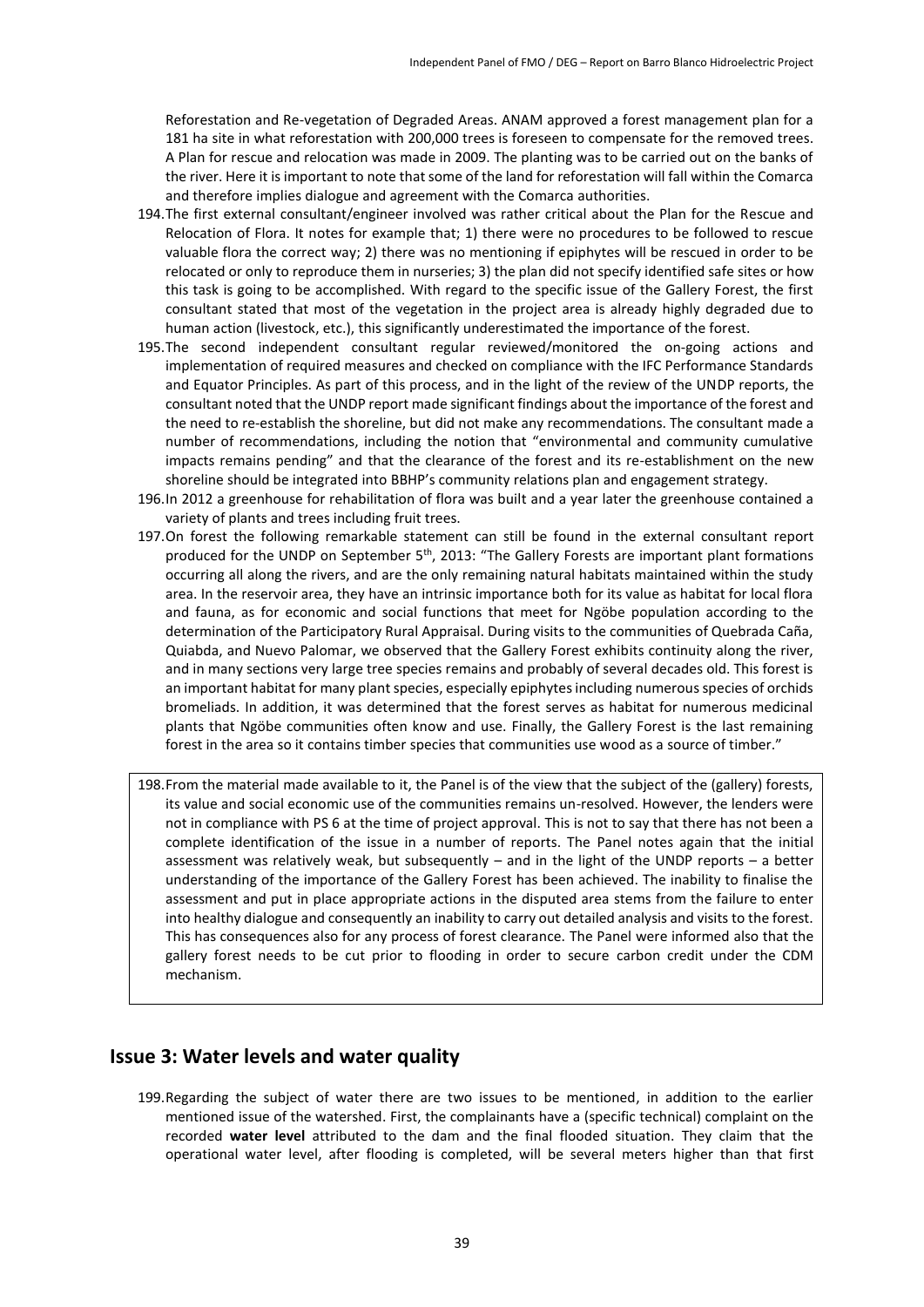Reforestation and Re-vegetation of Degraded Areas. ANAM approved a forest management plan for a 181 ha site in what reforestation with 200,000 trees is foreseen to compensate for the removed trees. A Plan for rescue and relocation was made in 2009. The planting was to be carried out on the banks of the river. Here it is important to note that some of the land for reforestation will fall within the Comarca and therefore implies dialogue and agreement with the Comarca authorities.

194. The first external consultant/engineer involved was rather critical about the Plan for the Rescue and Relocation of Flora. It notes for example that; 1) there were no procedures to be followed to rescue valuable flora the correct way; 2) there was no mentioning if epiphytes will be rescued in order to be relocated or only to reproduce them in nurseries; 3) the plan did not specify identified safe sites or how this task is going to be accomplished. With regard to the specific issue of the Gallery Forest, the first consultant stated that most of the vegetation in the project area is already highly degraded due to human action (livestock, etc.), this significantly underestimated the importance of the forest.

195. The second independent consultant regular reviewed/monitored the on-going actions and implementation of required measures and checked on compliance with the IFC Performance Standards and Equator Principles. As part of this process, and in the light of the review of the UNDP reports, the consultant noted that the UNDP report made significant findings about the importance of the forest and the need to re-establish the shoreline, but did not make any recommendations. The consultant made a number of recommendations, including the notion that "environmental and community cumulative impacts remains pending" and that the clearance of the forest and its re-establishment on the new shoreline should be integrated into BBHP's community relations plan and engagement strategy.

196. In 2012 a greenhouse for rehabilitation of flora was built and a year later the greenhouse contained a variety of plants and trees including fruit trees.

197. On forest the following remarkable statement can still be found in the external consultant report produced for the UNDP on September 5th, 2013: "The Gallery Forests are important plant formations occurring all along the rivers, and are the only remaining natural habitats maintained within the study area. In the reservoir area, they have an intrinsic importance both for its value as habitat for local flora and fauna, as for economic and social functions that meet for Ngöbe population according to the determination of the Participatory Rural Appraisal. During visits to the communities of Quebrada Caña, Quiabda, and Nuevo Palomar, we observed that the Gallery Forest exhibits continuity along the river, and in many sections very large tree species remains and probably of several decades old. This forest is an important habitat for many plant species, especially epiphytes including numerous species of orchids bromeliads. In addition, it was determined that the forest serves as habitat for numerous medicinal plants that Ngöbe communities often know and use. Finally, the Gallery Forest is the last remaining forest in the area so it contains timber species that communities use wood as a source of timber."

198. From the material made available to it, the Panel is of the view that the subject of the (gallery) forests, its value and social economic use of the communities remains un-resolved. However, the lenders were not in compliance with PS 6 at the time of project approval. This is not to say that there has not been a complete identification of the issue in a number of reports. The Panel notes again that the initial assessment was relatively weak, but subsequently – and in the light of the UNDP reports – a better understanding of the importance of the Gallery Forest has been achieved. The inability to finalise the assessment and put in place appropriate actions in the disputed area stems from the failure to enter into healthy dialogue and consequently an inability to carry out detailed analysis and visits to the forest. This has consequences also for any process of forest clearance. The Panel were informed also that the gallery forest needs to be cut prior to flooding in order to secure carbon credit under the CDM mechanism.

## Issue 3: Water levels and water quality

199. Regarding the subject of water there are two issues to be mentioned, in addition to the earlier mentioned issue of the watershed. First, the complainants have a (specific technical) complaint on the recorded **water level** attributed to the dam and the final flooded situation. They claim that the operational water level, after flooding is completed, will be several meters higher than that first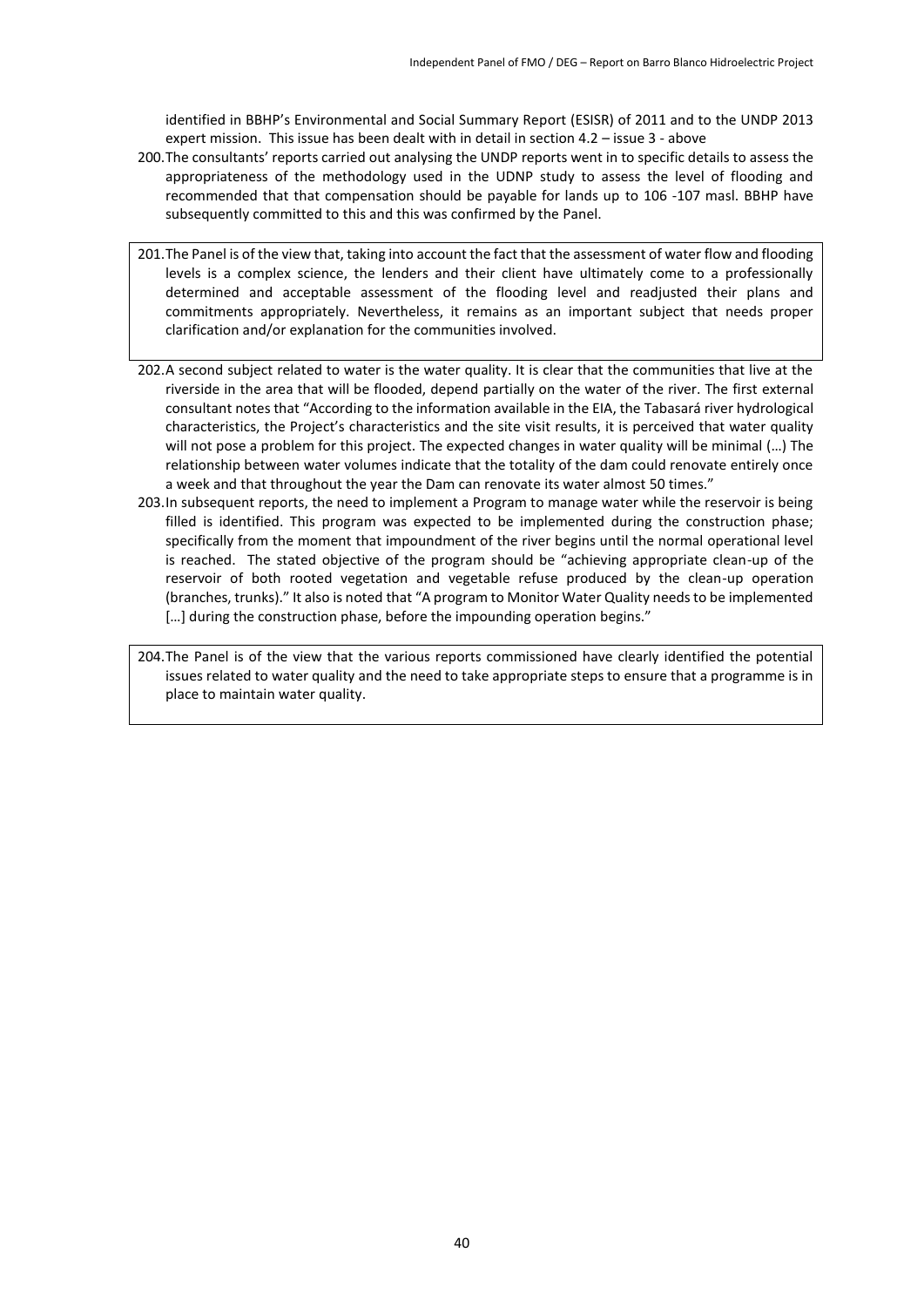identified in BBHP's Environmental and Social Summary Report (ESISR) of 2011 and to the UNDP 2013 expert mission. This issue has been dealt with in detail in section 4.2 – issue 3 - above

200. The consultants' reports carried out analysing the UNDP reports went in to specific details to assess the appropriateness of the methodology used in the UDNP study to assess the level of flooding and recommended that that compensation should be payable for lands up to 106 -107 masl. BBHP have subsequently committed to this and this was confirmed by the Panel.

201. The Panel is of the view that, taking into account the fact that the assessment of water flow and flooding levels is a complex science, the lenders and their client have ultimately come to a professionally determined and acceptable assessment of the flooding level and readjusted their plans and commitments appropriately. Nevertheless, it remains as an important subject that needs proper clarification and/or explanation for the communities involved.

202. A second subject related to water is the water quality. It is clear that the communities that live at the riverside in the area that will be flooded, depend partially on the water of the river. The first external consultant notes that "According to the information available in the EIA, the Tabasará river hydrological characteristics, the Project's characteristics and the site visit results, it is perceived that water quality will not pose a problem for this project. The expected changes in water quality will be minimal (…) The relationship between water volumes indicate that the totality of the dam could renovate entirely once a week and that throughout the year the Dam can renovate its water almost 50 times."

203. In subsequent reports, the need to implement a Program to manage water while the reservoir is being filled is identified. This program was expected to be implemented during the construction phase; specifically from the moment that impoundment of the river begins until the normal operational level is reached. The stated objective of the program should be "achieving appropriate clean-up of the reservoir of both rooted vegetation and vegetable refuse produced by the clean-up operation (branches, trunks)." It also is noted that "A program to Monitor Water Quality needs to be implemented […] during the construction phase, before the impounding operation begins."

204. The Panel is of the view that the various reports commissioned have clearly identified the potential issues related to water quality and the need to take appropriate steps to ensure that a programme is in place to maintain water quality.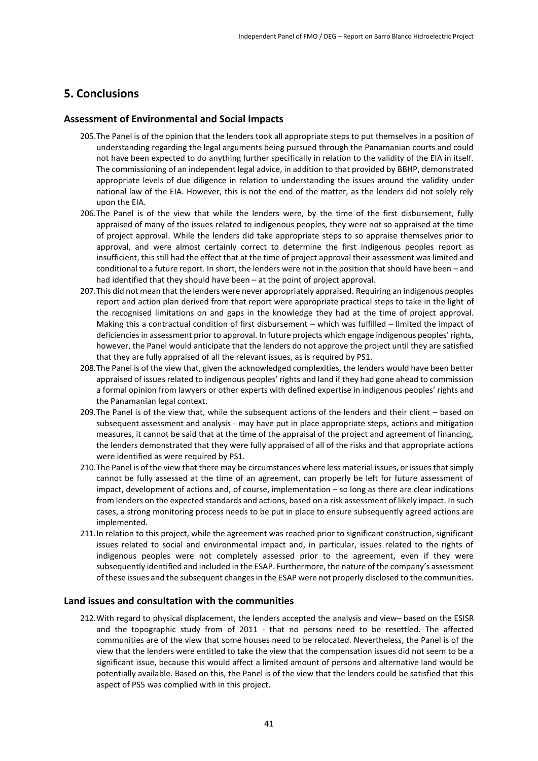# 5. Conclusions

## Assessment of Environmental and Social Impacts

205. The Panel is of the opinion that the lenders took all appropriate steps to put themselves in a position of understanding regarding the legal arguments being pursued through the Panamanian courts and could not have been expected to do anything further specifically in relation to the validity of the EIA in itself. The commissioning of an independent legal advice, in addition to that provided by BBHP, demonstrated appropriate levels of due diligence in relation to understanding the issues around the validity under national law of the EIA. However, this is not the end of the matter, as the lenders did not solely rely upon the EIA.

206. The Panel is of the view that while the lenders were, by the time of the first disbursement, fully appraised of many of the issues related to indigenous peoples, they were not so appraised at the time of project approval. While the lenders did take appropriate steps to so appraise themselves prior to approval, and were almost certainly correct to determine the first indigenous peoples report as insufficient, this still had the effect that at the time of project approval their assessment was limited and conditional to a future report. In short, the lenders were not in the position that should have been – and had identified that they should have been – at the point of project approval.

207. This did not mean that the lenders were never appropriately appraised. Requiring an indigenous peoples report and action plan derived from that report were appropriate practical steps to take in the light of the recognised limitations on and gaps in the knowledge they had at the time of project approval. Making this a contractual condition of first disbursement – which was fulfilled – limited the impact of deficiencies in assessment prior to approval. In future projects which engage indigenous peoples' rights, however, the Panel would anticipate that the lenders do not approve the project until they are satisfied that they are fully appraised of all the relevant issues, as is required by PS1.

208. The Panel is of the view that, given the acknowledged complexities, the lenders would have been better appraised of issues related to indigenous peoples' rights and land if they had gone ahead to commission a formal opinion from lawyers or other experts with defined expertise in indigenous peoples' rights and the Panamanian legal context.

209. The Panel is of the view that, while the subsequent actions of the lenders and their client – based on subsequent assessment and analysis - may have put in place appropriate steps, actions and mitigation measures, it cannot be said that at the time of the appraisal of the project and agreement of financing, the lenders demonstrated that they were fully appraised of all of the risks and that appropriate actions were identified as were required by PS1.

210. The Panel is of the view that there may be circumstances where less material issues, or issues that simply cannot be fully assessed at the time of an agreement, can properly be left for future assessment of impact, development of actions and, of course, implementation – so long as there are clear indications from lenders on the expected standards and actions, based on a risk assessment of likely impact. In such cases, a strong monitoring process needs to be put in place to ensure subsequently agreed actions are implemented.

211. In relation to this project, while the agreement was reached prior to significant construction, significant issues related to social and environmental impact and, in particular, issues related to the rights of indigenous peoples were not completely assessed prior to the agreement, even if they were subsequently identified and included in the ESAP. Furthermore, the nature of the company's assessment of these issues and the subsequent changes in the ESAP were not properly disclosed to the communities.

## Land issues and consultation with the communities

212. With regard to physical displacement, the lenders accepted the analysis and view– based on the ESISR and the topographic study from of 2011 - that no persons need to be resettled. The affected communities are of the view that some houses need to be relocated. Nevertheless, the Panel is of the view that the lenders were entitled to take the view that the compensation issues did not seem to be a significant issue, because this would affect a limited amount of persons and alternative land would be potentially available. Based on this, the Panel is of the view that the lenders could be satisfied that this aspect of PS5 was complied with in this project.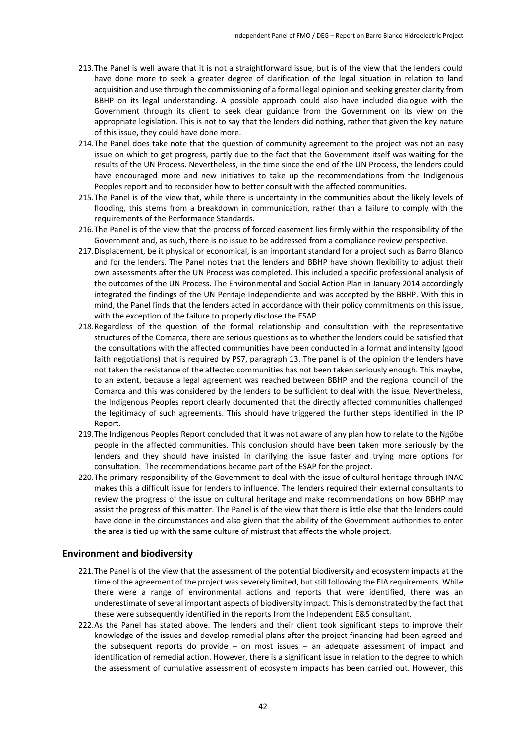213. The Panel is well aware that it is not a straightforward issue, but is of the view that the lenders could have done more to seek a greater degree of clarification of the legal situation in relation to land acquisition and use through the commissioning of a formal legal opinion and seeking greater clarity from BBHP on its legal understanding. A possible approach could also have included dialogue with the Government through its client to seek clear guidance from the Government on its view on the appropriate legislation. This is not to say that the lenders did nothing, rather that given the key nature of this issue, they could have done more.

214. The Panel does take note that the question of community agreement to the project was not an easy issue on which to get progress, partly due to the fact that the Government itself was waiting for the results of the UN Process. Nevertheless, in the time since the end of the UN Process, the lenders could have encouraged more and new initiatives to take up the recommendations from the Indigenous Peoples report and to reconsider how to better consult with the affected communities.

215. The Panel is of the view that, while there is uncertainty in the communities about the likely levels of flooding, this stems from a breakdown in communication, rather than a failure to comply with the requirements of the Performance Standards.

216. The Panel is of the view that the process of forced easement lies firmly within the responsibility of the Government and, as such, there is no issue to be addressed from a compliance review perspective.

217. Displacement, be it physical or economical, is an important standard for a project such as Barro Blanco and for the lenders. The Panel notes that the lenders and BBHP have shown flexibility to adjust their own assessments after the UN Process was completed. This included a specific professional analysis of the outcomes of the UN Process. The Environmental and Social Action Plan in January 2014 accordingly integrated the findings of the UN Peritaje Independiente and was accepted by the BBHP. With this in mind, the Panel finds that the lenders acted in accordance with their policy commitments on this issue, with the exception of the failure to properly disclose the ESAP.

218. Regardless of the question of the formal relationship and consultation with the representative structures of the Comarca, there are serious questions as to whether the lenders could be satisfied that the consultations with the affected communities have been conducted in a format and intensity (good faith negotiations) that is required by PS7, paragraph 13. The panel is of the opinion the lenders have not taken the resistance of the affected communities has not been taken seriously enough. This maybe, to an extent, because a legal agreement was reached between BBHP and the regional council of the Comarca and this was considered by the lenders to be sufficient to deal with the issue. Nevertheless, the Indigenous Peoples report clearly documented that the directly affected communities challenged the legitimacy of such agreements. This should have triggered the further steps identified in the IP Report.

219. The Indigenous Peoples Report concluded that it was not aware of any plan how to relate to the Ngöbe people in the affected communities. This conclusion should have been taken more seriously by the lenders and they should have insisted in clarifying the issue faster and trying more options for consultation. The recommendations became part of the ESAP for the project.

220. The primary responsibility of the Government to deal with the issue of cultural heritage through INAC makes this a difficult issue for lenders to influence. The lenders required their external consultants to review the progress of the issue on cultural heritage and make recommendations on how BBHP may assist the progress of this matter. The Panel is of the view that there is little else that the lenders could have done in the circumstances and also given that the ability of the Government authorities to enter the area is tied up with the same culture of mistrust that affects the whole project.

## Environment and biodiversity

221. The Panel is of the view that the assessment of the potential biodiversity and ecosystem impacts at the time of the agreement of the project was severely limited, but still following the EIA requirements. While there were a range of environmental actions and reports that were identified, there was an underestimate of several important aspects of biodiversity impact. This is demonstrated by the fact that these were subsequently identified in the reports from the Independent E&S consultant.

222. As the Panel has stated above. The lenders and their client took significant steps to improve their knowledge of the issues and develop remedial plans after the project financing had been agreed and the subsequent reports do provide – on most issues – an adequate assessment of impact and identification of remedial action. However, there is a significant issue in relation to the degree to which the assessment of cumulative assessment of ecosystem impacts has been carried out. However, this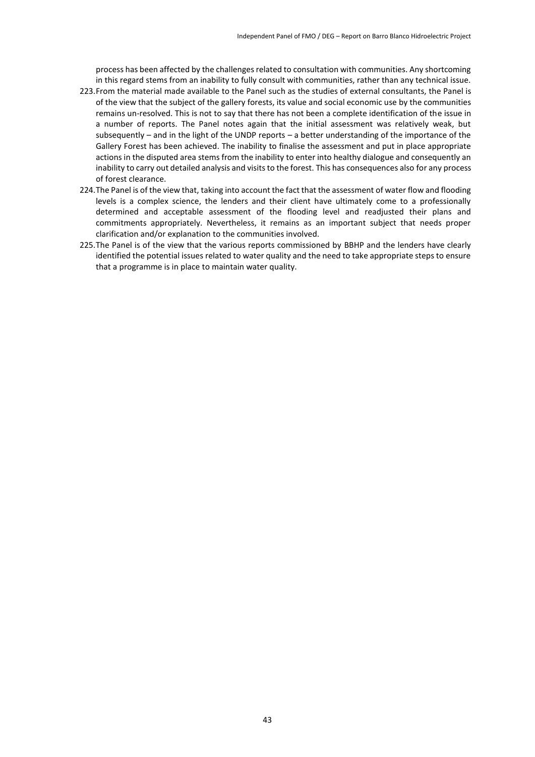process has been affected by the challenges related to consultation with communities. Any shortcoming in this regard stems from an inability to fully consult with communities, rather than any technical issue.

223. From the material made available to the Panel such as the studies of external consultants, the Panel is of the view that the subject of the gallery forests, its value and social economic use by the communities remains un-resolved. This is not to say that there has not been a complete identification of the issue in a number of reports. The Panel notes again that the initial assessment was relatively weak, but subsequently – and in the light of the UNDP reports – a better understanding of the importance of the Gallery Forest has been achieved. The inability to finalise the assessment and put in place appropriate actions in the disputed area stems from the inability to enter into healthy dialogue and consequently an inability to carry out detailed analysis and visits to the forest. This has consequences also for any process of forest clearance.

224. The Panel is of the view that, taking into account the fact that the assessment of water flow and flooding levels is a complex science, the lenders and their client have ultimately come to a professionally determined and acceptable assessment of the flooding level and readjusted their plans and commitments appropriately. Nevertheless, it remains as an important subject that needs proper clarification and/or explanation to the communities involved.

225. The Panel is of the view that the various reports commissioned by BBHP and the lenders have clearly identified the potential issues related to water quality and the need to take appropriate steps to ensure that a programme is in place to maintain water quality.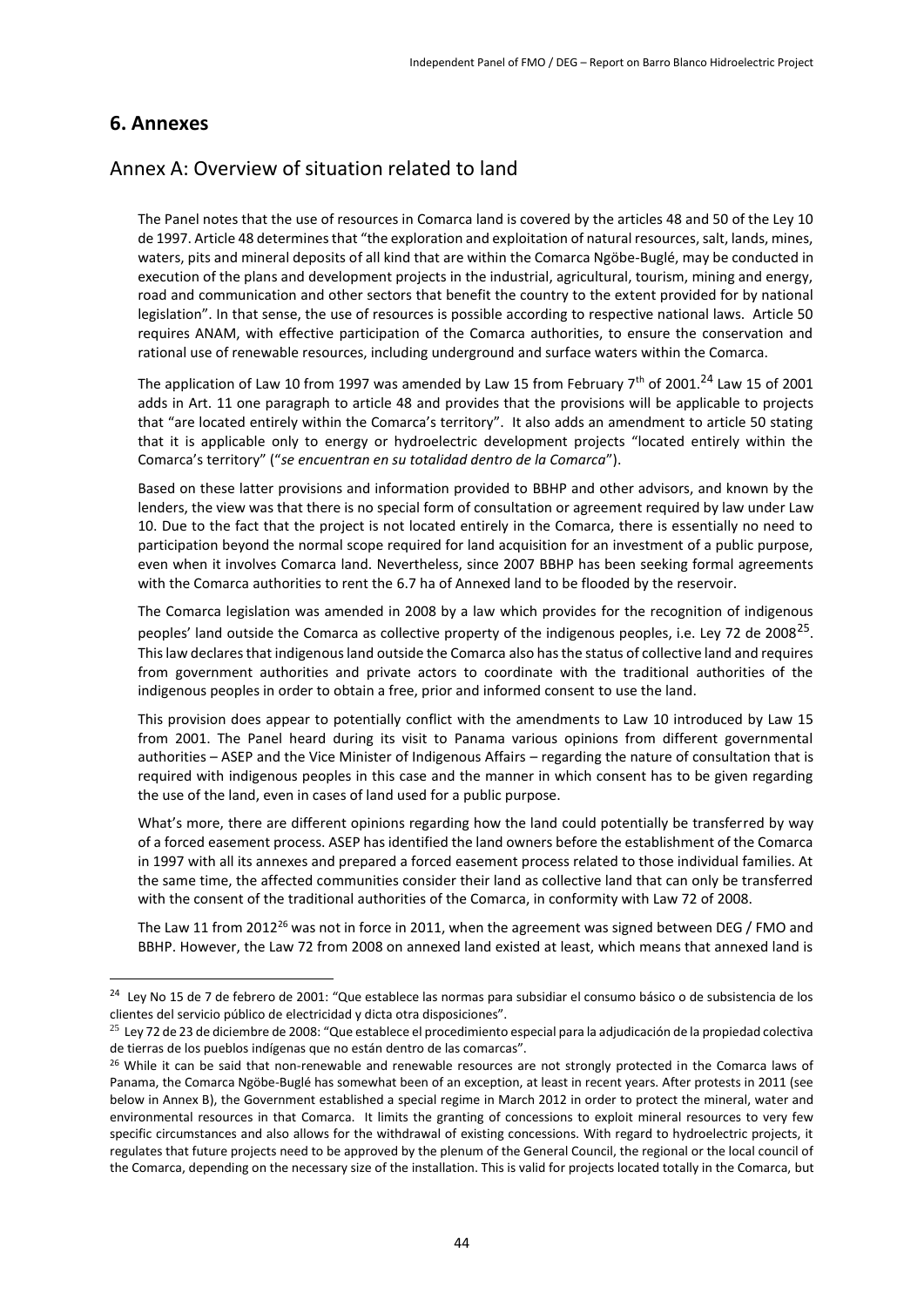## 6. Annexes

### Annex A: Overview of situation related to land

The Panel notes that the use of resources in Comarca land is covered by the articles 48 and 50 of the Ley 10 de 1997. Article 48 determines that "the exploration and exploitation of natural resources, salt, lands, mines, waters, pits and mineral deposits of all kind that are within the Comarca Ngöbe-Buglé, may be conducted in execution of the plans and development projects in the industrial, agricultural, tourism, mining and energy, road and communication and other sectors that benefit the country to the extent provided for by national legislation". In that sense, the use of resources is possible according to respective national laws. Article 50 requires ANAM, with effective participation of the Comarca authorities, to ensure the conservation and rational use of renewable resources, including underground and surface waters within the Comarca.

The application of Law 10 from 1997 was amended by Law 15 from February 7th of 2001.[24] Law 15 of 2001 adds in Art. 11 one paragraph to article 48 and provides that the provisions will be applicable to projects that "are located entirely within the Comarca's territory". It also adds an amendment to article 50 stating that it is applicable only to energy or hydroelectric development projects "located entirely within the Comarca's territory" ("*se encuentran en su totalidad dentro de la Comarca*").

Based on these latter provisions and information provided to BBHP and other advisors, and known by the lenders, the view was that there is no special form of consultation or agreement required by law under Law 10. Due to the fact that the project is not located entirely in the Comarca, there is essentially no need to participation beyond the normal scope required for land acquisition for an investment of a public purpose, even when it involves Comarca land. Nevertheless, since 2007 BBHP has been seeking formal agreements with the Comarca authorities to rent the 6.7 ha of Annexed land to be flooded by the reservoir.

The Comarca legislation was amended in 2008 by a law which provides for the recognition of indigenous peoples' land outside the Comarca as collective property of the indigenous peoples, i.e. Ley 72 de 2008[25]. This law declares that indigenous land outside the Comarca also has the status of collective land and requires from government authorities and private actors to coordinate with the traditional authorities of the indigenous peoples in order to obtain a free, prior and informed consent to use the land.

This provision does appear to potentially conflict with the amendments to Law 10 introduced by Law 15 from 2001. The Panel heard during its visit to Panama various opinions from different governmental authorities – ASEP and the Vice Minister of Indigenous Affairs – regarding the nature of consultation that is required with indigenous peoples in this case and the manner in which consent has to be given regarding the use of the land, even in cases of land used for a public purpose.

What's more, there are different opinions regarding how the land could potentially be transferred by way of a forced easement process. ASEP has identified the land owners before the establishment of the Comarca in 1997 with all its annexes and prepared a forced easement process related to those individual families. At the same time, the affected communities consider their land as collective land that can only be transferred with the consent of the traditional authorities of the Comarca, in conformity with Law 72 of 2008.

The Law 11 from 2012[26] was not in force in 2011, when the agreement was signed between DEG / FMO and BBHP. However, the Law 72 from 2008 on annexed land existed at least, which means that annexed land is

---

[24] Ley No 15 de 7 de febrero de 2001: "Que establece las normas para subsidiar el consumo básico o de subsistencia de los clientes del servicio público de electricidad y dicta otra disposiciones".

[25] Ley 72 de 23 de diciembre de 2008: "Que establece el procedimiento especial para la adjudicación de la propiedad colectiva de tierras de los pueblos indígenas que no están dentro de las comarcas".

[26] While it can be said that non-renewable and renewable resources are not strongly protected in the Comarca laws of Panama, the Comarca Ngöbe-Buglé has somewhat been of an exception, at least in recent years. After protests in 2011 (see below in Annex B), the Government established a special regime in March 2012 in order to protect the mineral, water and environmental resources in that Comarca. It limits the granting of concessions to exploit mineral resources to very few specific circumstances and also allows for the withdrawal of existing concessions. With regard to hydroelectric projects, it regulates that future projects need to be approved by the plenum of the General Council, the regional or the local council of the Comarca, depending on the necessary size of the installation. This is valid for projects located totally in the Comarca, but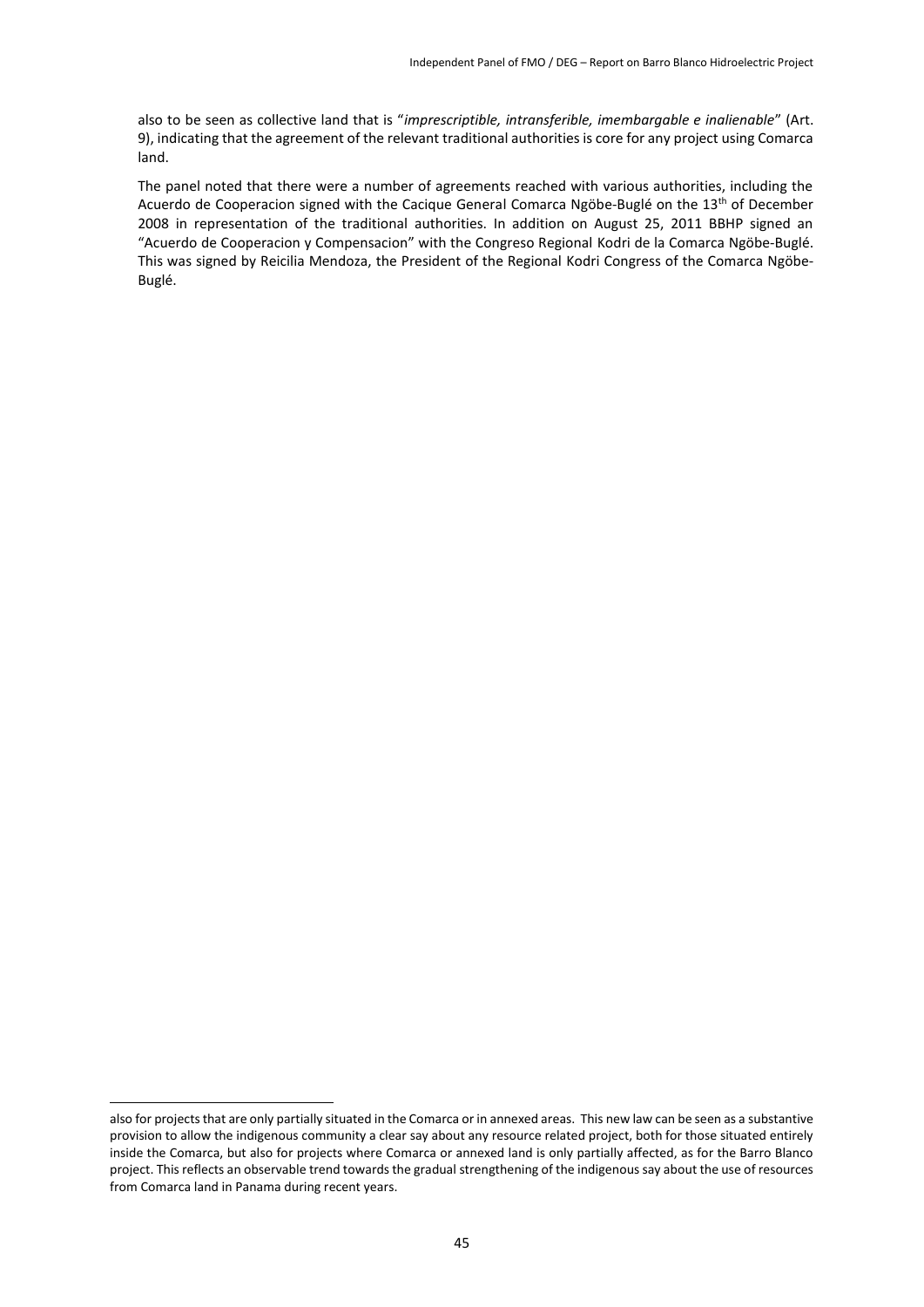also to be seen as collective land that is "*imprescriptible, intransferible, imembargable e inalienable*" (Art. 9), indicating that the agreement of the relevant traditional authorities is core for any project using Comarca land.

The panel noted that there were a number of agreements reached with various authorities, including the Acuerdo de Cooperacion signed with the Cacique General Comarca Ngöbe-Buglé on the 13th of December 2008 in representation of the traditional authorities. In addition on August 25, 2011 BBHP signed an "Acuerdo de Cooperacion y Compensacion" with the Congreso Regional Kodri de la Comarca Ngöbe-Buglé. This was signed by Reicilia Mendoza, the President of the Regional Kodri Congress of the Comarca Ngöbe-Buglé.

---

also for projects that are only partially situated in the Comarca or in annexed areas. This new law can be seen as a substantive provision to allow the indigenous community a clear say about any resource related project, both for those situated entirely inside the Comarca, but also for projects where Comarca or annexed land is only partially affected, as for the Barro Blanco project. This reflects an observable trend towards the gradual strengthening of the indigenous say about the use of resources from Comarca land in Panama during recent years.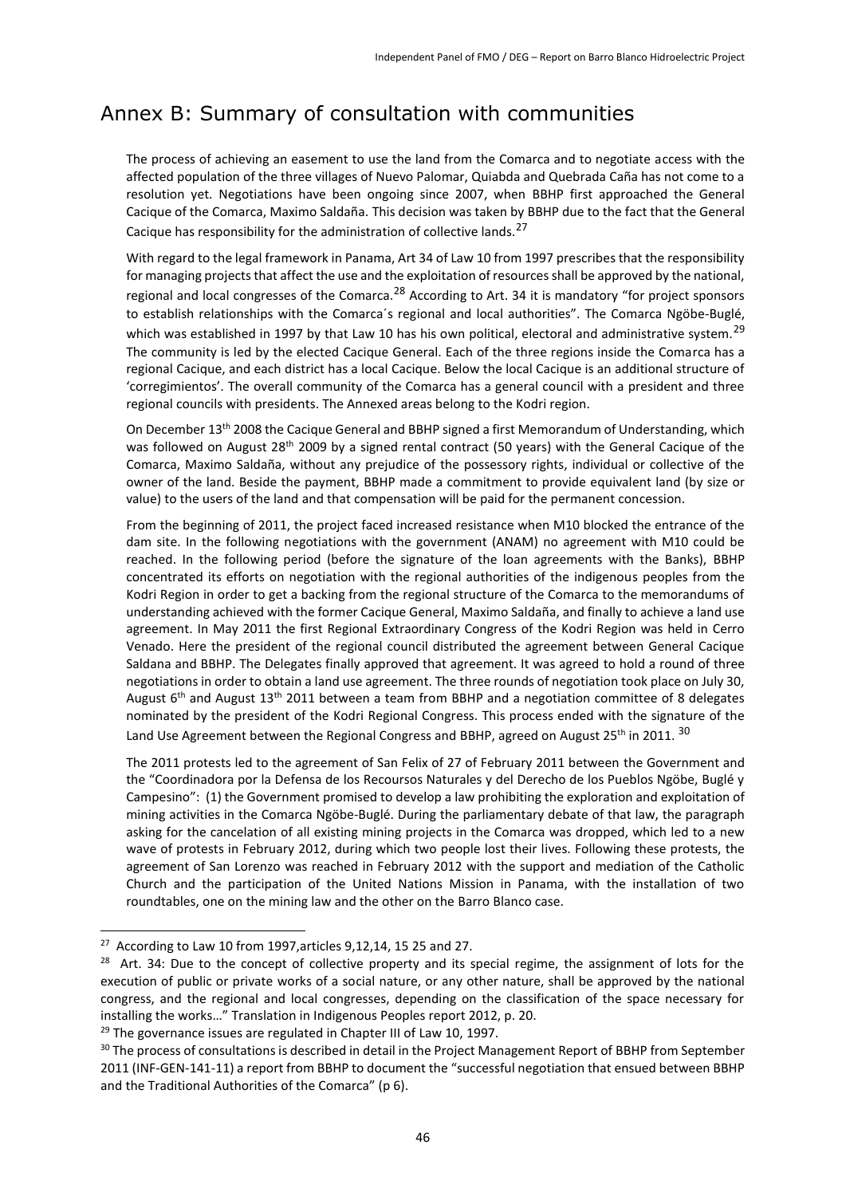## Annex B: Summary of consultation with communities

The process of achieving an easement to use the land from the Comarca and to negotiate access with the affected population of the three villages of Nuevo Palomar, Quiabda and Quebrada Caña has not come to a resolution yet. Negotiations have been ongoing since 2007, when BBHP first approached the General Cacique of the Comarca, Maximo Saldaña. This decision was taken by BBHP due to the fact that the General Cacique has responsibility for the administration of collective lands.[27]

With regard to the legal framework in Panama, Art 34 of Law 10 from 1997 prescribes that the responsibility for managing projects that affect the use and the exploitation of resources shall be approved by the national, regional and local congresses of the Comarca.[28] According to Art. 34 it is mandatory "for project sponsors to establish relationships with the Comarca´s regional and local authorities". The Comarca Ngöbe-Buglé, which was established in 1997 by that Law 10 has his own political, electoral and administrative system.[29] The community is led by the elected Cacique General. Each of the three regions inside the Comarca has a regional Cacique, and each district has a local Cacique. Below the local Cacique is an additional structure of 'corregimientos'. The overall community of the Comarca has a general council with a president and three regional councils with presidents. The Annexed areas belong to the Kodri region.

On December 13th 2008 the Cacique General and BBHP signed a first Memorandum of Understanding, which was followed on August 28th 2009 by a signed rental contract (50 years) with the General Cacique of the Comarca, Maximo Saldaña, without any prejudice of the possessory rights, individual or collective of the owner of the land. Beside the payment, BBHP made a commitment to provide equivalent land (by size or value) to the users of the land and that compensation will be paid for the permanent concession.

From the beginning of 2011, the project faced increased resistance when M10 blocked the entrance of the dam site. In the following negotiations with the government (ANAM) no agreement with M10 could be reached. In the following period (before the signature of the loan agreements with the Banks), BBHP concentrated its efforts on negotiation with the regional authorities of the indigenous peoples from the Kodri Region in order to get a backing from the regional structure of the Comarca to the memorandums of understanding achieved with the former Cacique General, Maximo Saldaña, and finally to achieve a land use agreement. In May 2011 the first Regional Extraordinary Congress of the Kodri Region was held in Cerro Venado. Here the president of the regional council distributed the agreement between General Cacique Saldana and BBHP. The Delegates finally approved that agreement. It was agreed to hold a round of three negotiations in order to obtain a land use agreement. The three rounds of negotiation took place on July 30, August 6th and August 13th 2011 between a team from BBHP and a negotiation committee of 8 delegates nominated by the president of the Kodri Regional Congress. This process ended with the signature of the Land Use Agreement between the Regional Congress and BBHP, agreed on August 25th in 2011.[30]

The 2011 protests led to the agreement of San Felix of 27 of February 2011 between the Government and the "Coordinadora por la Defensa de los Recoursos Naturales y del Derecho de los Pueblos Ngöbe, Buglé y Campesino": (1) the Government promised to develop a law prohibiting the exploration and exploitation of mining activities in the Comarca Ngöbe-Buglé. During the parliamentary debate of that law, the paragraph asking for the cancelation of all existing mining projects in the Comarca was dropped, which led to a new wave of protests in February 2012, during which two people lost their lives. Following these protests, the agreement of San Lorenzo was reached in February 2012 with the support and mediation of the Catholic Church and the participation of the United Nations Mission in Panama, with the installation of two roundtables, one on the mining law and the other on the Barro Blanco case.

---

[27] According to Law 10 from 1997,articles 9,12,14, 15 25 and 27.

[28] Art. 34: Due to the concept of collective property and its special regime, the assignment of lots for the execution of public or private works of a social nature, or any other nature, shall be approved by the national congress, and the regional and local congresses, depending on the classification of the space necessary for installing the works…" Translation in Indigenous Peoples report 2012, p. 20.

[29] The governance issues are regulated in Chapter III of Law 10, 1997.

[30] The process of consultations is described in detail in the Project Management Report of BBHP from September 2011 (INF-GEN-141-11) a report from BBHP to document the "successful negotiation that ensued between BBHP and the Traditional Authorities of the Comarca" (p 6).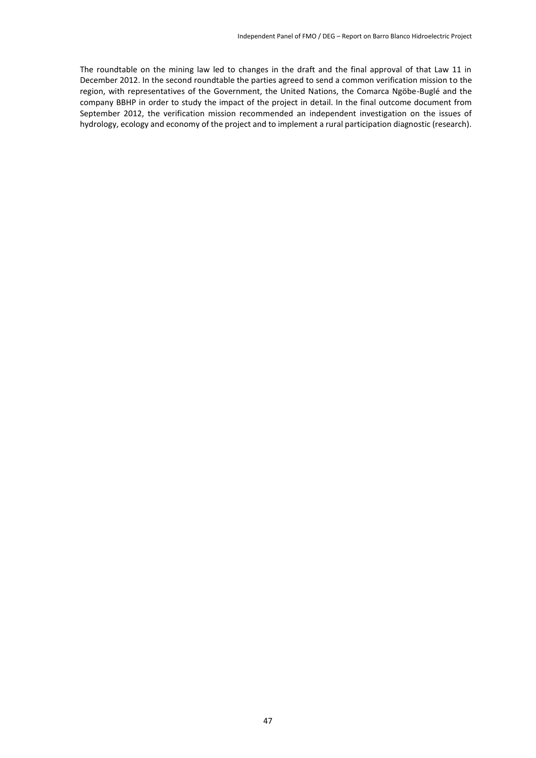The roundtable on the mining law led to changes in the draft and the final approval of that Law 11 in December 2012. In the second roundtable the parties agreed to send a common verification mission to the region, with representatives of the Government, the United Nations, the Comarca Ngöbe-Buglé and the company BBHP in order to study the impact of the project in detail. In the final outcome document from September 2012, the verification mission recommended an independent investigation on the issues of hydrology, ecology and economy of the project and to implement a rural participation diagnostic (research).